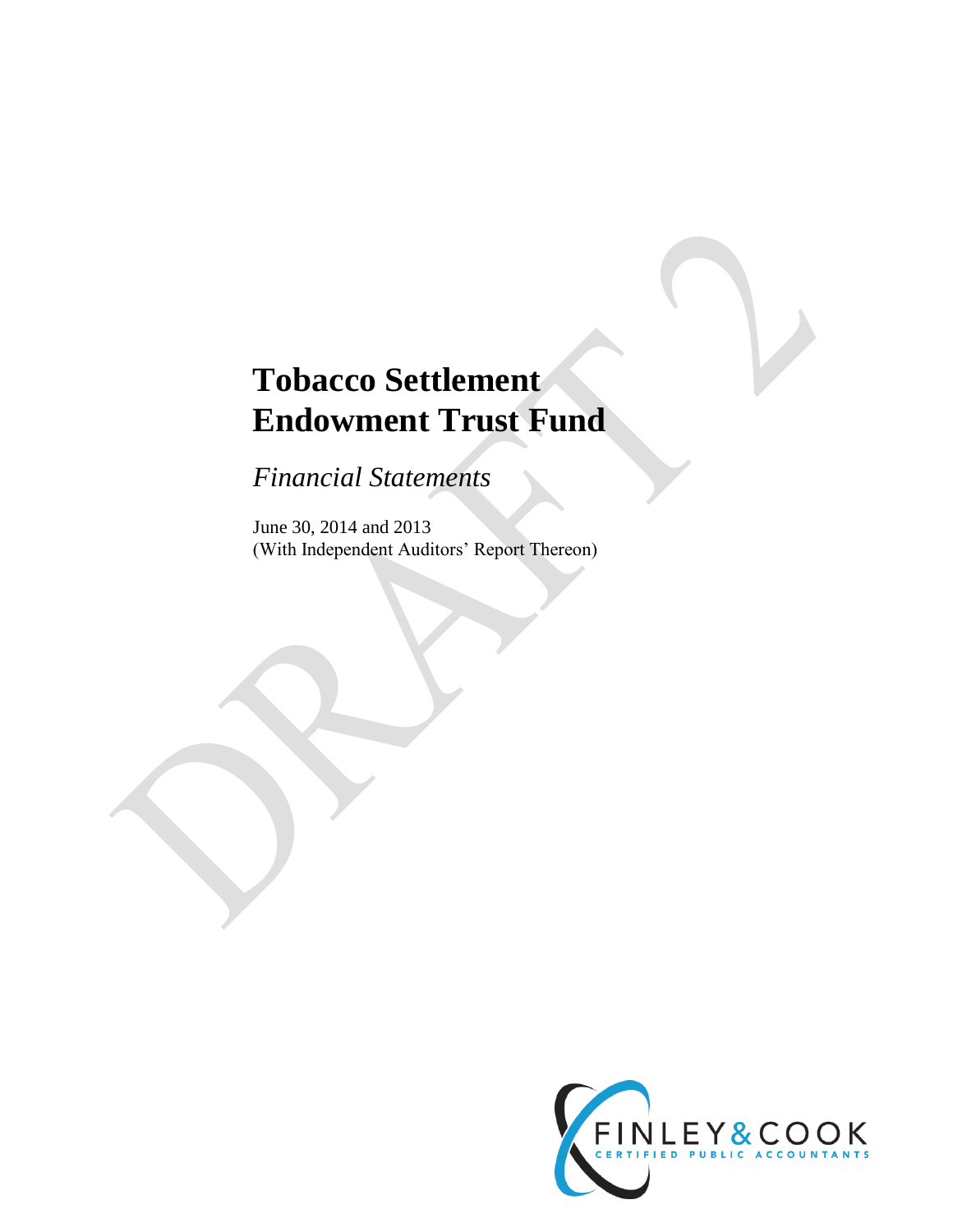# Tobacco Settlement Endowment Trust Fund

*Financial Statements*

June 30, 2014 and 2013
(With Independent Auditors' Report Thereon)

DRAFT 2

FINLEY & COOK
CERTIFIED PUBLIC ACCOUNTANTS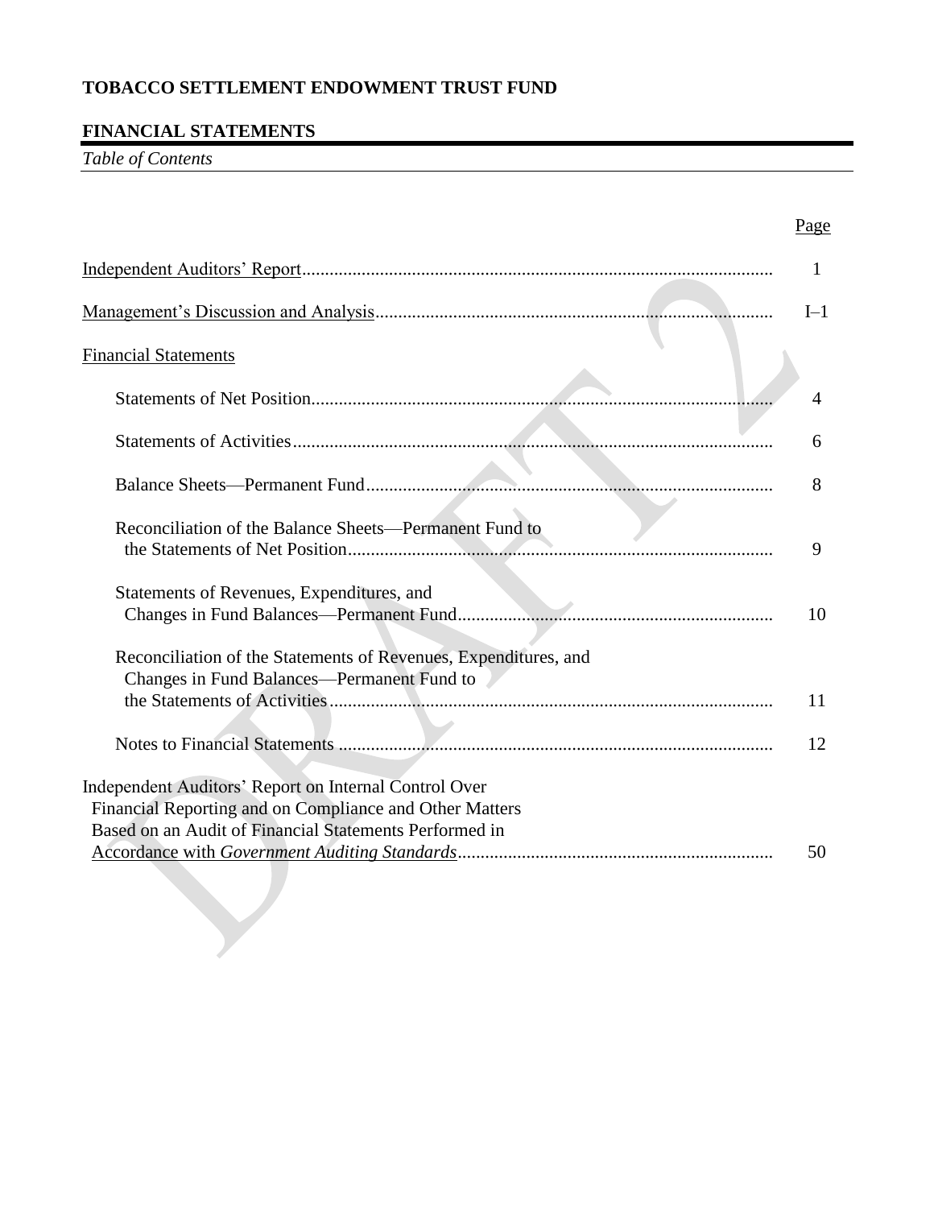# TOBACCO SETTLEMENT ENDOWMENT TRUST FUND

## FINANCIAL STATEMENTS

*Table of Contents*

| | Page |
|---|---|
| Independent Auditors' Report | 1 |
| Management's Discussion and Analysis | I–1 |
| Financial Statements | |
| Statements of Net Position | 4 |
| Statements of Activities | 6 |
| Balance Sheets—Permanent Fund | 8 |
| Reconciliation of the Balance Sheets—Permanent Fund to the Statements of Net Position | 9 |
| Statements of Revenues, Expenditures, and Changes in Fund Balances—Permanent Fund | 10 |
| Reconciliation of the Statements of Revenues, Expenditures, and Changes in Fund Balances—Permanent Fund to the Statements of Activities | 11 |
| Notes to Financial Statements | 12 |
| Independent Auditors' Report on Internal Control Over Financial Reporting and on Compliance and Other Matters Based on an Audit of Financial Statements Performed in Accordance with *Government Auditing Standards* | 50 |

DRAFT 2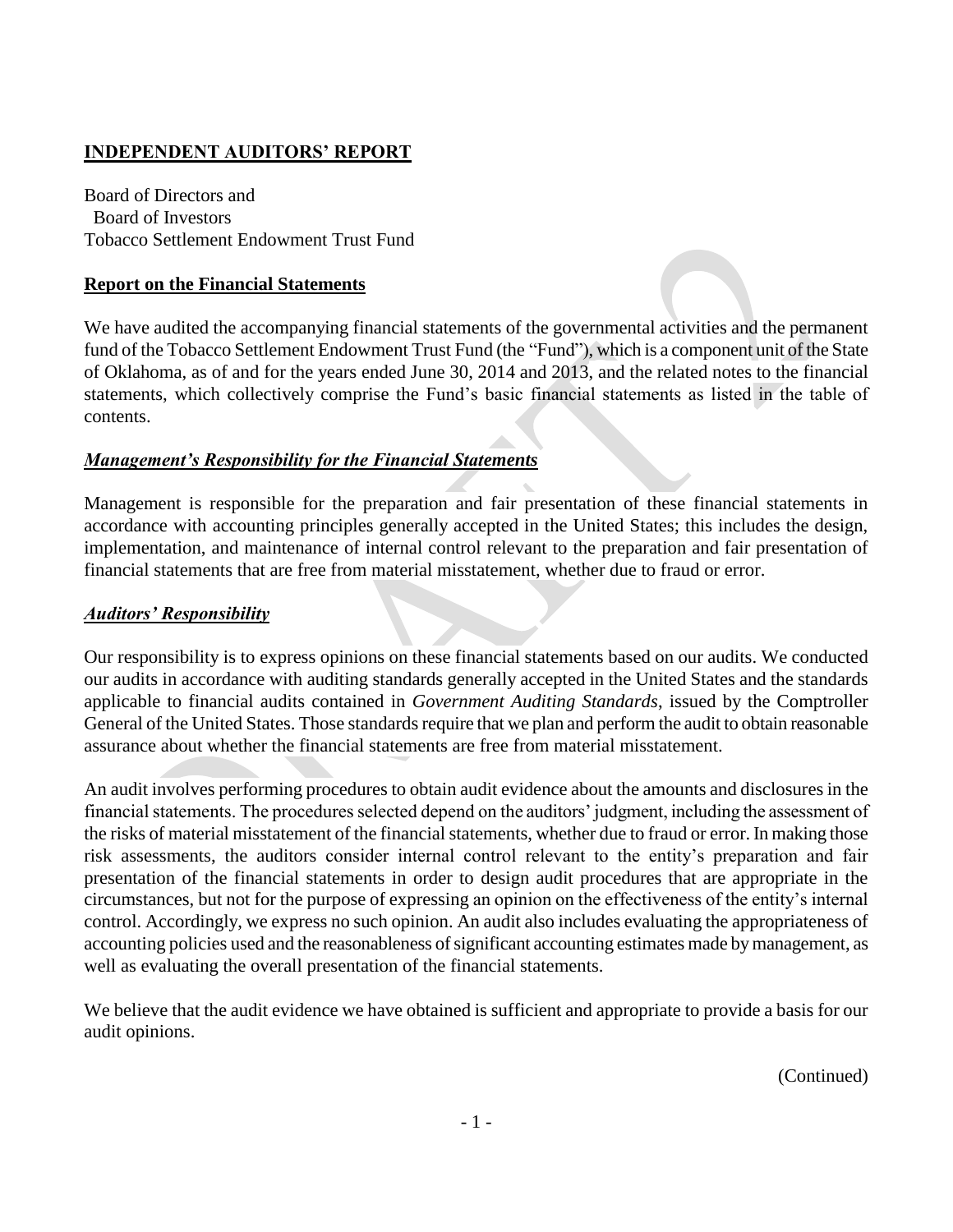## INDEPENDENT AUDITORS' REPORT

Board of Directors and
Board of Investors
Tobacco Settlement Endowment Trust Fund

### Report on the Financial Statements

We have audited the accompanying financial statements of the governmental activities and the permanent fund of the Tobacco Settlement Endowment Trust Fund (the "Fund"), which is a component unit of the State of Oklahoma, as of and for the years ended June 30, 2014 and 2013, and the related notes to the financial statements, which collectively comprise the Fund's basic financial statements as listed in the table of contents.

### *Management's Responsibility for the Financial Statements*

Management is responsible for the preparation and fair presentation of these financial statements in accordance with accounting principles generally accepted in the United States; this includes the design, implementation, and maintenance of internal control relevant to the preparation and fair presentation of financial statements that are free from material misstatement, whether due to fraud or error.

### *Auditors' Responsibility*

Our responsibility is to express opinions on these financial statements based on our audits. We conducted our audits in accordance with auditing standards generally accepted in the United States and the standards applicable to financial audits contained in *Government Auditing Standards*, issued by the Comptroller General of the United States. Those standards require that we plan and perform the audit to obtain reasonable assurance about whether the financial statements are free from material misstatement.

An audit involves performing procedures to obtain audit evidence about the amounts and disclosures in the financial statements. The procedures selected depend on the auditors' judgment, including the assessment of the risks of material misstatement of the financial statements, whether due to fraud or error. In making those risk assessments, the auditors consider internal control relevant to the entity's preparation and fair presentation of the financial statements in order to design audit procedures that are appropriate in the circumstances, but not for the purpose of expressing an opinion on the effectiveness of the entity's internal control. Accordingly, we express no such opinion. An audit also includes evaluating the appropriateness of accounting policies used and the reasonableness of significant accounting estimates made by management, as well as evaluating the overall presentation of the financial statements.

We believe that the audit evidence we have obtained is sufficient and appropriate to provide a basis for our audit opinions.

(Continued)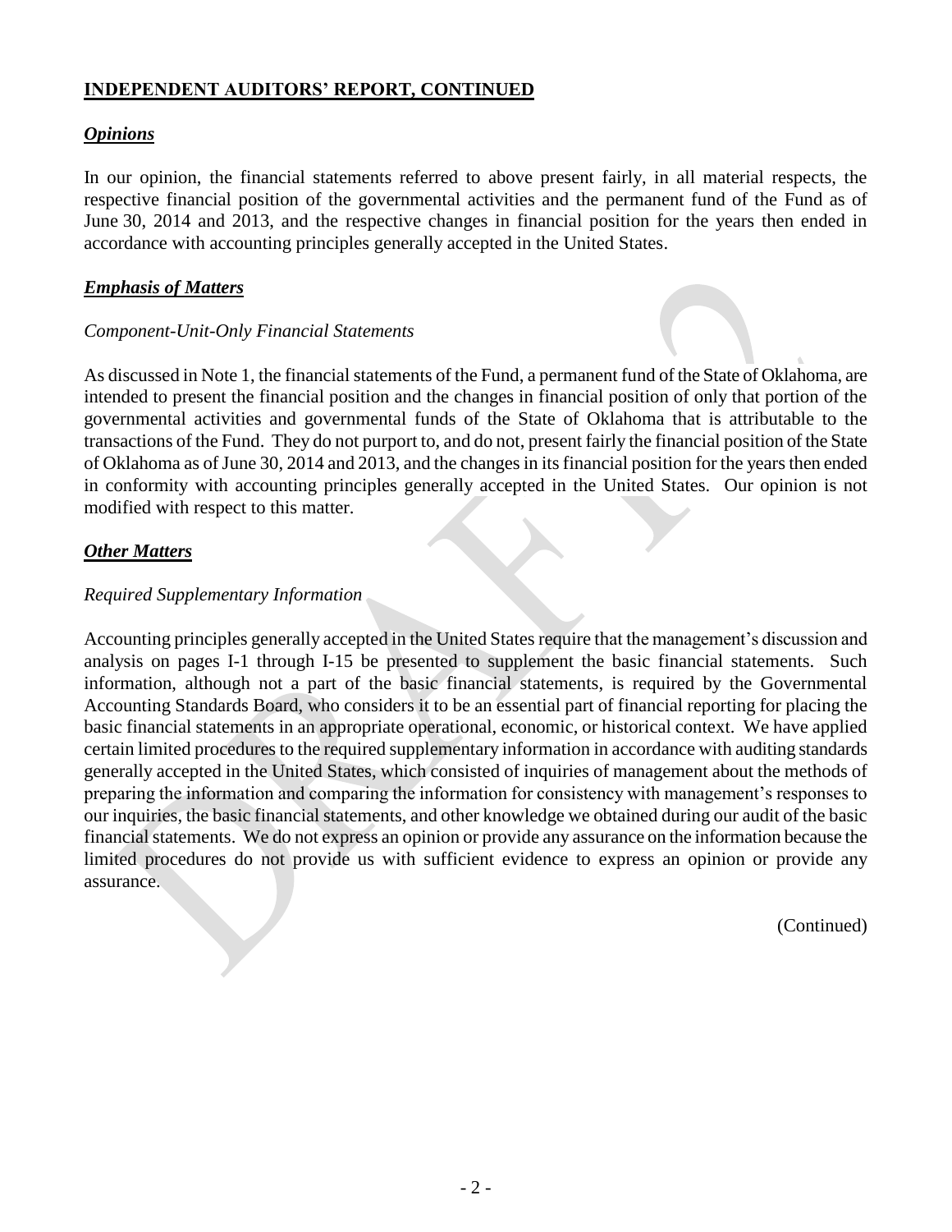## INDEPENDENT AUDITORS' REPORT, CONTINUED

### *Opinions*

In our opinion, the financial statements referred to above present fairly, in all material respects, the respective financial position of the governmental activities and the permanent fund of the Fund as of June 30, 2014 and 2013, and the respective changes in financial position for the years then ended in accordance with accounting principles generally accepted in the United States.

### *Emphasis of Matters*

*Component-Unit-Only Financial Statements*

As discussed in Note 1, the financial statements of the Fund, a permanent fund of the State of Oklahoma, are intended to present the financial position and the changes in financial position of only that portion of the governmental activities and governmental funds of the State of Oklahoma that is attributable to the transactions of the Fund. They do not purport to, and do not, present fairly the financial position of the State of Oklahoma as of June 30, 2014 and 2013, and the changes in its financial position for the years then ended in conformity with accounting principles generally accepted in the United States. Our opinion is not modified with respect to this matter.

### *Other Matters*

*Required Supplementary Information*

Accounting principles generally accepted in the United States require that the management's discussion and analysis on pages I-1 through I-15 be presented to supplement the basic financial statements. Such information, although not a part of the basic financial statements, is required by the Governmental Accounting Standards Board, who considers it to be an essential part of financial reporting for placing the basic financial statements in an appropriate operational, economic, or historical context. We have applied certain limited procedures to the required supplementary information in accordance with auditing standards generally accepted in the United States, which consisted of inquiries of management about the methods of preparing the information and comparing the information for consistency with management's responses to our inquiries, the basic financial statements, and other knowledge we obtained during our audit of the basic financial statements. We do not express an opinion or provide any assurance on the information because the limited procedures do not provide us with sufficient evidence to express an opinion or provide any assurance.

(Continued)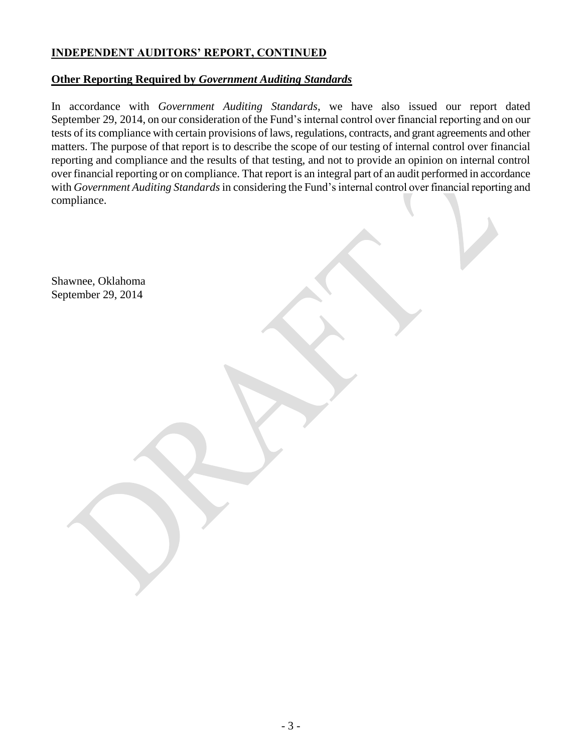## **INDEPENDENT AUDITORS' REPORT, CONTINUED**

### **Other Reporting Required by *Government Auditing Standards***

In accordance with *Government Auditing Standards*, we have also issued our report dated September 29, 2014, on our consideration of the Fund's internal control over financial reporting and on our tests of its compliance with certain provisions of laws, regulations, contracts, and grant agreements and other matters. The purpose of that report is to describe the scope of our testing of internal control over financial reporting and compliance and the results of that testing, and not to provide an opinion on internal control over financial reporting or on compliance. That report is an integral part of an audit performed in accordance with *Government Auditing Standards* in considering the Fund's internal control over financial reporting and compliance.

Shawnee, Oklahoma
September 29, 2014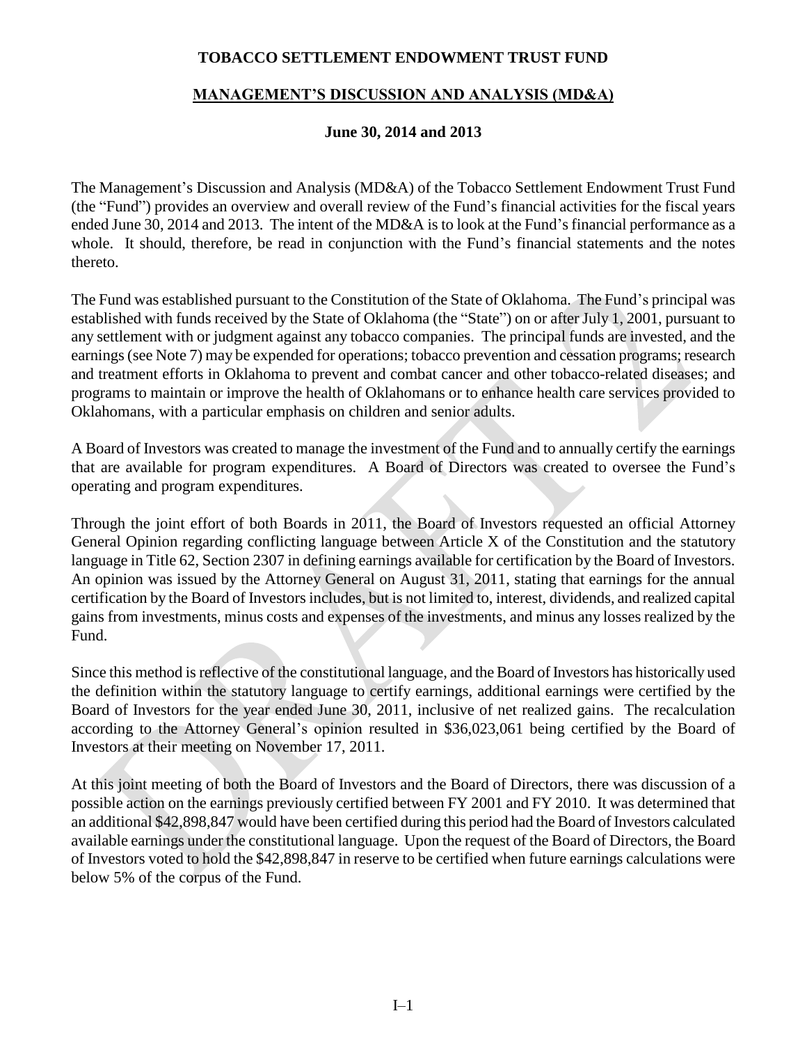# TOBACCO SETTLEMENT ENDOWMENT TRUST FUND

## MANAGEMENT'S DISCUSSION AND ANALYSIS (MD&A)

### June 30, 2014 and 2013

The Management's Discussion and Analysis (MD&A) of the Tobacco Settlement Endowment Trust Fund (the "Fund") provides an overview and overall review of the Fund's financial activities for the fiscal years ended June 30, 2014 and 2013. The intent of the MD&A is to look at the Fund's financial performance as a whole. It should, therefore, be read in conjunction with the Fund's financial statements and the notes thereto.

The Fund was established pursuant to the Constitution of the State of Oklahoma. The Fund's principal was established with funds received by the State of Oklahoma (the "State") on or after July 1, 2001, pursuant to any settlement with or judgment against any tobacco companies. The principal funds are invested, and the earnings (see Note 7) may be expended for operations; tobacco prevention and cessation programs; research and treatment efforts in Oklahoma to prevent and combat cancer and other tobacco-related diseases; and programs to maintain or improve the health of Oklahomans or to enhance health care services provided to Oklahomans, with a particular emphasis on children and senior adults.

A Board of Investors was created to manage the investment of the Fund and to annually certify the earnings that are available for program expenditures. A Board of Directors was created to oversee the Fund's operating and program expenditures.

Through the joint effort of both Boards in 2011, the Board of Investors requested an official Attorney General Opinion regarding conflicting language between Article X of the Constitution and the statutory language in Title 62, Section 2307 in defining earnings available for certification by the Board of Investors. An opinion was issued by the Attorney General on August 31, 2011, stating that earnings for the annual certification by the Board of Investors includes, but is not limited to, interest, dividends, and realized capital gains from investments, minus costs and expenses of the investments, and minus any losses realized by the Fund.

Since this method is reflective of the constitutional language, and the Board of Investors has historically used the definition within the statutory language to certify earnings, additional earnings were certified by the Board of Investors for the year ended June 30, 2011, inclusive of net realized gains. The recalculation according to the Attorney General's opinion resulted in $36,023,061 being certified by the Board of Investors at their meeting on November 17, 2011.

At this joint meeting of both the Board of Investors and the Board of Directors, there was discussion of a possible action on the earnings previously certified between FY 2001 and FY 2010. It was determined that an additional $42,898,847 would have been certified during this period had the Board of Investors calculated available earnings under the constitutional language. Upon the request of the Board of Directors, the Board of Investors voted to hold the $42,898,847 in reserve to be certified when future earnings calculations were below 5% of the corpus of the Fund.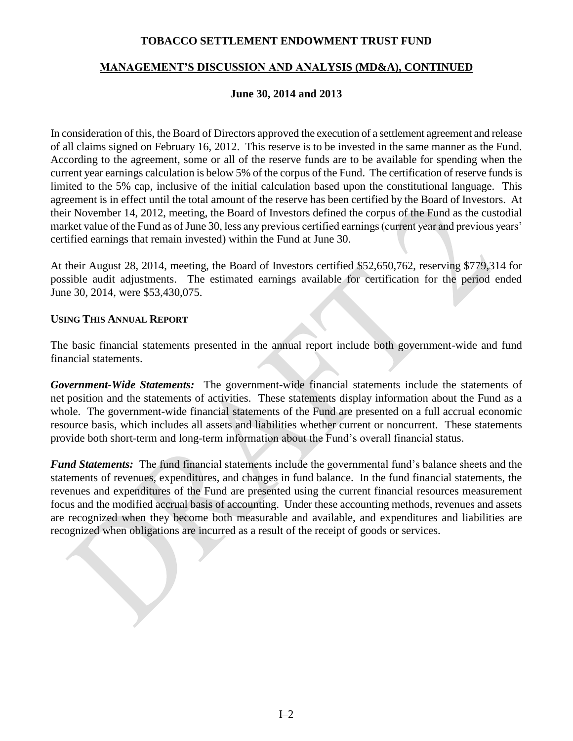In consideration of this, the Board of Directors approved the execution of a settlement agreement and release of all claims signed on February 16, 2012. This reserve is to be invested in the same manner as the Fund. According to the agreement, some or all of the reserve funds are to be available for spending when the current year earnings calculation is below 5% of the corpus of the Fund. The certification of reserve funds is limited to the 5% cap, inclusive of the initial calculation based upon the constitutional language. This agreement is in effect until the total amount of the reserve has been certified by the Board of Investors. At their November 14, 2012, meeting, the Board of Investors defined the corpus of the Fund as the custodial market value of the Fund as of June 30, less any previous certified earnings (current year and previous years' certified earnings that remain invested) within the Fund at June 30.

At their August 28, 2014, meeting, the Board of Investors certified $52,650,762, reserving $779,314 for possible audit adjustments. The estimated earnings available for certification for the period ended June 30, 2014, were $53,430,075.

## USING THIS ANNUAL REPORT

The basic financial statements presented in the annual report include both government-wide and fund financial statements.

***Government-Wide Statements:*** The government-wide financial statements include the statements of net position and the statements of activities. These statements display information about the Fund as a whole. The government-wide financial statements of the Fund are presented on a full accrual economic resource basis, which includes all assets and liabilities whether current or noncurrent. These statements provide both short-term and long-term information about the Fund's overall financial status.

***Fund Statements:*** The fund financial statements include the governmental fund's balance sheets and the statements of revenues, expenditures, and changes in fund balance. In the fund financial statements, the revenues and expenditures of the Fund are presented using the current financial resources measurement focus and the modified accrual basis of accounting. Under these accounting methods, revenues and assets are recognized when they become both measurable and available, and expenditures and liabilities are recognized when obligations are incurred as a result of the receipt of goods or services.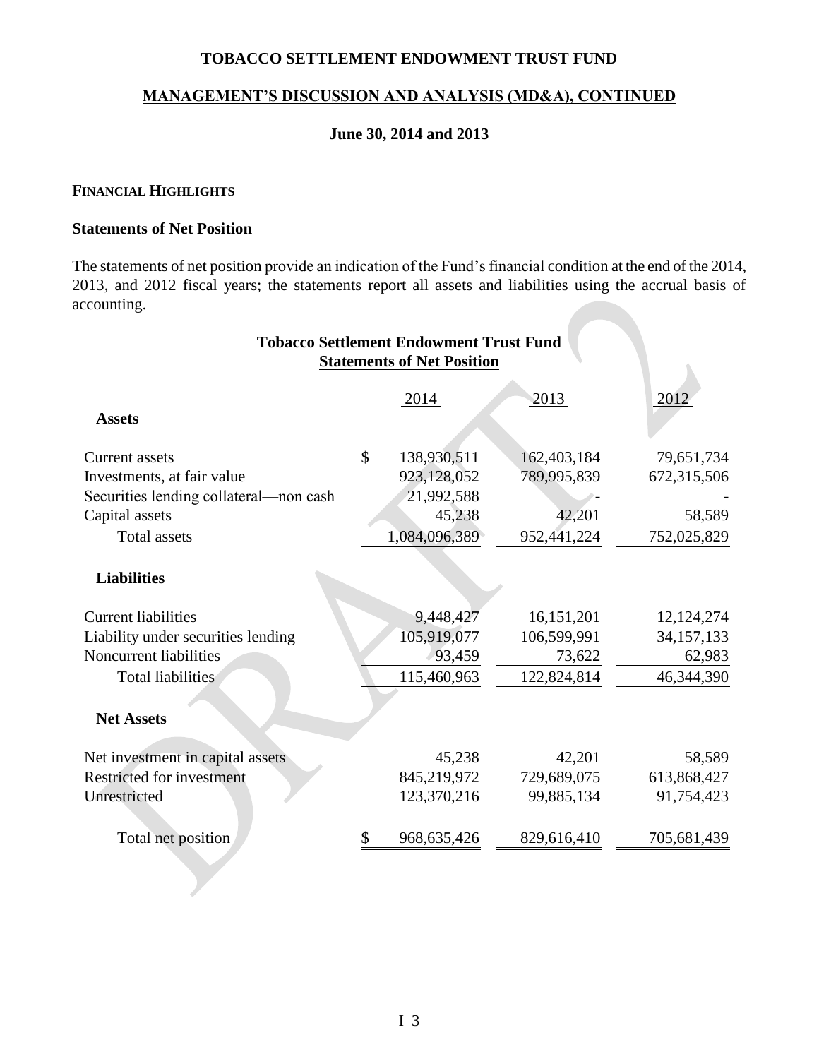# TOBACCO SETTLEMENT ENDOWMENT TRUST FUND

## MANAGEMENT'S DISCUSSION AND ANALYSIS (MD&A), CONTINUED

### June 30, 2014 and 2013

**FINANCIAL HIGHLIGHTS**

**Statements of Net Position**

The statements of net position provide an indication of the Fund's financial condition at the end of the 2014, 2013, and 2012 fiscal years; the statements report all assets and liabilities using the accrual basis of accounting.

**Tobacco Settlement Endowment Trust Fund**
**Statements of Net Position**

| | 2014 | 2013 | 2012 |
|---|---|---|---|
| **Assets** | | | |
| Current assets | $ 138,930,511 | 162,403,184 | 79,651,734 |
| Investments, at fair value | 923,128,052 | 789,995,839 | 672,315,506 |
| Securities lending collateral—non cash | 21,992,588 | - | - |
| Capital assets | 45,238 | 42,201 | 58,589 |
| Total assets | 1,084,096,389 | 952,441,224 | 752,025,829 |
| **Liabilities** | | | |
| Current liabilities | 9,448,427 | 16,151,201 | 12,124,274 |
| Liability under securities lending | 105,919,077 | 106,599,991 | 34,157,133 |
| Noncurrent liabilities | 93,459 | 73,622 | 62,983 |
| Total liabilities | 115,460,963 | 122,824,814 | 46,344,390 |
| **Net Assets** | | | |
| Net investment in capital assets | 45,238 | 42,201 | 58,589 |
| Restricted for investment | 845,219,972 | 729,689,075 | 613,868,427 |
| Unrestricted | 123,370,216 | 99,885,134 | 91,754,423 |
| Total net position | $ 968,635,426 | 829,616,410 | 705,681,439 |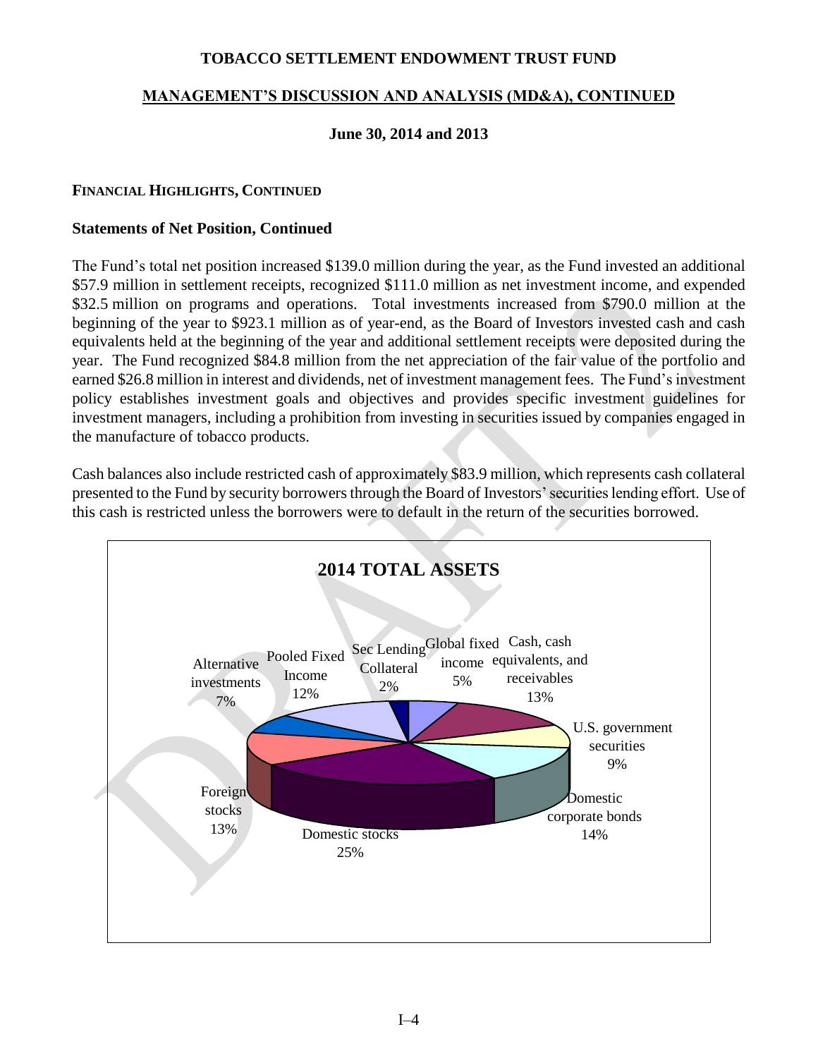**TOBACCO SETTLEMENT ENDOWMENT TRUST FUND**

**MANAGEMENT'S DISCUSSION AND ANALYSIS (MD&A), CONTINUED**

**June 30, 2014 and 2013**

**FINANCIAL HIGHLIGHTS, CONTINUED**

**Statements of Net Position, Continued**

The Fund's total net position increased $139.0 million during the year, as the Fund invested an additional $57.9 million in settlement receipts, recognized $111.0 million as net investment income, and expended $32.5 million on programs and operations. Total investments increased from $790.0 million at the beginning of the year to $923.1 million as of year-end, as the Board of Investors invested cash and cash equivalents held at the beginning of the year and additional settlement receipts were deposited during the year. The Fund recognized $84.8 million from the net appreciation of the fair value of the portfolio and earned $26.8 million in interest and dividends, net of investment management fees. The Fund's investment policy establishes investment goals and objectives and provides specific investment guidelines for investment managers, including a prohibition from investing in securities issued by companies engaged in the manufacture of tobacco products.

Cash balances also include restricted cash of approximately $83.9 million, which represents cash collateral presented to the Fund by security borrowers through the Board of Investors' securities lending effort. Use of this cash is restricted unless the borrowers were to default in the return of the securities borrowed.

**2014 TOTAL ASSETS**

| Category | Percentage |
|---|---|
| Global fixed income | 5% |
| Cash, cash equivalents, and receivables | 13% |
| U.S. government securities | 9% |
| Domestic corporate bonds | 14% |
| Domestic stocks | 25% |
| Foreign stocks | 13% |
| Alternative investments | 7% |
| Pooled Fixed Income | 12% |
| Sec Lending Collateral | 2% |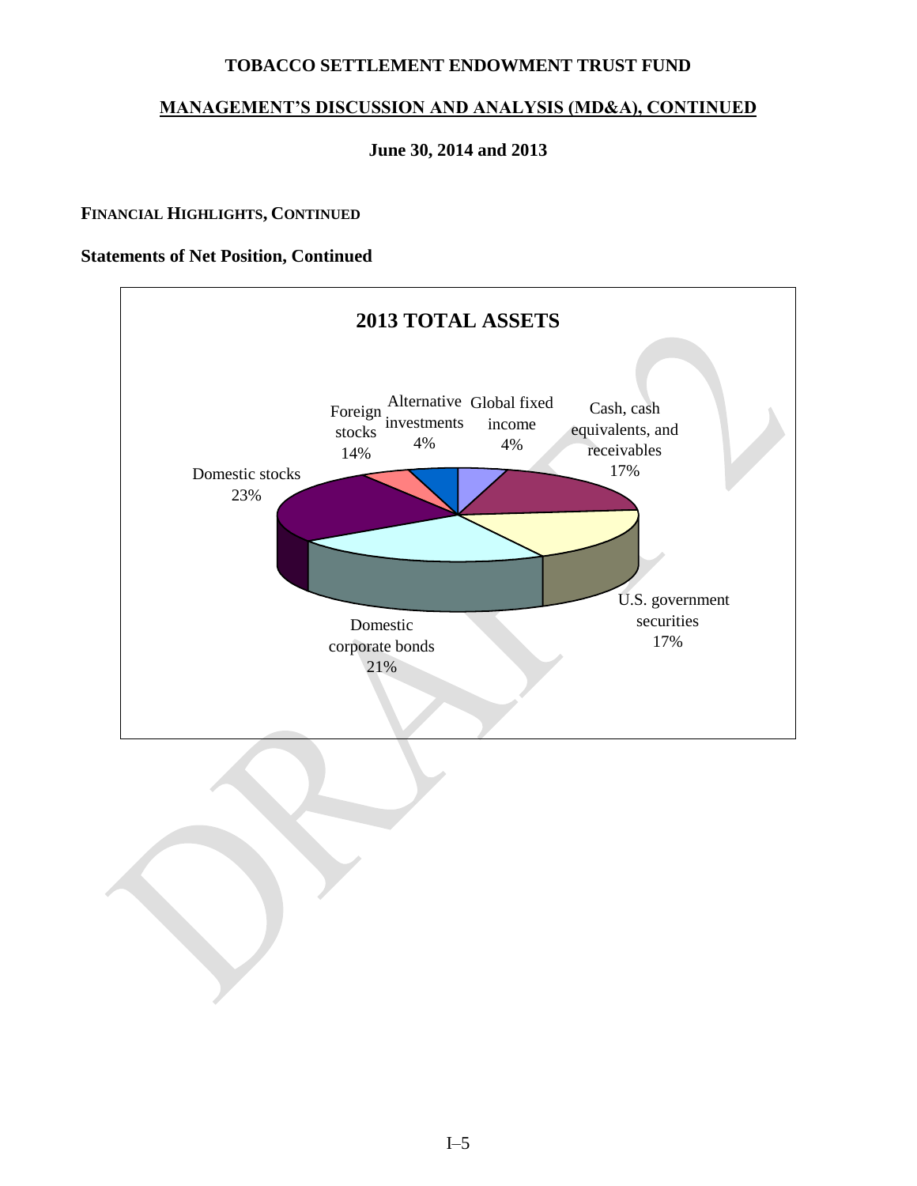# TOBACCO SETTLEMENT ENDOWMENT TRUST FUND

## MANAGEMENT'S DISCUSSION AND ANALYSIS (MD&A), CONTINUED

### June 30, 2014 and 2013

**FINANCIAL HIGHLIGHTS, CONTINUED**

**Statements of Net Position, Continued**

**2013 TOTAL ASSETS**

| Category | Percentage |
| --- | --- |
| Domestic stocks | 23% |
| Foreign stocks | 14% |
| Alternative investments | 4% |
| Global fixed income | 4% |
| Cash, cash equivalents, and receivables | 17% |
| U.S. government securities | 17% |
| Domestic corporate bonds | 21% |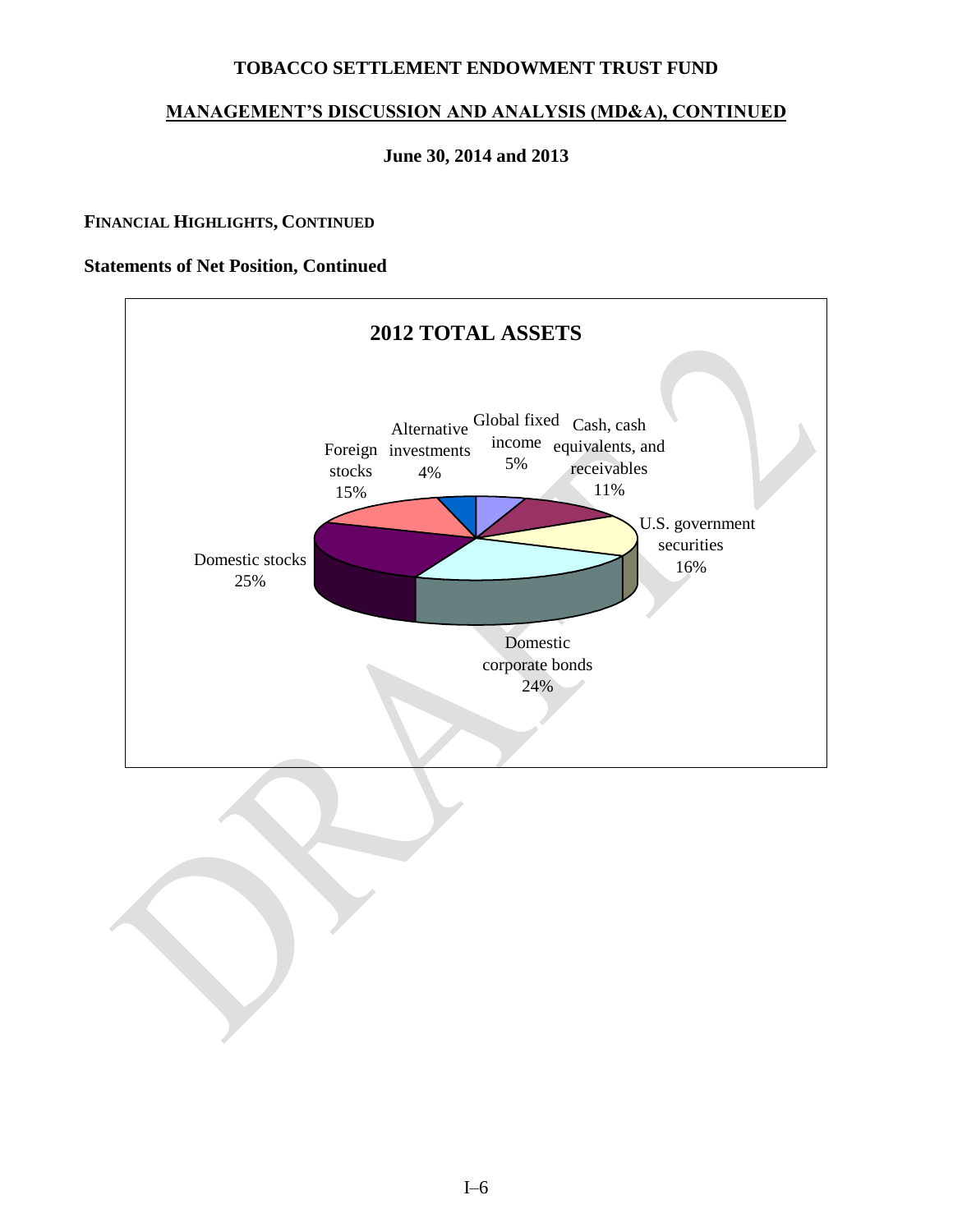**TOBACCO SETTLEMENT ENDOWMENT TRUST FUND**

**MANAGEMENT'S DISCUSSION AND ANALYSIS (MD&A), CONTINUED**

**June 30, 2014 and 2013**

**FINANCIAL HIGHLIGHTS, CONTINUED**

**Statements of Net Position, Continued**

**2012 TOTAL ASSETS**

| Asset | Percentage |
|---|---|
| Global fixed income | 5% |
| Cash, cash equivalents, and receivables | 11% |
| U.S. government securities | 16% |
| Domestic corporate bonds | 24% |
| Domestic stocks | 25% |
| Foreign stocks | 15% |
| Alternative investments | 4% |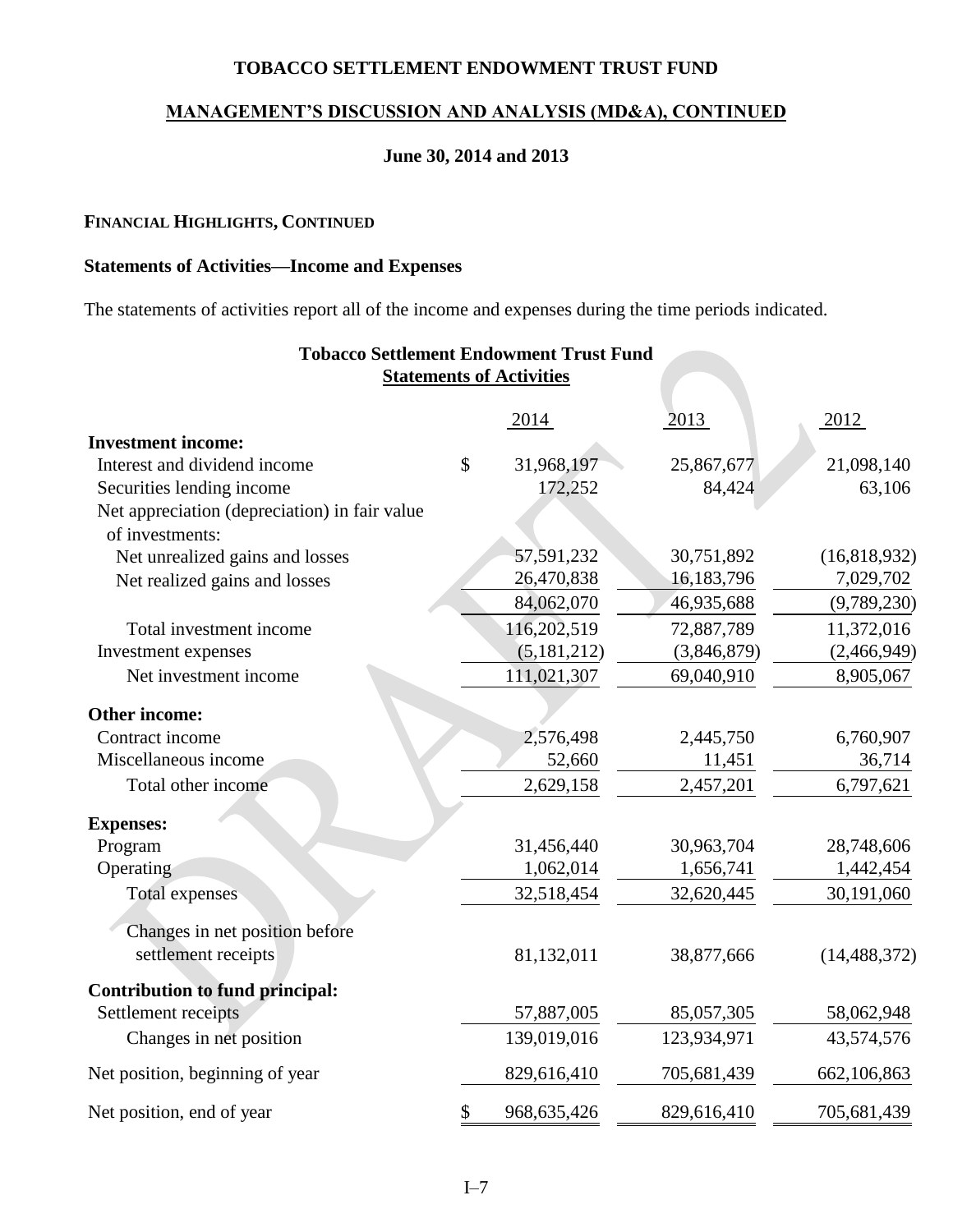# TOBACCO SETTLEMENT ENDOWMENT TRUST FUND

## MANAGEMENT'S DISCUSSION AND ANALYSIS (MD&A), CONTINUED

### June 30, 2014 and 2013

**FINANCIAL HIGHLIGHTS, CONTINUED**

**Statements of Activities—Income and Expenses**

The statements of activities report all of the income and expenses during the time periods indicated.

**Tobacco Settlement Endowment Trust Fund**
**Statements of Activities**

| | 2014 | 2013 | 2012 |
|---|---|---|---|
| **Investment income:** | | | |
| Interest and dividend income | $ 31,968,197 | 25,867,677 | 21,098,140 |
| Securities lending income | 172,252 | 84,424 | 63,106 |
| Net appreciation (depreciation) in fair value of investments: | | | |
| Net unrealized gains and losses | 57,591,232 | 30,751,892 | (16,818,932) |
| Net realized gains and losses | 26,470,838 | 16,183,796 | 7,029,702 |
| | 84,062,070 | 46,935,688 | (9,789,230) |
| Total investment income | 116,202,519 | 72,887,789 | 11,372,016 |
| Investment expenses | (5,181,212) | (3,846,879) | (2,466,949) |
| Net investment income | 111,021,307 | 69,040,910 | 8,905,067 |
| **Other income:** | | | |
| Contract income | 2,576,498 | 2,445,750 | 6,760,907 |
| Miscellaneous income | 52,660 | 11,451 | 36,714 |
| Total other income | 2,629,158 | 2,457,201 | 6,797,621 |
| **Expenses:** | | | |
| Program | 31,456,440 | 30,963,704 | 28,748,606 |
| Operating | 1,062,014 | 1,656,741 | 1,442,454 |
| Total expenses | 32,518,454 | 32,620,445 | 30,191,060 |
| Changes in net position before settlement receipts | 81,132,011 | 38,877,666 | (14,488,372) |
| **Contribution to fund principal:** | | | |
| Settlement receipts | 57,887,005 | 85,057,305 | 58,062,948 |
| Changes in net position | 139,019,016 | 123,934,971 | 43,574,576 |
| Net position, beginning of year | 829,616,410 | 705,681,439 | 662,106,863 |
| Net position, end of year | $ 968,635,426 | 829,616,410 | 705,681,439 |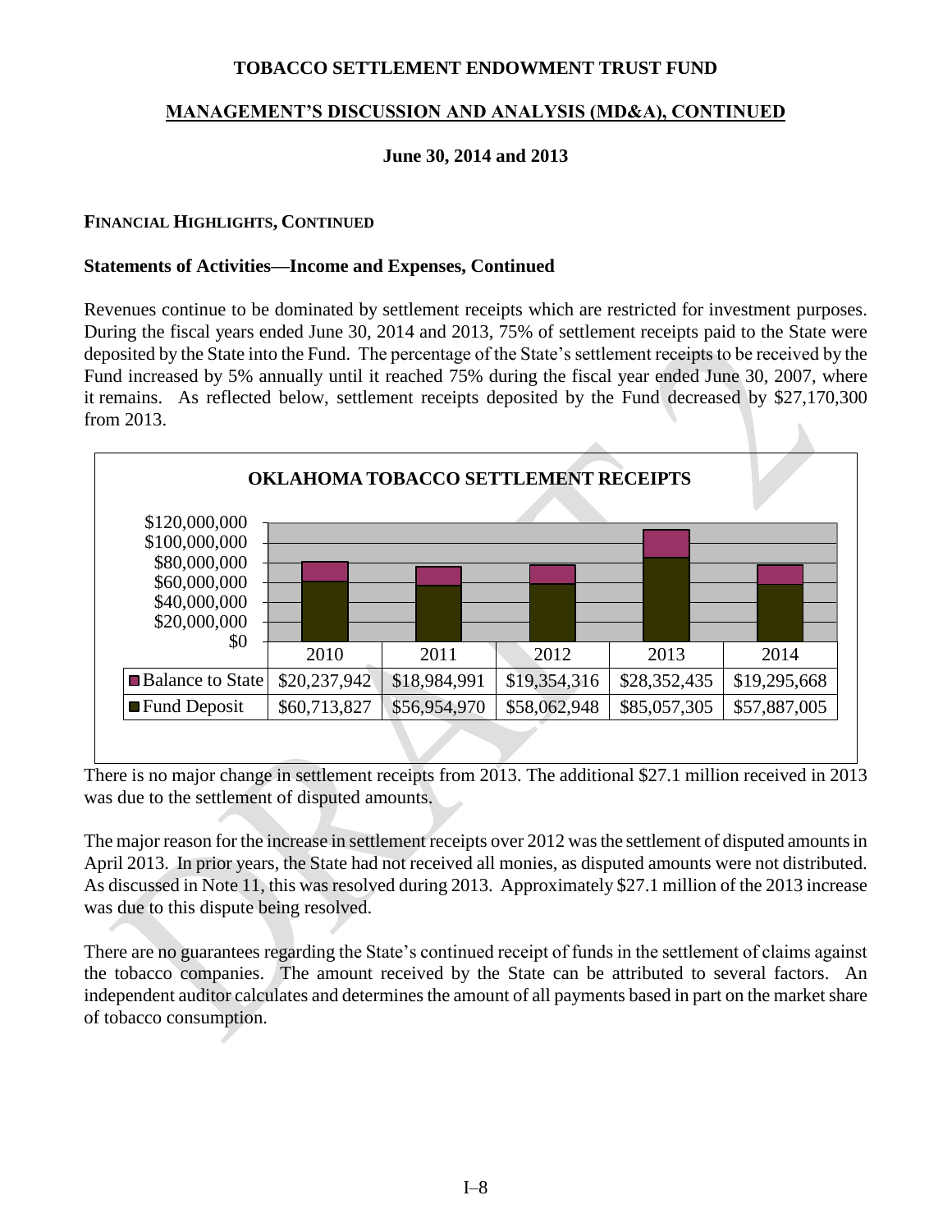## FINANCIAL HIGHLIGHTS, CONTINUED

### Statements of Activities—Income and Expenses, Continued

Revenues continue to be dominated by settlement receipts which are restricted for investment purposes. During the fiscal years ended June 30, 2014 and 2013, 75% of settlement receipts paid to the State were deposited by the State into the Fund. The percentage of the State's settlement receipts to be received by the Fund increased by 5% annually until it reached 75% during the fiscal year ended June 30, 2007, where it remains. As reflected below, settlement receipts deposited by the Fund decreased by $27,170,300 from 2013.

**OKLAHOMA TOBACCO SETTLEMENT RECEIPTS**

| | 2010 | 2011 | 2012 | 2013 | 2014 |
|---|---|---|---|---|---|
| Balance to State | $20,237,942 | $18,984,991 | $19,354,316 | $28,352,435 | $19,295,668 |
| Fund Deposit | $60,713,827 | $56,954,970 | $58,062,948 | $85,057,305 | $57,887,005 |

There is no major change in settlement receipts from 2013. The additional $27.1 million received in 2013 was due to the settlement of disputed amounts.

The major reason for the increase in settlement receipts over 2012 was the settlement of disputed amounts in April 2013. In prior years, the State had not received all monies, as disputed amounts were not distributed. As discussed in Note 11, this was resolved during 2013. Approximately $27.1 million of the 2013 increase was due to this dispute being resolved.

There are no guarantees regarding the State's continued receipt of funds in the settlement of claims against the tobacco companies. The amount received by the State can be attributed to several factors. An independent auditor calculates and determines the amount of all payments based in part on the market share of tobacco consumption.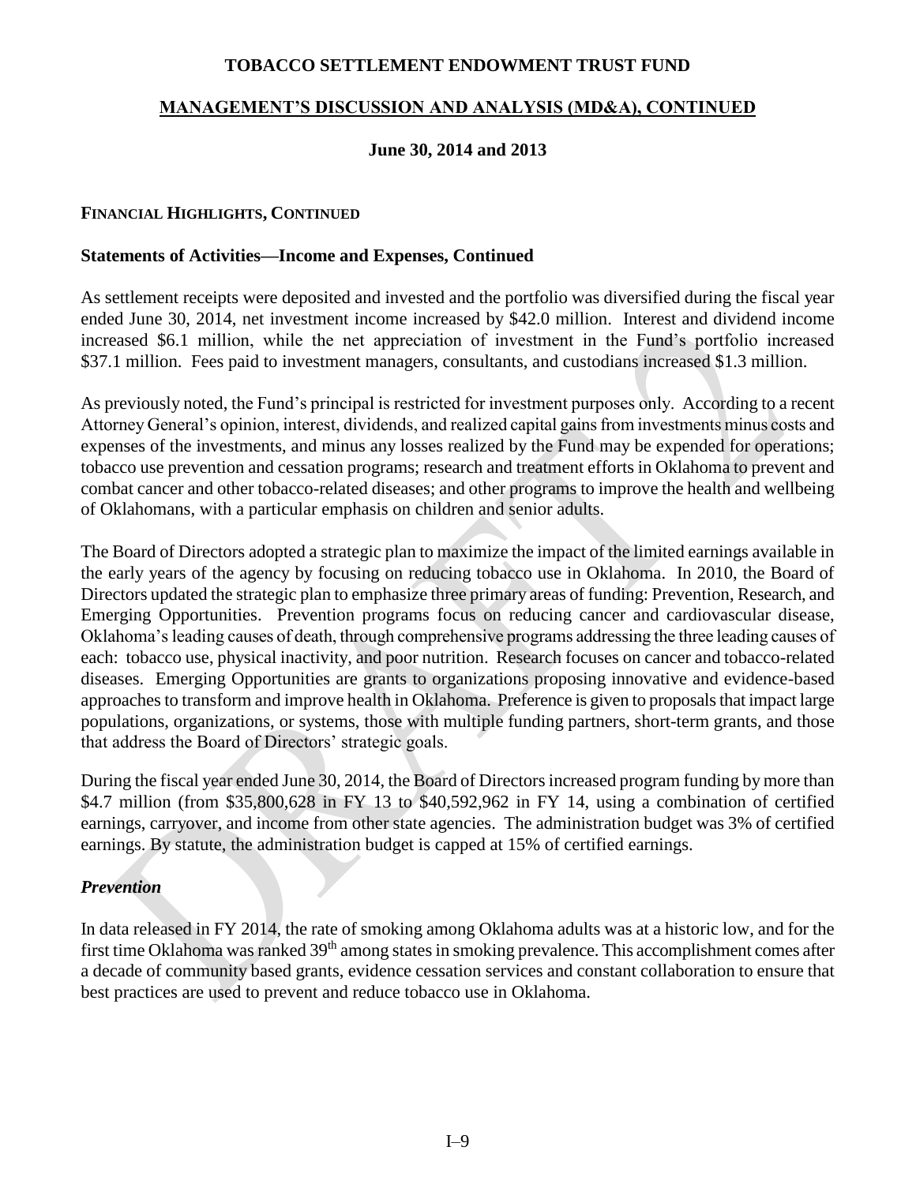# TOBACCO SETTLEMENT ENDOWMENT TRUST FUND

## MANAGEMENT'S DISCUSSION AND ANALYSIS (MD&A), CONTINUED

### June 30, 2014 and 2013

**FINANCIAL HIGHLIGHTS, CONTINUED**

**Statements of Activities—Income and Expenses, Continued**

As settlement receipts were deposited and invested and the portfolio was diversified during the fiscal year ended June 30, 2014, net investment income increased by $42.0 million. Interest and dividend income increased $6.1 million, while the net appreciation of investment in the Fund's portfolio increased $37.1 million. Fees paid to investment managers, consultants, and custodians increased $1.3 million.

As previously noted, the Fund's principal is restricted for investment purposes only. According to a recent Attorney General's opinion, interest, dividends, and realized capital gains from investments minus costs and expenses of the investments, and minus any losses realized by the Fund may be expended for operations; tobacco use prevention and cessation programs; research and treatment efforts in Oklahoma to prevent and combat cancer and other tobacco-related diseases; and other programs to improve the health and wellbeing of Oklahomans, with a particular emphasis on children and senior adults.

The Board of Directors adopted a strategic plan to maximize the impact of the limited earnings available in the early years of the agency by focusing on reducing tobacco use in Oklahoma. In 2010, the Board of Directors updated the strategic plan to emphasize three primary areas of funding: Prevention, Research, and Emerging Opportunities. Prevention programs focus on reducing cancer and cardiovascular disease, Oklahoma's leading causes of death, through comprehensive programs addressing the three leading causes of each: tobacco use, physical inactivity, and poor nutrition. Research focuses on cancer and tobacco-related diseases. Emerging Opportunities are grants to organizations proposing innovative and evidence-based approaches to transform and improve health in Oklahoma. Preference is given to proposals that impact large populations, organizations, or systems, those with multiple funding partners, short-term grants, and those that address the Board of Directors' strategic goals.

During the fiscal year ended June 30, 2014, the Board of Directors increased program funding by more than $4.7 million (from $35,800,628 in FY 13 to $40,592,962 in FY 14, using a combination of certified earnings, carryover, and income from other state agencies. The administration budget was 3% of certified earnings. By statute, the administration budget is capped at 15% of certified earnings.

### *Prevention*

In data released in FY 2014, the rate of smoking among Oklahoma adults was at a historic low, and for the first time Oklahoma was ranked 39th among states in smoking prevalence. This accomplishment comes after a decade of community based grants, evidence cessation services and constant collaboration to ensure that best practices are used to prevent and reduce tobacco use in Oklahoma.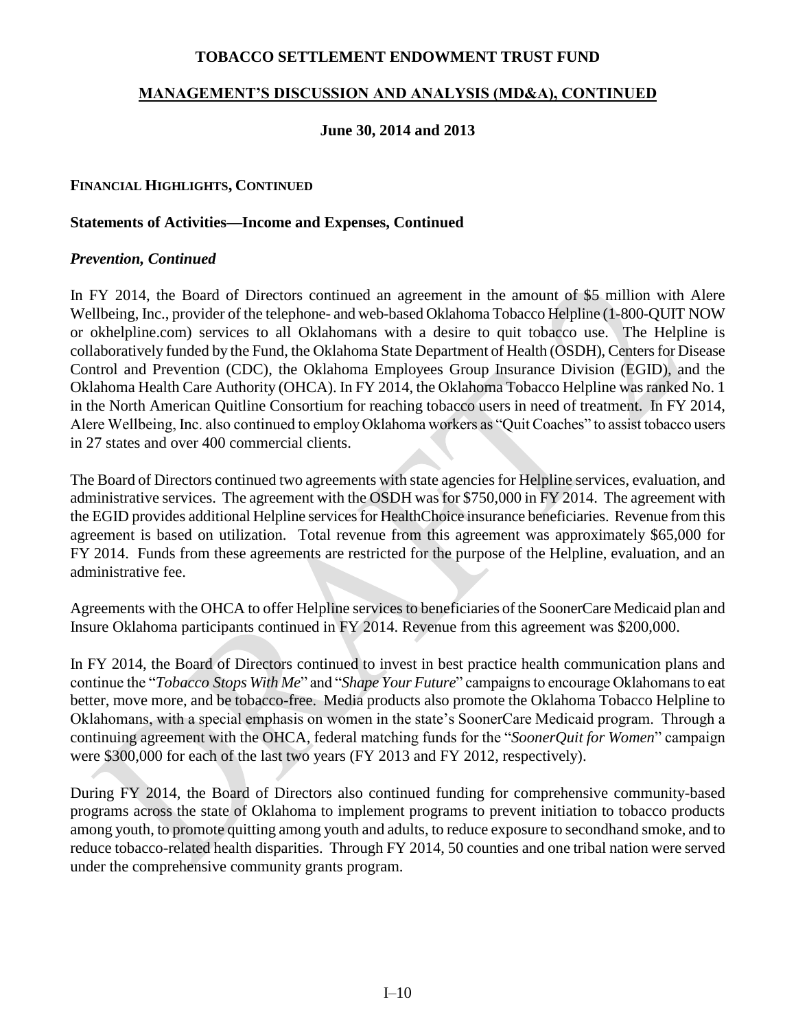# TOBACCO SETTLEMENT ENDOWMENT TRUST FUND

## MANAGEMENT'S DISCUSSION AND ANALYSIS (MD&A), CONTINUED

**June 30, 2014 and 2013**

### FINANCIAL HIGHLIGHTS, CONTINUED

**Statements of Activities—Income and Expenses, Continued**

***Prevention, Continued***

In FY 2014, the Board of Directors continued an agreement in the amount of $5 million with Alere Wellbeing, Inc., provider of the telephone- and web-based Oklahoma Tobacco Helpline (1-800-QUIT NOW or okhelpline.com) services to all Oklahomans with a desire to quit tobacco use. The Helpline is collaboratively funded by the Fund, the Oklahoma State Department of Health (OSDH), Centers for Disease Control and Prevention (CDC), the Oklahoma Employees Group Insurance Division (EGID), and the Oklahoma Health Care Authority (OHCA). In FY 2014, the Oklahoma Tobacco Helpline was ranked No. 1 in the North American Quitline Consortium for reaching tobacco users in need of treatment. In FY 2014, Alere Wellbeing, Inc. also continued to employ Oklahoma workers as "Quit Coaches" to assist tobacco users in 27 states and over 400 commercial clients.

The Board of Directors continued two agreements with state agencies for Helpline services, evaluation, and administrative services. The agreement with the OSDH was for $750,000 in FY 2014. The agreement with the EGID provides additional Helpline services for HealthChoice insurance beneficiaries. Revenue from this agreement is based on utilization. Total revenue from this agreement was approximately $65,000 for FY 2014. Funds from these agreements are restricted for the purpose of the Helpline, evaluation, and an administrative fee.

Agreements with the OHCA to offer Helpline services to beneficiaries of the SoonerCare Medicaid plan and Insure Oklahoma participants continued in FY 2014. Revenue from this agreement was $200,000.

In FY 2014, the Board of Directors continued to invest in best practice health communication plans and continue the "*Tobacco Stops With Me*" and "*Shape Your Future*" campaigns to encourage Oklahomans to eat better, move more, and be tobacco-free. Media products also promote the Oklahoma Tobacco Helpline to Oklahomans, with a special emphasis on women in the state's SoonerCare Medicaid program. Through a continuing agreement with the OHCA, federal matching funds for the "*SoonerQuit for Women*" campaign were $300,000 for each of the last two years (FY 2013 and FY 2012, respectively).

During FY 2014, the Board of Directors also continued funding for comprehensive community-based programs across the state of Oklahoma to implement programs to prevent initiation to tobacco products among youth, to promote quitting among youth and adults, to reduce exposure to secondhand smoke, and to reduce tobacco-related health disparities. Through FY 2014, 50 counties and one tribal nation were served under the comprehensive community grants program.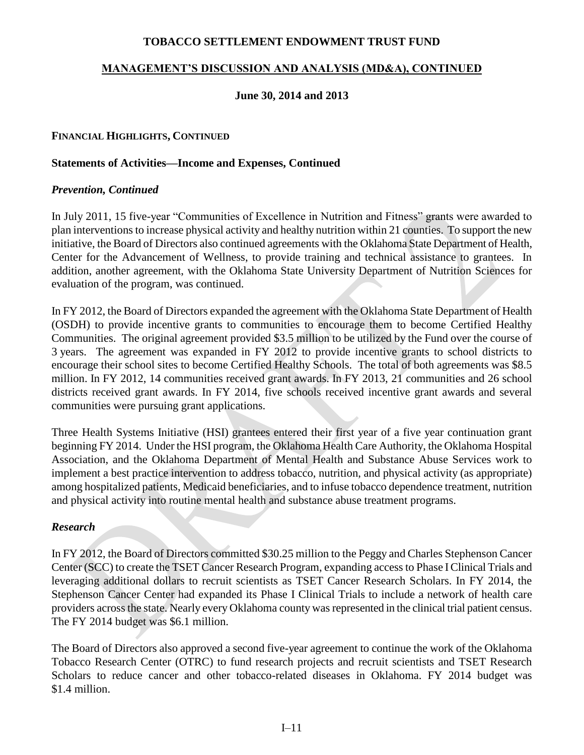# TOBACCO SETTLEMENT ENDOWMENT TRUST FUND

## MANAGEMENT'S DISCUSSION AND ANALYSIS (MD&A), CONTINUED

### June 30, 2014 and 2013

**FINANCIAL HIGHLIGHTS, CONTINUED**

**Statements of Activities—Income and Expenses, Continued**

***Prevention, Continued***

In July 2011, 15 five-year "Communities of Excellence in Nutrition and Fitness" grants were awarded to plan interventions to increase physical activity and healthy nutrition within 21 counties. To support the new initiative, the Board of Directors also continued agreements with the Oklahoma State Department of Health, Center for the Advancement of Wellness, to provide training and technical assistance to grantees. In addition, another agreement, with the Oklahoma State University Department of Nutrition Sciences for evaluation of the program, was continued.

In FY 2012, the Board of Directors expanded the agreement with the Oklahoma State Department of Health (OSDH) to provide incentive grants to communities to encourage them to become Certified Healthy Communities. The original agreement provided $3.5 million to be utilized by the Fund over the course of 3 years. The agreement was expanded in FY 2012 to provide incentive grants to school districts to encourage their school sites to become Certified Healthy Schools. The total of both agreements was $8.5 million. In FY 2012, 14 communities received grant awards. In FY 2013, 21 communities and 26 school districts received grant awards. In FY 2014, five schools received incentive grant awards and several communities were pursuing grant applications.

Three Health Systems Initiative (HSI) grantees entered their first year of a five year continuation grant beginning FY 2014. Under the HSI program, the Oklahoma Health Care Authority, the Oklahoma Hospital Association, and the Oklahoma Department of Mental Health and Substance Abuse Services work to implement a best practice intervention to address tobacco, nutrition, and physical activity (as appropriate) among hospitalized patients, Medicaid beneficiaries, and to infuse tobacco dependence treatment, nutrition and physical activity into routine mental health and substance abuse treatment programs.

***Research***

In FY 2012, the Board of Directors committed $30.25 million to the Peggy and Charles Stephenson Cancer Center (SCC) to create the TSET Cancer Research Program, expanding access to Phase I Clinical Trials and leveraging additional dollars to recruit scientists as TSET Cancer Research Scholars. In FY 2014, the Stephenson Cancer Center had expanded its Phase I Clinical Trials to include a network of health care providers across the state. Nearly every Oklahoma county was represented in the clinical trial patient census. The FY 2014 budget was $6.1 million.

The Board of Directors also approved a second five-year agreement to continue the work of the Oklahoma Tobacco Research Center (OTRC) to fund research projects and recruit scientists and TSET Research Scholars to reduce cancer and other tobacco-related diseases in Oklahoma. FY 2014 budget was $1.4 million.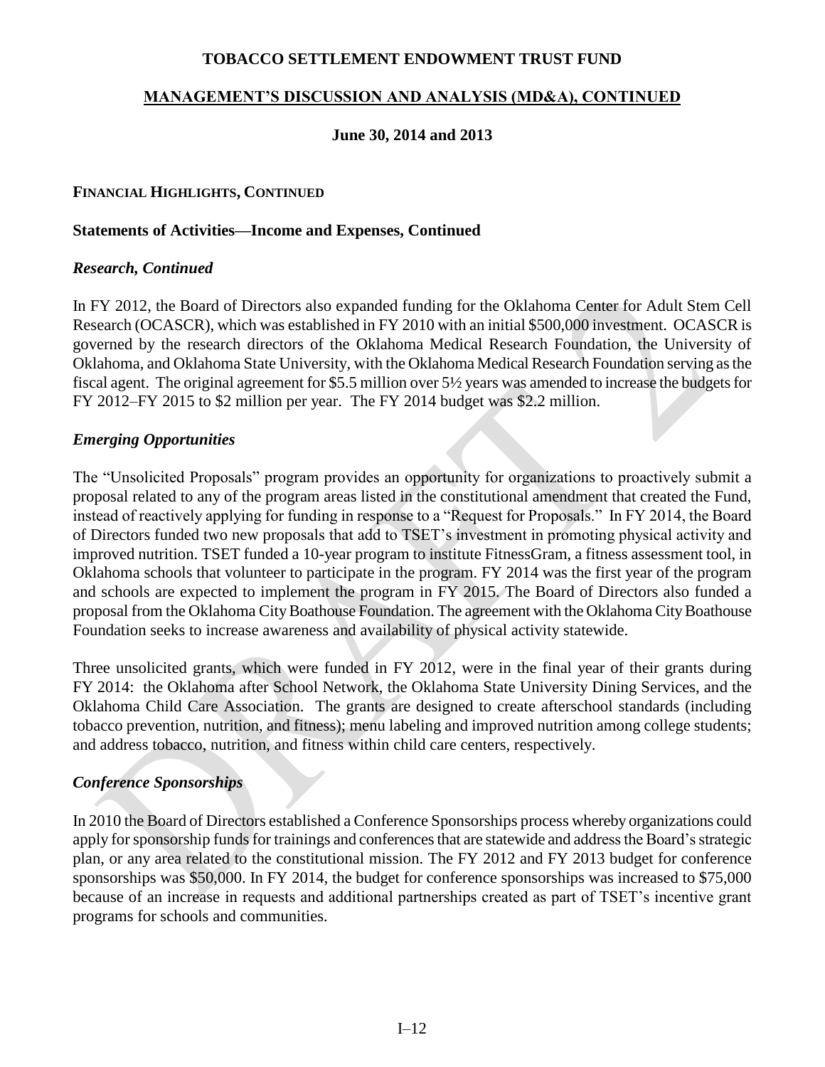# TOBACCO SETTLEMENT ENDOWMENT TRUST FUND

## MANAGEMENT'S DISCUSSION AND ANALYSIS (MD&A), CONTINUED

**June 30, 2014 and 2013**

**FINANCIAL HIGHLIGHTS, CONTINUED**

**Statements of Activities—Income and Expenses, Continued**

***Research, Continued***

In FY 2012, the Board of Directors also expanded funding for the Oklahoma Center for Adult Stem Cell Research (OCASCR), which was established in FY 2010 with an initial $500,000 investment. OCASCR is governed by the research directors of the Oklahoma Medical Research Foundation, the University of Oklahoma, and Oklahoma State University, with the Oklahoma Medical Research Foundation serving as the fiscal agent. The original agreement for $5.5 million over 5½ years was amended to increase the budgets for FY 2012–FY 2015 to $2 million per year. The FY 2014 budget was $2.2 million.

***Emerging Opportunities***

The "Unsolicited Proposals" program provides an opportunity for organizations to proactively submit a proposal related to any of the program areas listed in the constitutional amendment that created the Fund, instead of reactively applying for funding in response to a "Request for Proposals." In FY 2014, the Board of Directors funded two new proposals that add to TSET's investment in promoting physical activity and improved nutrition. TSET funded a 10-year program to institute FitnessGram, a fitness assessment tool, in Oklahoma schools that volunteer to participate in the program. FY 2014 was the first year of the program and schools are expected to implement the program in FY 2015. The Board of Directors also funded a proposal from the Oklahoma City Boathouse Foundation. The agreement with the Oklahoma City Boathouse Foundation seeks to increase awareness and availability of physical activity statewide.

Three unsolicited grants, which were funded in FY 2012, were in the final year of their grants during FY 2014: the Oklahoma after School Network, the Oklahoma State University Dining Services, and the Oklahoma Child Care Association. The grants are designed to create afterschool standards (including tobacco prevention, nutrition, and fitness); menu labeling and improved nutrition among college students; and address tobacco, nutrition, and fitness within child care centers, respectively.

***Conference Sponsorships***

In 2010 the Board of Directors established a Conference Sponsorships process whereby organizations could apply for sponsorship funds for trainings and conferences that are statewide and address the Board's strategic plan, or any area related to the constitutional mission. The FY 2012 and FY 2013 budget for conference sponsorships was $50,000. In FY 2014, the budget for conference sponsorships was increased to $75,000 because of an increase in requests and additional partnerships created as part of TSET's incentive grant programs for schools and communities.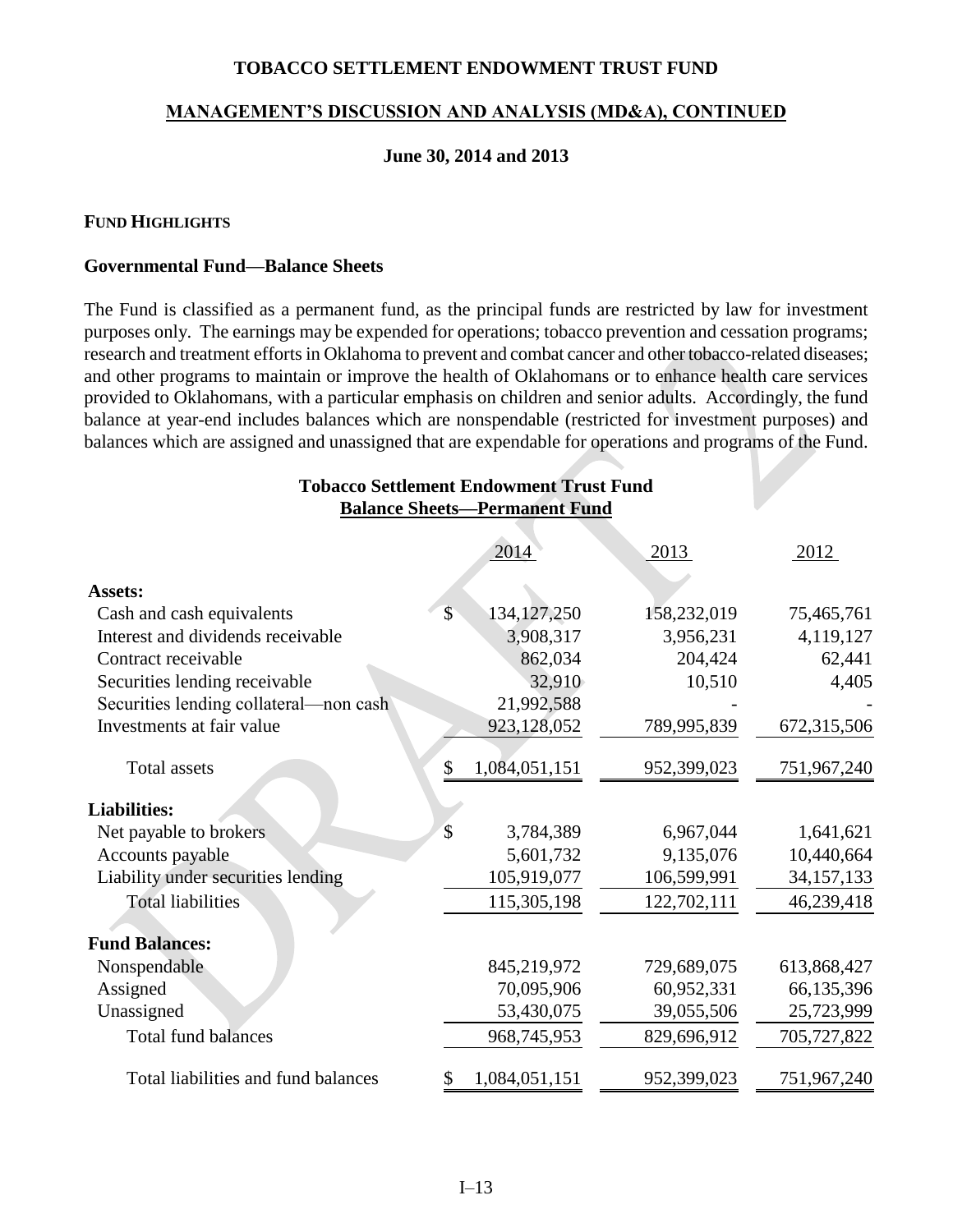# TOBACCO SETTLEMENT ENDOWMENT TRUST FUND

## MANAGEMENT'S DISCUSSION AND ANALYSIS (MD&A), CONTINUED

### June 30, 2014 and 2013

**FUND HIGHLIGHTS**

**Governmental Fund—Balance Sheets**

The Fund is classified as a permanent fund, as the principal funds are restricted by law for investment purposes only. The earnings may be expended for operations; tobacco prevention and cessation programs; research and treatment efforts in Oklahoma to prevent and combat cancer and other tobacco-related diseases; and other programs to maintain or improve the health of Oklahomans or to enhance health care services provided to Oklahomans, with a particular emphasis on children and senior adults. Accordingly, the fund balance at year-end includes balances which are nonspendable (restricted for investment purposes) and balances which are assigned and unassigned that are expendable for operations and programs of the Fund.

**Tobacco Settlement Endowment Trust Fund**
**Balance Sheets—Permanent Fund**

| | 2014 | 2013 | 2012 |
|---|---|---|---|
| **Assets:** | | | |
| Cash and cash equivalents | $ 134,127,250 | 158,232,019 | 75,465,761 |
| Interest and dividends receivable | 3,908,317 | 3,956,231 | 4,119,127 |
| Contract receivable | 862,034 | 204,424 | 62,441 |
| Securities lending receivable | 32,910 | 10,510 | 4,405 |
| Securities lending collateral—non cash | 21,992,588 | - | - |
| Investments at fair value | 923,128,052 | 789,995,839 | 672,315,506 |
| Total assets | $ 1,084,051,151 | 952,399,023 | 751,967,240 |
| **Liabilities:** | | | |
| Net payable to brokers | $ 3,784,389 | 6,967,044 | 1,641,621 |
| Accounts payable | 5,601,732 | 9,135,076 | 10,440,664 |
| Liability under securities lending | 105,919,077 | 106,599,991 | 34,157,133 |
| Total liabilities | 115,305,198 | 122,702,111 | 46,239,418 |
| **Fund Balances:** | | | |
| Nonspendable | 845,219,972 | 729,689,075 | 613,868,427 |
| Assigned | 70,095,906 | 60,952,331 | 66,135,396 |
| Unassigned | 53,430,075 | 39,055,506 | 25,723,999 |
| Total fund balances | 968,745,953 | 829,696,912 | 705,727,822 |
| Total liabilities and fund balances | $ 1,084,051,151 | 952,399,023 | 751,967,240 |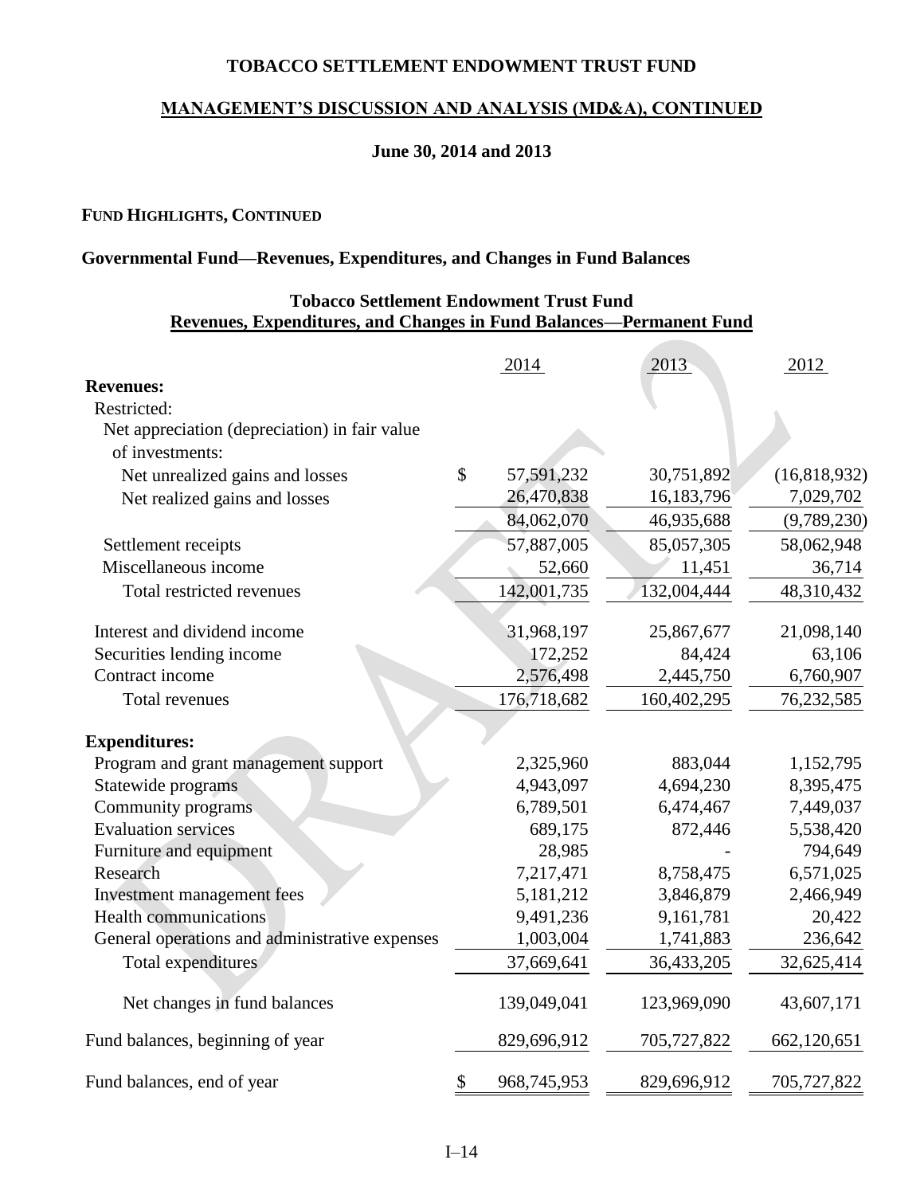**TOBACCO SETTLEMENT ENDOWMENT TRUST FUND**

**MANAGEMENT'S DISCUSSION AND ANALYSIS (MD&A), CONTINUED**

**June 30, 2014 and 2013**

**FUND HIGHLIGHTS, CONTINUED**

**Governmental Fund—Revenues, Expenditures, and Changes in Fund Balances**

**Tobacco Settlement Endowment Trust Fund**
**Revenues, Expenditures, and Changes in Fund Balances—Permanent Fund**

| | 2014 | 2013 | 2012 |
|---|---|---|---|
| **Revenues:** | | | |
| Restricted: | | | |
| Net appreciation (depreciation) in fair value of investments: | | | |
| Net unrealized gains and losses | $ 57,591,232 | 30,751,892 | (16,818,932) |
| Net realized gains and losses | 26,470,838 | 16,183,796 | 7,029,702 |
| | 84,062,070 | 46,935,688 | (9,789,230) |
| Settlement receipts | 57,887,005 | 85,057,305 | 58,062,948 |
| Miscellaneous income | 52,660 | 11,451 | 36,714 |
| Total restricted revenues | 142,001,735 | 132,004,444 | 48,310,432 |
| Interest and dividend income | 31,968,197 | 25,867,677 | 21,098,140 |
| Securities lending income | 172,252 | 84,424 | 63,106 |
| Contract income | 2,576,498 | 2,445,750 | 6,760,907 |
| Total revenues | 176,718,682 | 160,402,295 | 76,232,585 |
| **Expenditures:** | | | |
| Program and grant management support | 2,325,960 | 883,044 | 1,152,795 |
| Statewide programs | 4,943,097 | 4,694,230 | 8,395,475 |
| Community programs | 6,789,501 | 6,474,467 | 7,449,037 |
| Evaluation services | 689,175 | 872,446 | 5,538,420 |
| Furniture and equipment | 28,985 | - | 794,649 |
| Research | 7,217,471 | 8,758,475 | 6,571,025 |
| Investment management fees | 5,181,212 | 3,846,879 | 2,466,949 |
| Health communications | 9,491,236 | 9,161,781 | 20,422 |
| General operations and administrative expenses | 1,003,004 | 1,741,883 | 236,642 |
| Total expenditures | 37,669,641 | 36,433,205 | 32,625,414 |
| Net changes in fund balances | 139,049,041 | 123,969,090 | 43,607,171 |
| Fund balances, beginning of year | 829,696,912 | 705,727,822 | 662,120,651 |
| Fund balances, end of year | $ 968,745,953 | 829,696,912 | 705,727,822 |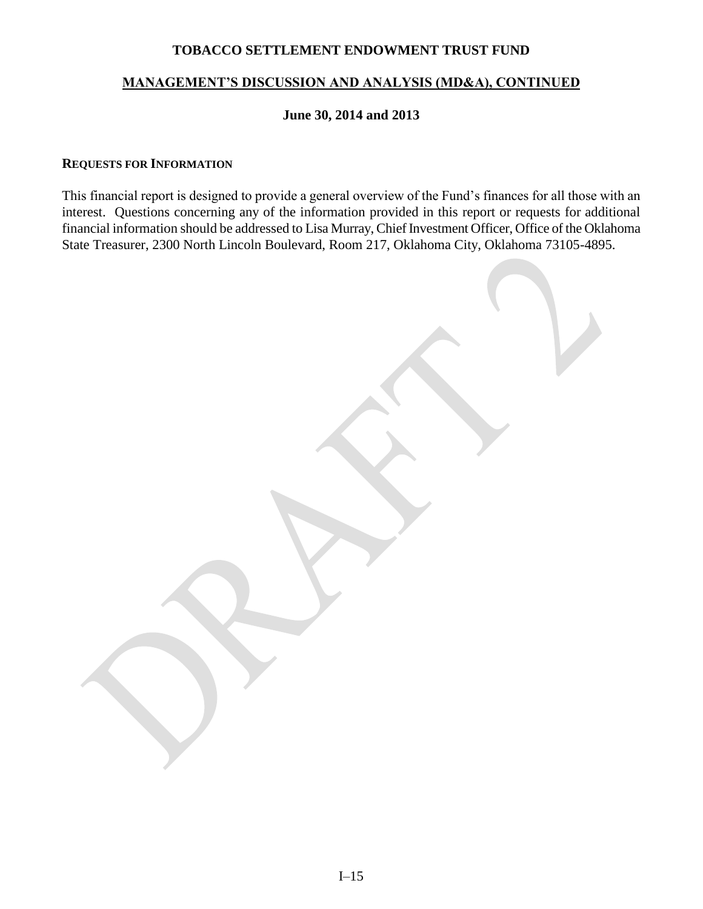# TOBACCO SETTLEMENT ENDOWMENT TRUST FUND

## MANAGEMENT'S DISCUSSION AND ANALYSIS (MD&A), CONTINUED

**June 30, 2014 and 2013**

### REQUESTS FOR INFORMATION

This financial report is designed to provide a general overview of the Fund's finances for all those with an interest. Questions concerning any of the information provided in this report or requests for additional financial information should be addressed to Lisa Murray, Chief Investment Officer, Office of the Oklahoma State Treasurer, 2300 North Lincoln Boulevard, Room 217, Oklahoma City, Oklahoma 73105-4895.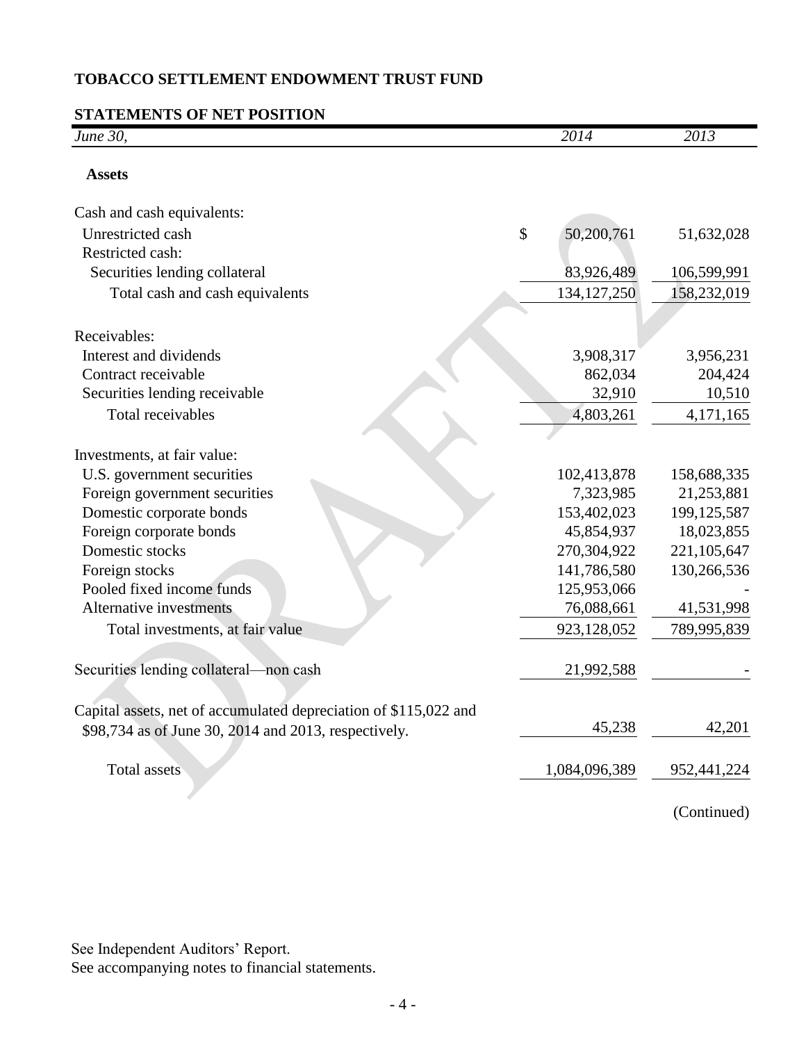**TOBACCO SETTLEMENT ENDOWMENT TRUST FUND**

**STATEMENTS OF NET POSITION**

| *June 30,* | *2014* | *2013* |
|---|---|---|
| **Assets** | | |
| Cash and cash equivalents: | | |
| Unrestricted cash | $ 50,200,761 | 51,632,028 |
| Restricted cash: | | |
| Securities lending collateral | 83,926,489 | 106,599,991 |
| Total cash and cash equivalents | 134,127,250 | 158,232,019 |
| Receivables: | | |
| Interest and dividends | 3,908,317 | 3,956,231 |
| Contract receivable | 862,034 | 204,424 |
| Securities lending receivable | 32,910 | 10,510 |
| Total receivables | 4,803,261 | 4,171,165 |
| Investments, at fair value: | | |
| U.S. government securities | 102,413,878 | 158,688,335 |
| Foreign government securities | 7,323,985 | 21,253,881 |
| Domestic corporate bonds | 153,402,023 | 199,125,587 |
| Foreign corporate bonds | 45,854,937 | 18,023,855 |
| Domestic stocks | 270,304,922 | 221,105,647 |
| Foreign stocks | 141,786,580 | 130,266,536 |
| Pooled fixed income funds | 125,953,066 | - |
| Alternative investments | 76,088,661 | 41,531,998 |
| Total investments, at fair value | 923,128,052 | 789,995,839 |
| Securities lending collateral—non cash | 21,992,588 | - |
| Capital assets, net of accumulated depreciation of $115,022 and $98,734 as of June 30, 2014 and 2013, respectively. | 45,238 | 42,201 |
| Total assets | 1,084,096,389 | 952,441,224 |

(Continued)

See Independent Auditors' Report.
See accompanying notes to financial statements.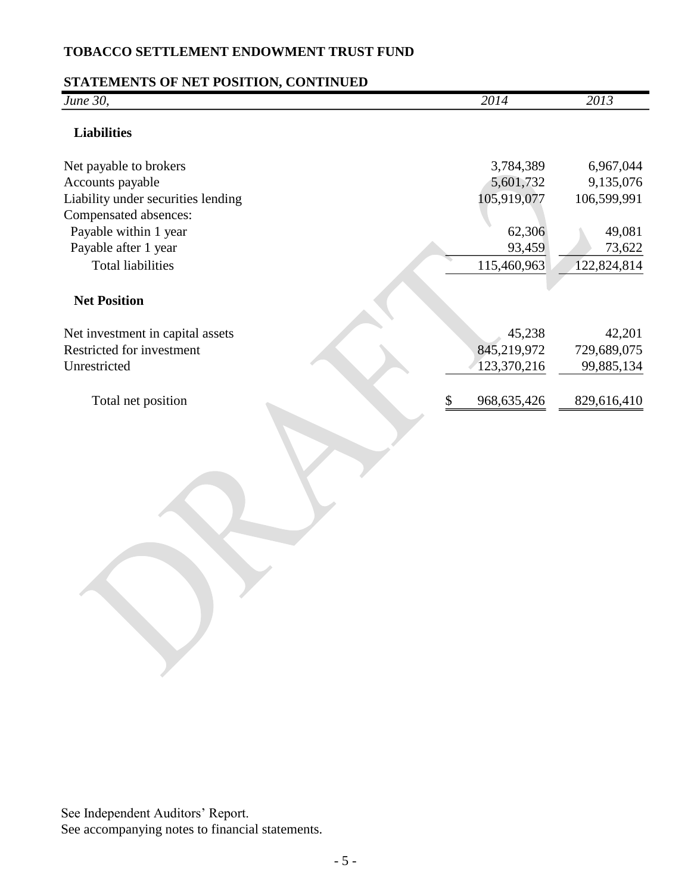**TOBACCO SETTLEMENT ENDOWMENT TRUST FUND**

**STATEMENTS OF NET POSITION, CONTINUED**

| *June 30,* | *2014* | *2013* |
|---|---|---|
| **Liabilities** | | |
| Net payable to brokers | 3,784,389 | 6,967,044 |
| Accounts payable | 5,601,732 | 9,135,076 |
| Liability under securities lending | 105,919,077 | 106,599,991 |
| Compensated absences: | | |
| Payable within 1 year | 62,306 | 49,081 |
| Payable after 1 year | 93,459 | 73,622 |
| Total liabilities | 115,460,963 | 122,824,814 |
| **Net Position** | | |
| Net investment in capital assets | 45,238 | 42,201 |
| Restricted for investment | 845,219,972 | 729,689,075 |
| Unrestricted | 123,370,216 | 99,885,134 |
| Total net position | $ 968,635,426 | 829,616,410 |

See Independent Auditors' Report.
See accompanying notes to financial statements.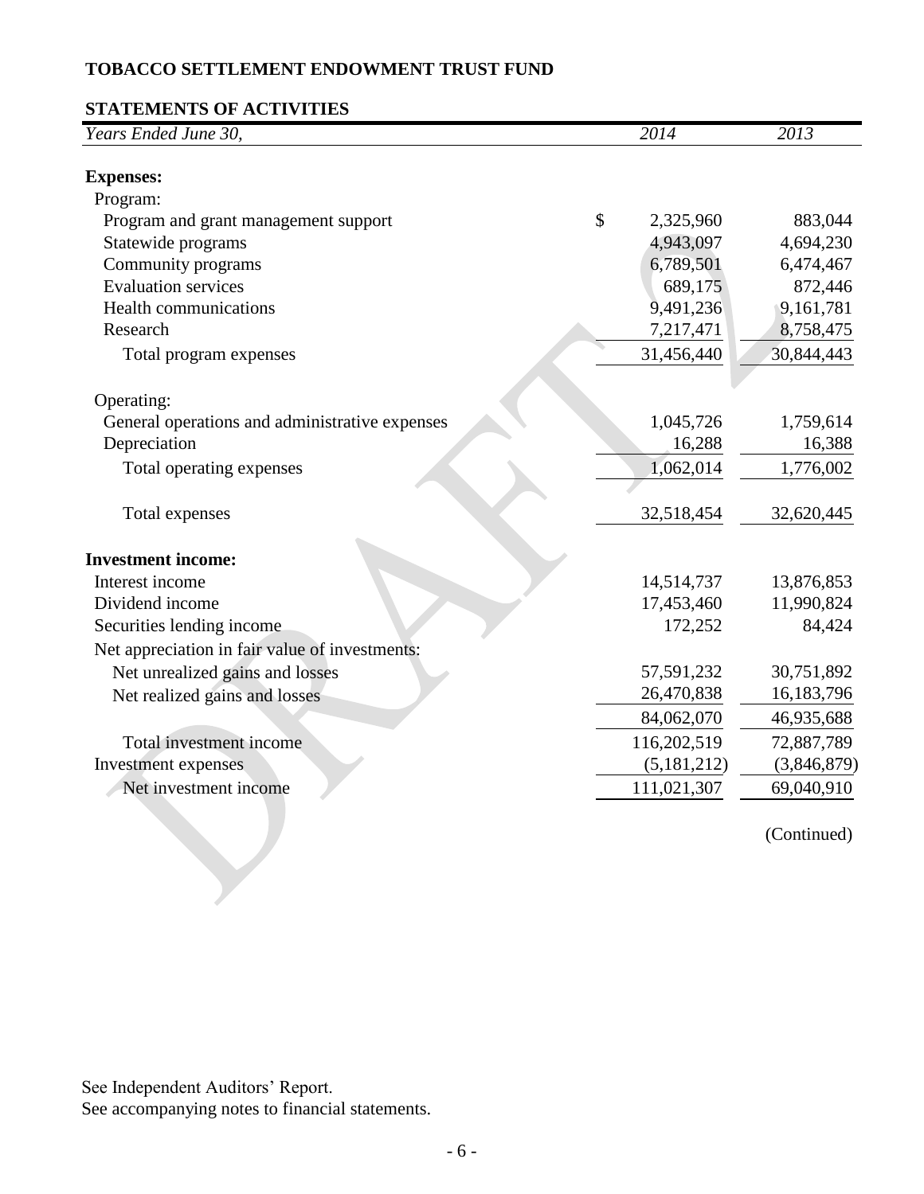**TOBACCO SETTLEMENT ENDOWMENT TRUST FUND**

**STATEMENTS OF ACTIVITIES**

| *Years Ended June 30,* | *2014* | *2013* |
|---|---|---|
| **Expenses:** | | |
| Program: | | |
| Program and grant management support | $ 2,325,960 | 883,044 |
| Statewide programs | 4,943,097 | 4,694,230 |
| Community programs | 6,789,501 | 6,474,467 |
| Evaluation services | 689,175 | 872,446 |
| Health communications | 9,491,236 | 9,161,781 |
| Research | 7,217,471 | 8,758,475 |
| Total program expenses | 31,456,440 | 30,844,443 |
| Operating: | | |
| General operations and administrative expenses | 1,045,726 | 1,759,614 |
| Depreciation | 16,288 | 16,388 |
| Total operating expenses | 1,062,014 | 1,776,002 |
| Total expenses | 32,518,454 | 32,620,445 |
| **Investment income:** | | |
| Interest income | 14,514,737 | 13,876,853 |
| Dividend income | 17,453,460 | 11,990,824 |
| Securities lending income | 172,252 | 84,424 |
| Net appreciation in fair value of investments: | | |
| Net unrealized gains and losses | 57,591,232 | 30,751,892 |
| Net realized gains and losses | 26,470,838 | 16,183,796 |
| | 84,062,070 | 46,935,688 |
| Total investment income | 116,202,519 | 72,887,789 |
| Investment expenses | (5,181,212) | (3,846,879) |
| Net investment income | 111,021,307 | 69,040,910 |

(Continued)

See Independent Auditors' Report.
See accompanying notes to financial statements.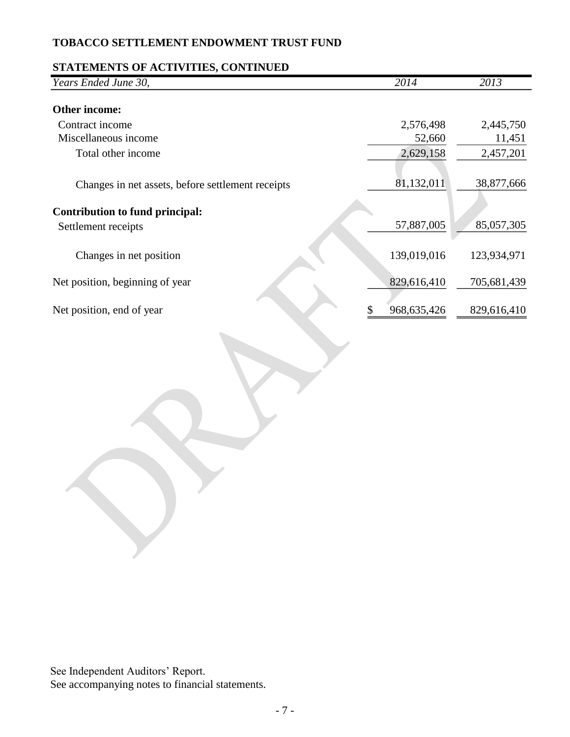**TOBACCO SETTLEMENT ENDOWMENT TRUST FUND**

**STATEMENTS OF ACTIVITIES, CONTINUED**

| *Years Ended June 30,* | *2014* | *2013* |
|---|---|---|
| **Other income:** | | |
| Contract income | 2,576,498 | 2,445,750 |
| Miscellaneous income | 52,660 | 11,451 |
| Total other income | 2,629,158 | 2,457,201 |
| Changes in net assets, before settlement receipts | 81,132,011 | 38,877,666 |
| **Contribution to fund principal:** | | |
| Settlement receipts | 57,887,005 | 85,057,305 |
| Changes in net position | 139,019,016 | 123,934,971 |
| Net position, beginning of year | 829,616,410 | 705,681,439 |
| Net position, end of year | $ 968,635,426 | 829,616,410 |

See Independent Auditors' Report.
See accompanying notes to financial statements.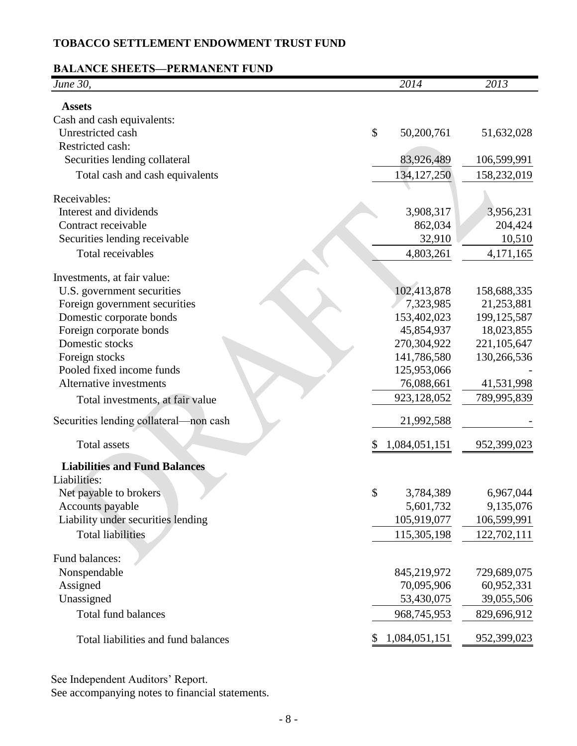## TOBACCO SETTLEMENT ENDOWMENT TRUST FUND

### BALANCE SHEETS—PERMANENT FUND

| *June 30,* | *2014* | *2013* |
|---|---|---|
| **Assets** | | |
| Cash and cash equivalents: | | |
| Unrestricted cash | $ 50,200,761 | 51,632,028 |
| Restricted cash: | | |
| Securities lending collateral | 83,926,489 | 106,599,991 |
| Total cash and cash equivalents | 134,127,250 | 158,232,019 |
| Receivables: | | |
| Interest and dividends | 3,908,317 | 3,956,231 |
| Contract receivable | 862,034 | 204,424 |
| Securities lending receivable | 32,910 | 10,510 |
| Total receivables | 4,803,261 | 4,171,165 |
| Investments, at fair value: | | |
| U.S. government securities | 102,413,878 | 158,688,335 |
| Foreign government securities | 7,323,985 | 21,253,881 |
| Domestic corporate bonds | 153,402,023 | 199,125,587 |
| Foreign corporate bonds | 45,854,937 | 18,023,855 |
| Domestic stocks | 270,304,922 | 221,105,647 |
| Foreign stocks | 141,786,580 | 130,266,536 |
| Pooled fixed income funds | 125,953,066 | - |
| Alternative investments | 76,088,661 | 41,531,998 |
| Total investments, at fair value | 923,128,052 | 789,995,839 |
| Securities lending collateral—non cash | 21,992,588 | - |
| Total assets | $ 1,084,051,151 | 952,399,023 |
| **Liabilities and Fund Balances** | | |
| Liabilities: | | |
| Net payable to brokers | $ 3,784,389 | 6,967,044 |
| Accounts payable | 5,601,732 | 9,135,076 |
| Liability under securities lending | 105,919,077 | 106,599,991 |
| Total liabilities | 115,305,198 | 122,702,111 |
| Fund balances: | | |
| Nonspendable | 845,219,972 | 729,689,075 |
| Assigned | 70,095,906 | 60,952,331 |
| Unassigned | 53,430,075 | 39,055,506 |
| Total fund balances | 968,745,953 | 829,696,912 |
| Total liabilities and fund balances | $ 1,084,051,151 | 952,399,023 |

See Independent Auditors' Report.
See accompanying notes to financial statements.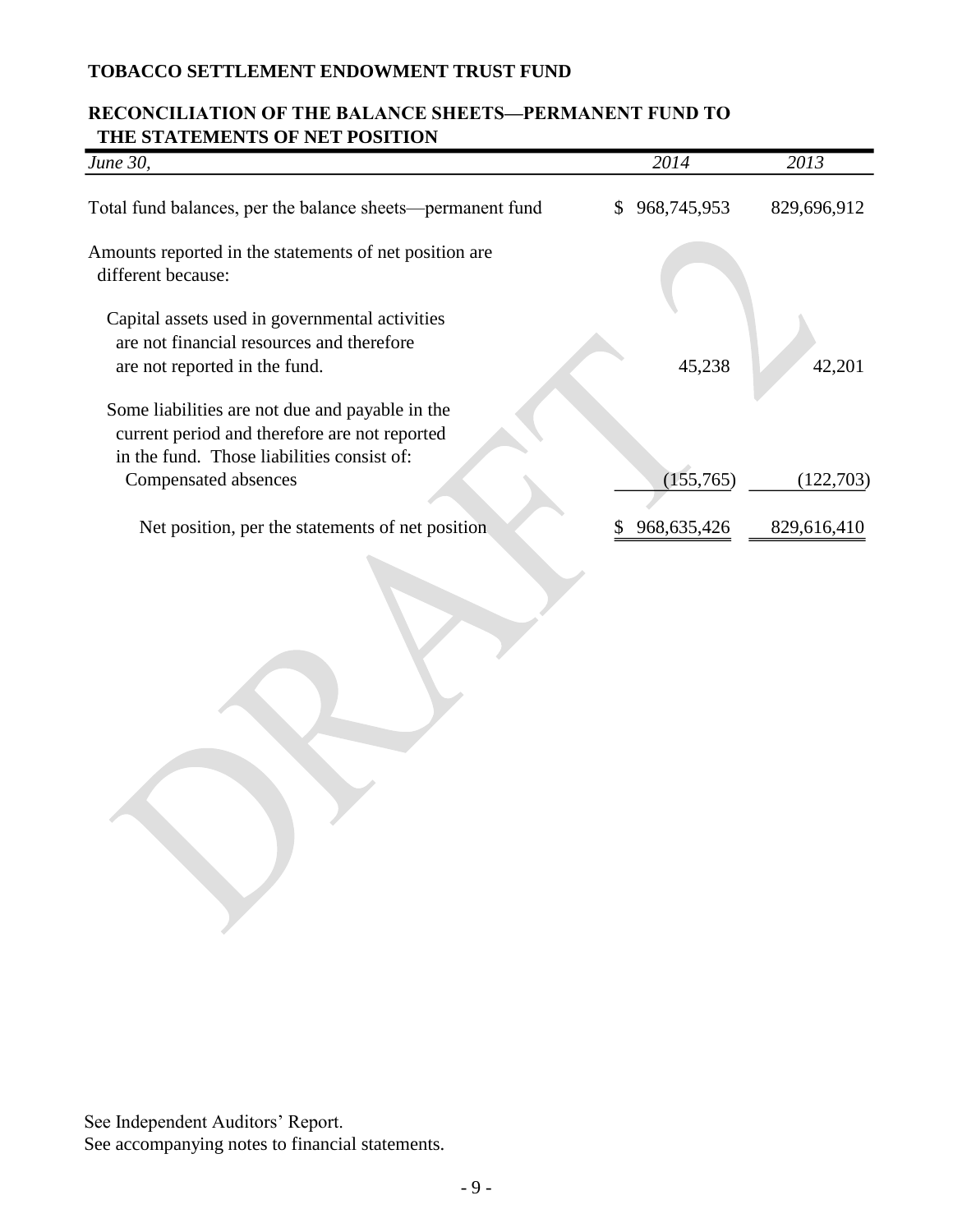**TOBACCO SETTLEMENT ENDOWMENT TRUST FUND**

## RECONCILIATION OF THE BALANCE SHEETS—PERMANENT FUND TO THE STATEMENTS OF NET POSITION

| *June 30,* | *2014* | *2013* |
|---|---|---|
| Total fund balances, per the balance sheets—permanent fund | $ 968,745,953 | 829,696,912 |
| Amounts reported in the statements of net position are different because: | | |
| Capital assets used in governmental activities are not financial resources and therefore are not reported in the fund. | 45,238 | 42,201 |
| Some liabilities are not due and payable in the current period and therefore are not reported in the fund. Those liabilities consist of: | | |
| Compensated absences | (155,765) | (122,703) |
| Net position, per the statements of net position | $ 968,635,426 | 829,616,410 |

See Independent Auditors' Report.
See accompanying notes to financial statements.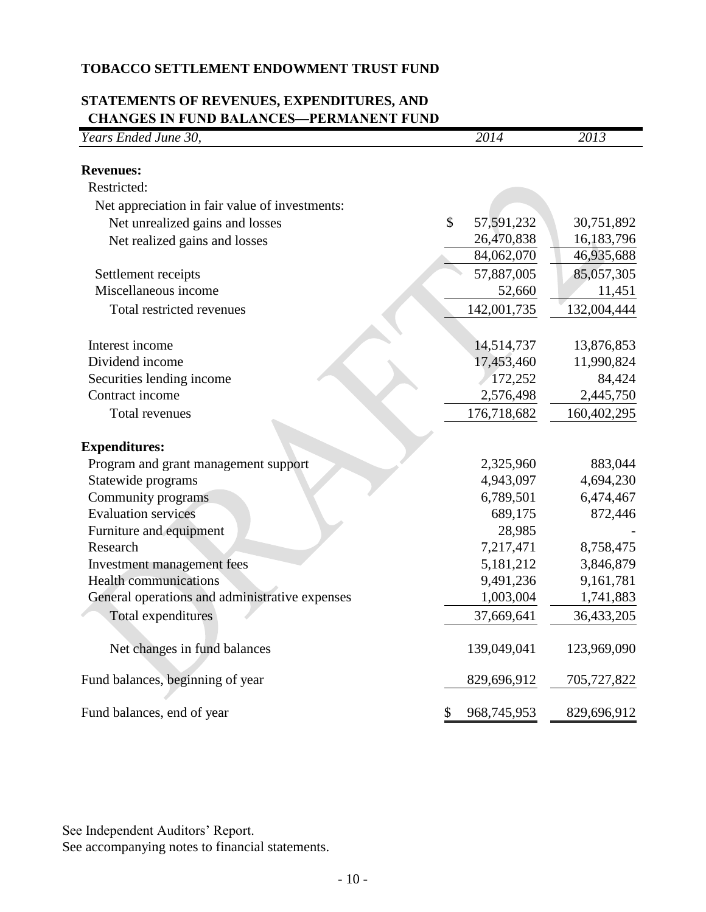# TOBACCO SETTLEMENT ENDOWMENT TRUST FUND

## STATEMENTS OF REVENUES, EXPENDITURES, AND CHANGES IN FUND BALANCES—PERMANENT FUND

| *Years Ended June 30,* | *2014* | *2013* |
|---|---|---|
| **Revenues:** | | |
| Restricted: | | |
| Net appreciation in fair value of investments: | | |
| Net unrealized gains and losses | $ 57,591,232 | 30,751,892 |
| Net realized gains and losses | 26,470,838 | 16,183,796 |
| | 84,062,070 | 46,935,688 |
| Settlement receipts | 57,887,005 | 85,057,305 |
| Miscellaneous income | 52,660 | 11,451 |
| Total restricted revenues | 142,001,735 | 132,004,444 |
| Interest income | 14,514,737 | 13,876,853 |
| Dividend income | 17,453,460 | 11,990,824 |
| Securities lending income | 172,252 | 84,424 |
| Contract income | 2,576,498 | 2,445,750 |
| Total revenues | 176,718,682 | 160,402,295 |
| **Expenditures:** | | |
| Program and grant management support | 2,325,960 | 883,044 |
| Statewide programs | 4,943,097 | 4,694,230 |
| Community programs | 6,789,501 | 6,474,467 |
| Evaluation services | 689,175 | 872,446 |
| Furniture and equipment | 28,985 | - |
| Research | 7,217,471 | 8,758,475 |
| Investment management fees | 5,181,212 | 3,846,879 |
| Health communications | 9,491,236 | 9,161,781 |
| General operations and administrative expenses | 1,003,004 | 1,741,883 |
| Total expenditures | 37,669,641 | 36,433,205 |
| Net changes in fund balances | 139,049,041 | 123,969,090 |
| Fund balances, beginning of year | 829,696,912 | 705,727,822 |
| Fund balances, end of year | $ 968,745,953 | 829,696,912 |

See Independent Auditors' Report.
See accompanying notes to financial statements.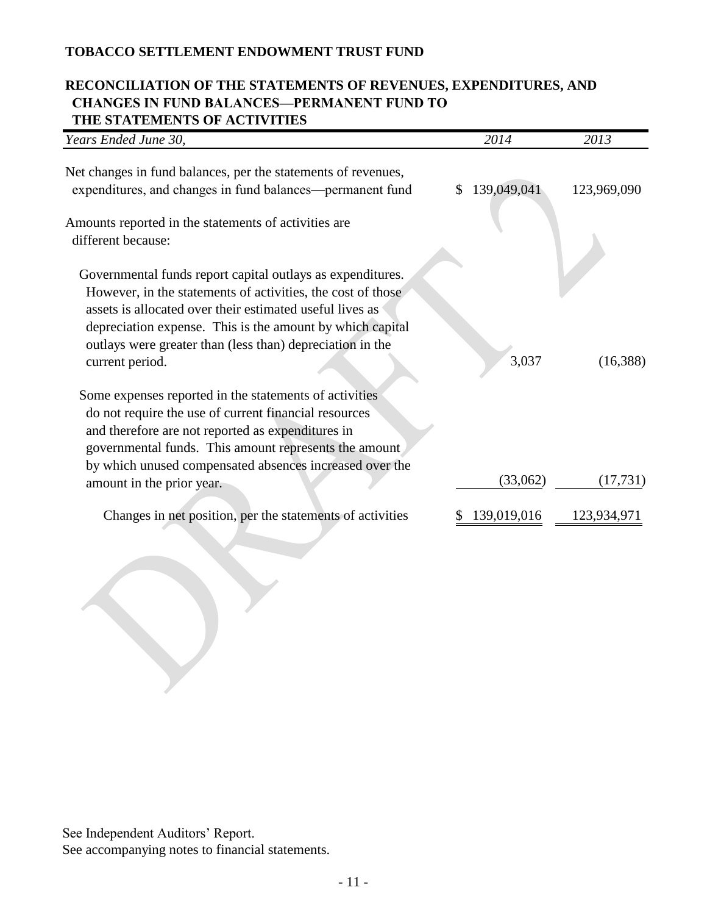**TOBACCO SETTLEMENT ENDOWMENT TRUST FUND**

**RECONCILIATION OF THE STATEMENTS OF REVENUES, EXPENDITURES, AND CHANGES IN FUND BALANCES—PERMANENT FUND TO THE STATEMENTS OF ACTIVITIES**

| *Years Ended June 30,* | *2014* | *2013* |
|---|---|---|
| Net changes in fund balances, per the statements of revenues, expenditures, and changes in fund balances—permanent fund | $ 139,049,041 | 123,969,090 |
| Amounts reported in the statements of activities are different because: | | |
| Governmental funds report capital outlays as expenditures. However, in the statements of activities, the cost of those assets is allocated over their estimated useful lives as depreciation expense. This is the amount by which capital outlays were greater than (less than) depreciation in the current period. | 3,037 | (16,388) |
| Some expenses reported in the statements of activities do not require the use of current financial resources and therefore are not reported as expenditures in governmental funds. This amount represents the amount by which unused compensated absences increased over the amount in the prior year. | (33,062) | (17,731) |
| Changes in net position, per the statements of activities | $ 139,019,016 | 123,934,971 |

See Independent Auditors' Report.
See accompanying notes to financial statements.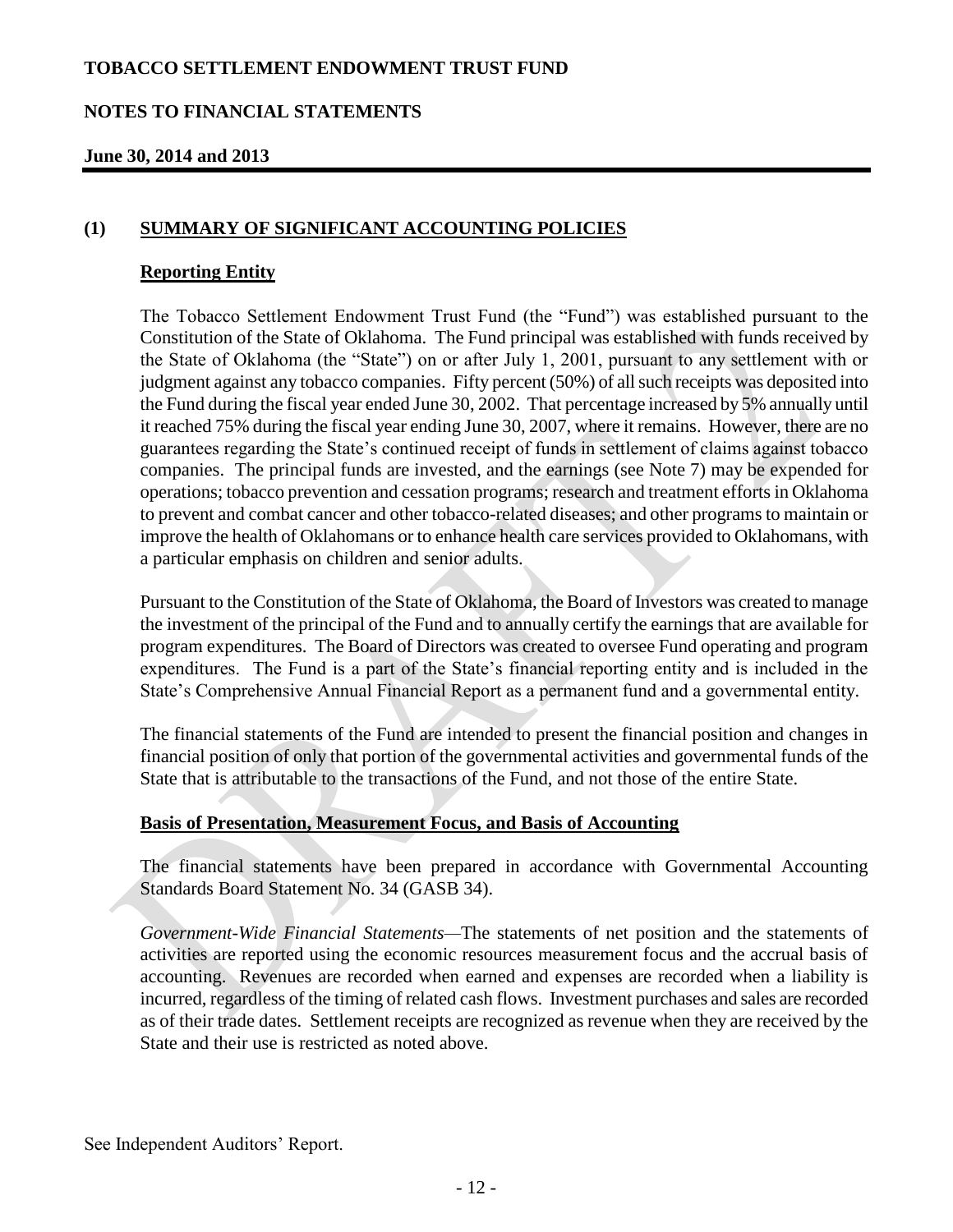## (1) SUMMARY OF SIGNIFICANT ACCOUNTING POLICIES

### Reporting Entity

The Tobacco Settlement Endowment Trust Fund (the "Fund") was established pursuant to the Constitution of the State of Oklahoma. The Fund principal was established with funds received by the State of Oklahoma (the "State") on or after July 1, 2001, pursuant to any settlement with or judgment against any tobacco companies. Fifty percent (50%) of all such receipts was deposited into the Fund during the fiscal year ended June 30, 2002. That percentage increased by 5% annually until it reached 75% during the fiscal year ending June 30, 2007, where it remains. However, there are no guarantees regarding the State's continued receipt of funds in settlement of claims against tobacco companies. The principal funds are invested, and the earnings (see Note 7) may be expended for operations; tobacco prevention and cessation programs; research and treatment efforts in Oklahoma to prevent and combat cancer and other tobacco-related diseases; and other programs to maintain or improve the health of Oklahomans or to enhance health care services provided to Oklahomans, with a particular emphasis on children and senior adults.

Pursuant to the Constitution of the State of Oklahoma, the Board of Investors was created to manage the investment of the principal of the Fund and to annually certify the earnings that are available for program expenditures. The Board of Directors was created to oversee Fund operating and program expenditures. The Fund is a part of the State's financial reporting entity and is included in the State's Comprehensive Annual Financial Report as a permanent fund and a governmental entity.

The financial statements of the Fund are intended to present the financial position and changes in financial position of only that portion of the governmental activities and governmental funds of the State that is attributable to the transactions of the Fund, and not those of the entire State.

### Basis of Presentation, Measurement Focus, and Basis of Accounting

The financial statements have been prepared in accordance with Governmental Accounting Standards Board Statement No. 34 (GASB 34).

*Government-Wide Financial Statements*—The statements of net position and the statements of activities are reported using the economic resources measurement focus and the accrual basis of accounting. Revenues are recorded when earned and expenses are recorded when a liability is incurred, regardless of the timing of related cash flows. Investment purchases and sales are recorded as of their trade dates. Settlement receipts are recognized as revenue when they are received by the State and their use is restricted as noted above.

See Independent Auditors' Report.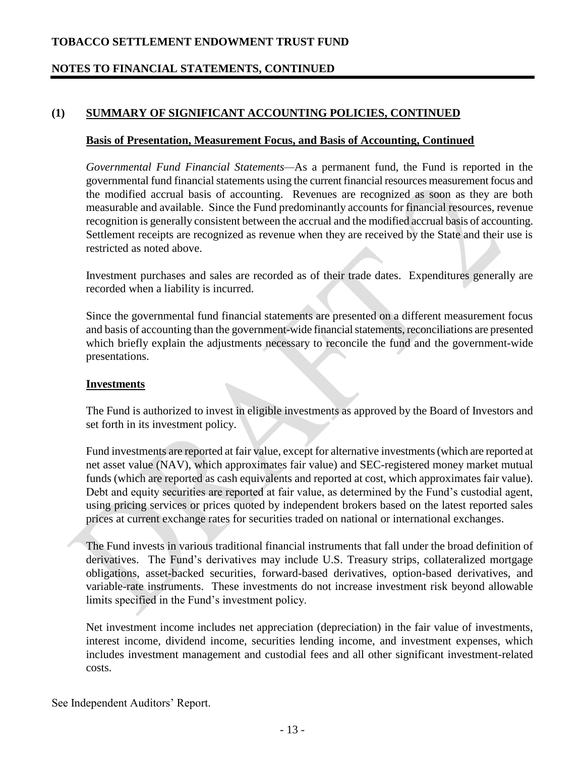## (1) SUMMARY OF SIGNIFICANT ACCOUNTING POLICIES, CONTINUED

### Basis of Presentation, Measurement Focus, and Basis of Accounting, Continued

*Governmental Fund Financial Statements*—As a permanent fund, the Fund is reported in the governmental fund financial statements using the current financial resources measurement focus and the modified accrual basis of accounting. Revenues are recognized as soon as they are both measurable and available. Since the Fund predominantly accounts for financial resources, revenue recognition is generally consistent between the accrual and the modified accrual basis of accounting. Settlement receipts are recognized as revenue when they are received by the State and their use is restricted as noted above.

Investment purchases and sales are recorded as of their trade dates. Expenditures generally are recorded when a liability is incurred.

Since the governmental fund financial statements are presented on a different measurement focus and basis of accounting than the government-wide financial statements, reconciliations are presented which briefly explain the adjustments necessary to reconcile the fund and the government-wide presentations.

### Investments

The Fund is authorized to invest in eligible investments as approved by the Board of Investors and set forth in its investment policy.

Fund investments are reported at fair value, except for alternative investments (which are reported at net asset value (NAV), which approximates fair value) and SEC-registered money market mutual funds (which are reported as cash equivalents and reported at cost, which approximates fair value). Debt and equity securities are reported at fair value, as determined by the Fund's custodial agent, using pricing services or prices quoted by independent brokers based on the latest reported sales prices at current exchange rates for securities traded on national or international exchanges.

The Fund invests in various traditional financial instruments that fall under the broad definition of derivatives. The Fund's derivatives may include U.S. Treasury strips, collateralized mortgage obligations, asset-backed securities, forward-based derivatives, option-based derivatives, and variable-rate instruments. These investments do not increase investment risk beyond allowable limits specified in the Fund's investment policy.

Net investment income includes net appreciation (depreciation) in the fair value of investments, interest income, dividend income, securities lending income, and investment expenses, which includes investment management and custodial fees and all other significant investment-related costs.

See Independent Auditors' Report.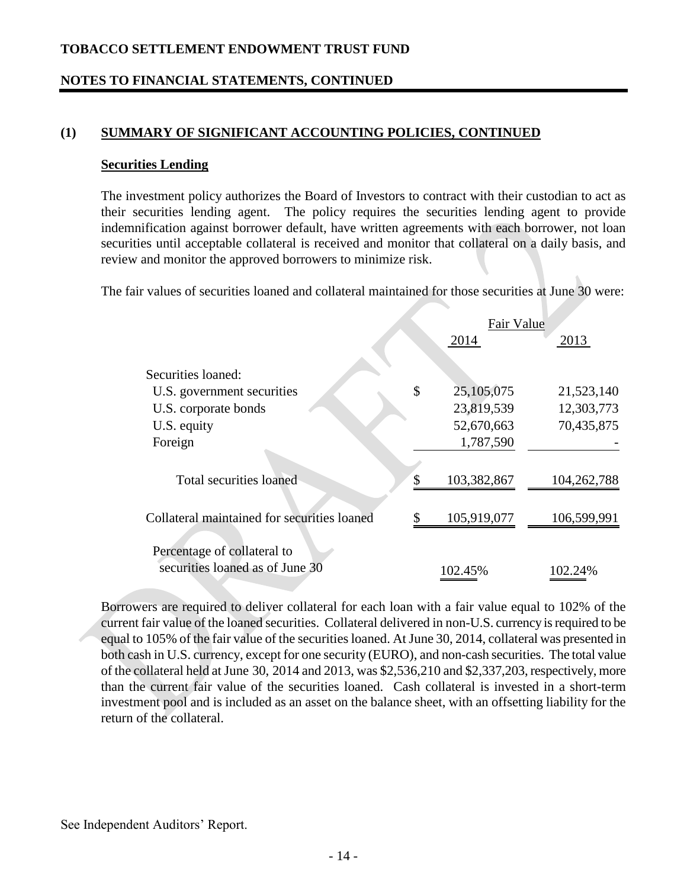# TOBACCO SETTLEMENT ENDOWMENT TRUST FUND

## NOTES TO FINANCIAL STATEMENTS, CONTINUED

### (1) SUMMARY OF SIGNIFICANT ACCOUNTING POLICIES, CONTINUED

**Securities Lending**

The investment policy authorizes the Board of Investors to contract with their custodian to act as their securities lending agent. The policy requires the securities lending agent to provide indemnification against borrower default, have written agreements with each borrower, not loan securities until acceptable collateral is received and monitor that collateral on a daily basis, and review and monitor the approved borrowers to minimize risk.

The fair values of securities loaned and collateral maintained for those securities at June 30 were:

| | Fair Value | |
|---|---|---|
| | 2014 | 2013 |
| Securities loaned: | | |
| U.S. government securities | $ 25,105,075 | 21,523,140 |
| U.S. corporate bonds | 23,819,539 | 12,303,773 |
| U.S. equity | 52,670,663 | 70,435,875 |
| Foreign | 1,787,590 | - |
| Total securities loaned | $ 103,382,867 | 104,262,788 |
| Collateral maintained for securities loaned | $ 105,919,077 | 106,599,991 |
| Percentage of collateral to securities loaned as of June 30 | 102.45% | 102.24% |

Borrowers are required to deliver collateral for each loan with a fair value equal to 102% of the current fair value of the loaned securities. Collateral delivered in non-U.S. currency is required to be equal to 105% of the fair value of the securities loaned. At June 30, 2014, collateral was presented in both cash in U.S. currency, except for one security (EURO), and non-cash securities. The total value of the collateral held at June 30, 2014 and 2013, was $2,536,210 and $2,337,203, respectively, more than the current fair value of the securities loaned. Cash collateral is invested in a short-term investment pool and is included as an asset on the balance sheet, with an offsetting liability for the return of the collateral.

See Independent Auditors' Report.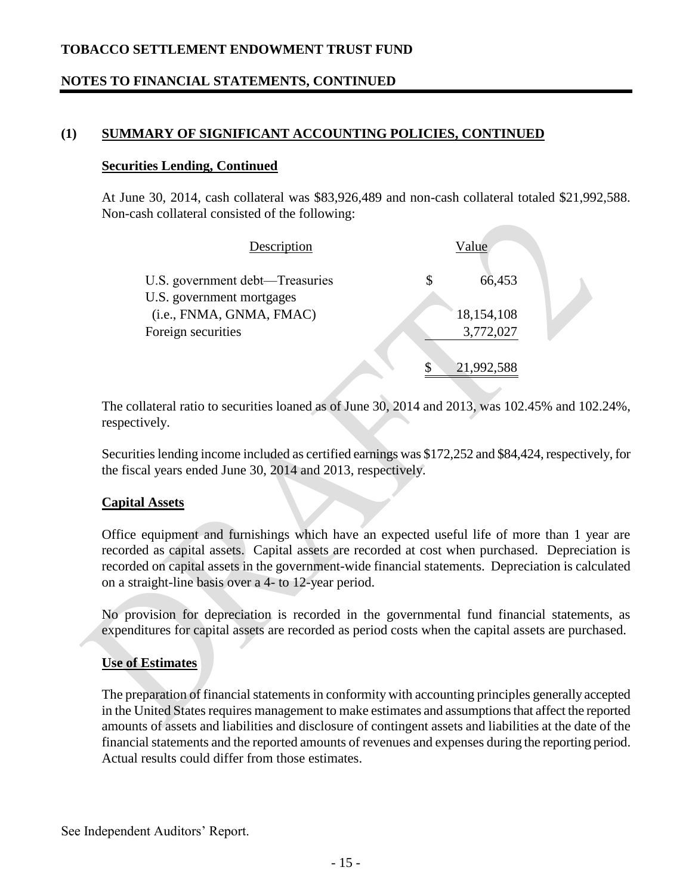## (1) SUMMARY OF SIGNIFICANT ACCOUNTING POLICIES, CONTINUED

### Securities Lending, Continued

At June 30, 2014, cash collateral was $83,926,489 and non-cash collateral totaled $21,992,588. Non-cash collateral consisted of the following:

| Description | Value |
|---|---|
| U.S. government debt—Treasuries | $ 66,453 |
| U.S. government mortgages (i.e., FNMA, GNMA, FMAC) | 18,154,108 |
| Foreign securities | 3,772,027 |
| | $ 21,992,588 |

The collateral ratio to securities loaned as of June 30, 2014 and 2013, was 102.45% and 102.24%, respectively.

Securities lending income included as certified earnings was $172,252 and $84,424, respectively, for the fiscal years ended June 30, 2014 and 2013, respectively.

### Capital Assets

Office equipment and furnishings which have an expected useful life of more than 1 year are recorded as capital assets. Capital assets are recorded at cost when purchased. Depreciation is recorded on capital assets in the government-wide financial statements. Depreciation is calculated on a straight-line basis over a 4- to 12-year period.

No provision for depreciation is recorded in the governmental fund financial statements, as expenditures for capital assets are recorded as period costs when the capital assets are purchased.

### Use of Estimates

The preparation of financial statements in conformity with accounting principles generally accepted in the United States requires management to make estimates and assumptions that affect the reported amounts of assets and liabilities and disclosure of contingent assets and liabilities at the date of the financial statements and the reported amounts of revenues and expenses during the reporting period. Actual results could differ from those estimates.

See Independent Auditors' Report.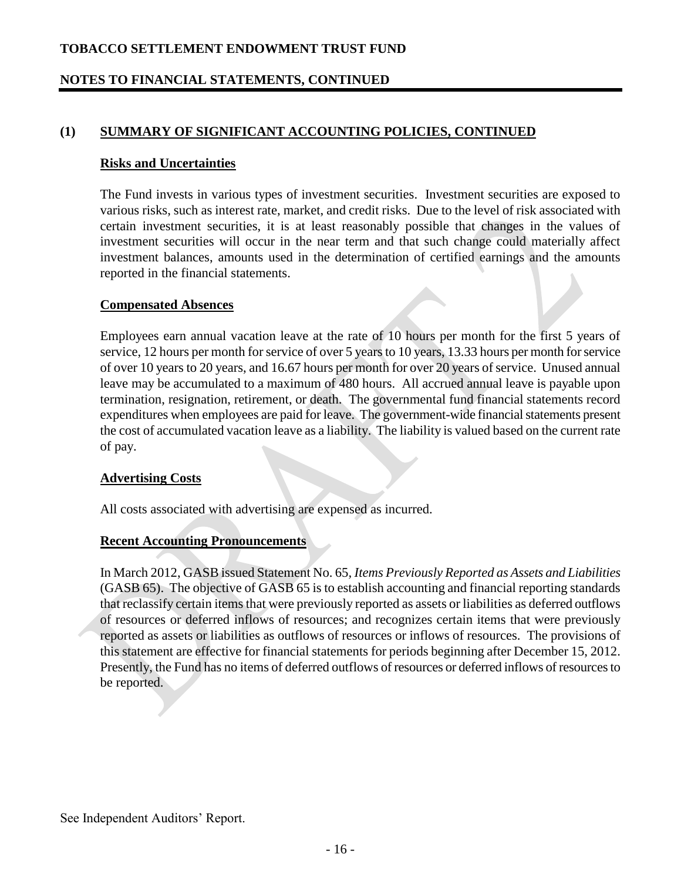## (1) SUMMARY OF SIGNIFICANT ACCOUNTING POLICIES, CONTINUED

### Risks and Uncertainties

The Fund invests in various types of investment securities. Investment securities are exposed to various risks, such as interest rate, market, and credit risks. Due to the level of risk associated with certain investment securities, it is at least reasonably possible that changes in the values of investment securities will occur in the near term and that such change could materially affect investment balances, amounts used in the determination of certified earnings and the amounts reported in the financial statements.

### Compensated Absences

Employees earn annual vacation leave at the rate of 10 hours per month for the first 5 years of service, 12 hours per month for service of over 5 years to 10 years, 13.33 hours per month for service of over 10 years to 20 years, and 16.67 hours per month for over 20 years of service. Unused annual leave may be accumulated to a maximum of 480 hours. All accrued annual leave is payable upon termination, resignation, retirement, or death. The governmental fund financial statements record expenditures when employees are paid for leave. The government-wide financial statements present the cost of accumulated vacation leave as a liability. The liability is valued based on the current rate of pay.

### Advertising Costs

All costs associated with advertising are expensed as incurred.

### Recent Accounting Pronouncements

In March 2012, GASB issued Statement No. 65, *Items Previously Reported as Assets and Liabilities* (GASB 65). The objective of GASB 65 is to establish accounting and financial reporting standards that reclassify certain items that were previously reported as assets or liabilities as deferred outflows of resources or deferred inflows of resources; and recognizes certain items that were previously reported as assets or liabilities as outflows of resources or inflows of resources. The provisions of this statement are effective for financial statements for periods beginning after December 15, 2012. Presently, the Fund has no items of deferred outflows of resources or deferred inflows of resources to be reported.

See Independent Auditors' Report.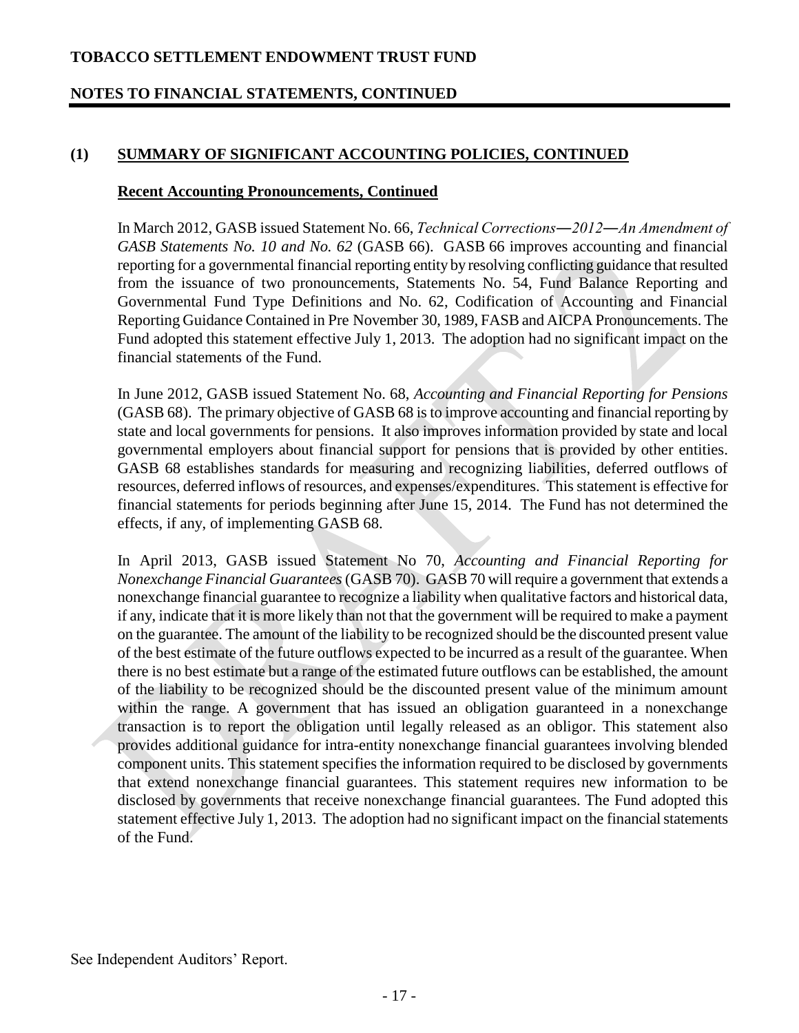# TOBACCO SETTLEMENT ENDOWMENT TRUST FUND

## NOTES TO FINANCIAL STATEMENTS, CONTINUED

## (1) SUMMARY OF SIGNIFICANT ACCOUNTING POLICIES, CONTINUED

### Recent Accounting Pronouncements, Continued

In March 2012, GASB issued Statement No. 66, *Technical Corrections—2012—An Amendment of GASB Statements No. 10 and No. 62* (GASB 66). GASB 66 improves accounting and financial reporting for a governmental financial reporting entity by resolving conflicting guidance that resulted from the issuance of two pronouncements, Statements No. 54, Fund Balance Reporting and Governmental Fund Type Definitions and No. 62, Codification of Accounting and Financial Reporting Guidance Contained in Pre November 30, 1989, FASB and AICPA Pronouncements. The Fund adopted this statement effective July 1, 2013. The adoption had no significant impact on the financial statements of the Fund.

In June 2012, GASB issued Statement No. 68, *Accounting and Financial Reporting for Pensions* (GASB 68). The primary objective of GASB 68 is to improve accounting and financial reporting by state and local governments for pensions. It also improves information provided by state and local governmental employers about financial support for pensions that is provided by other entities. GASB 68 establishes standards for measuring and recognizing liabilities, deferred outflows of resources, deferred inflows of resources, and expenses/expenditures. This statement is effective for financial statements for periods beginning after June 15, 2014. The Fund has not determined the effects, if any, of implementing GASB 68.

In April 2013, GASB issued Statement No 70, *Accounting and Financial Reporting for Nonexchange Financial Guarantees* (GASB 70). GASB 70 will require a government that extends a nonexchange financial guarantee to recognize a liability when qualitative factors and historical data, if any, indicate that it is more likely than not that the government will be required to make a payment on the guarantee. The amount of the liability to be recognized should be the discounted present value of the best estimate of the future outflows expected to be incurred as a result of the guarantee. When there is no best estimate but a range of the estimated future outflows can be established, the amount of the liability to be recognized should be the discounted present value of the minimum amount within the range. A government that has issued an obligation guaranteed in a nonexchange transaction is to report the obligation until legally released as an obligor. This statement also provides additional guidance for intra-entity nonexchange financial guarantees involving blended component units. This statement specifies the information required to be disclosed by governments that extend nonexchange financial guarantees. This statement requires new information to be disclosed by governments that receive nonexchange financial guarantees. The Fund adopted this statement effective July 1, 2013. The adoption had no significant impact on the financial statements of the Fund.

See Independent Auditors' Report.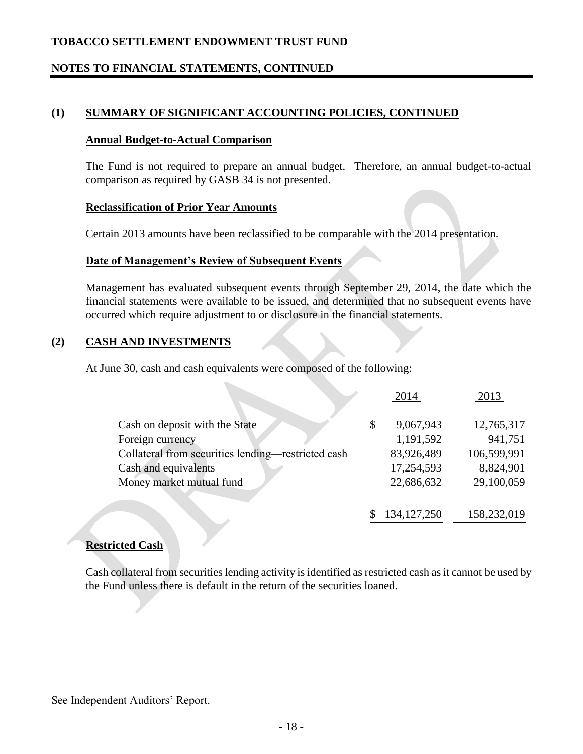**TOBACCO SETTLEMENT ENDOWMENT TRUST FUND**

**NOTES TO FINANCIAL STATEMENTS, CONTINUED**

## (1) SUMMARY OF SIGNIFICANT ACCOUNTING POLICIES, CONTINUED

### Annual Budget-to-Actual Comparison

The Fund is not required to prepare an annual budget. Therefore, an annual budget-to-actual comparison as required by GASB 34 is not presented.

### Reclassification of Prior Year Amounts

Certain 2013 amounts have been reclassified to be comparable with the 2014 presentation.

### Date of Management's Review of Subsequent Events

Management has evaluated subsequent events through September 29, 2014, the date which the financial statements were available to be issued, and determined that no subsequent events have occurred which require adjustment to or disclosure in the financial statements.

## (2) CASH AND INVESTMENTS

At June 30, cash and cash equivalents were composed of the following:

| | 2014 | 2013 |
|---|---|---|
| Cash on deposit with the State | $ 9,067,943 | 12,765,317 |
| Foreign currency | 1,191,592 | 941,751 |
| Collateral from securities lending—restricted cash | 83,926,489 | 106,599,991 |
| Cash and equivalents | 17,254,593 | 8,824,901 |
| Money market mutual fund | 22,686,632 | 29,100,059 |
| | $ 134,127,250 | 158,232,019 |

### Restricted Cash

Cash collateral from securities lending activity is identified as restricted cash as it cannot be used by the Fund unless there is default in the return of the securities loaned.

See Independent Auditors' Report.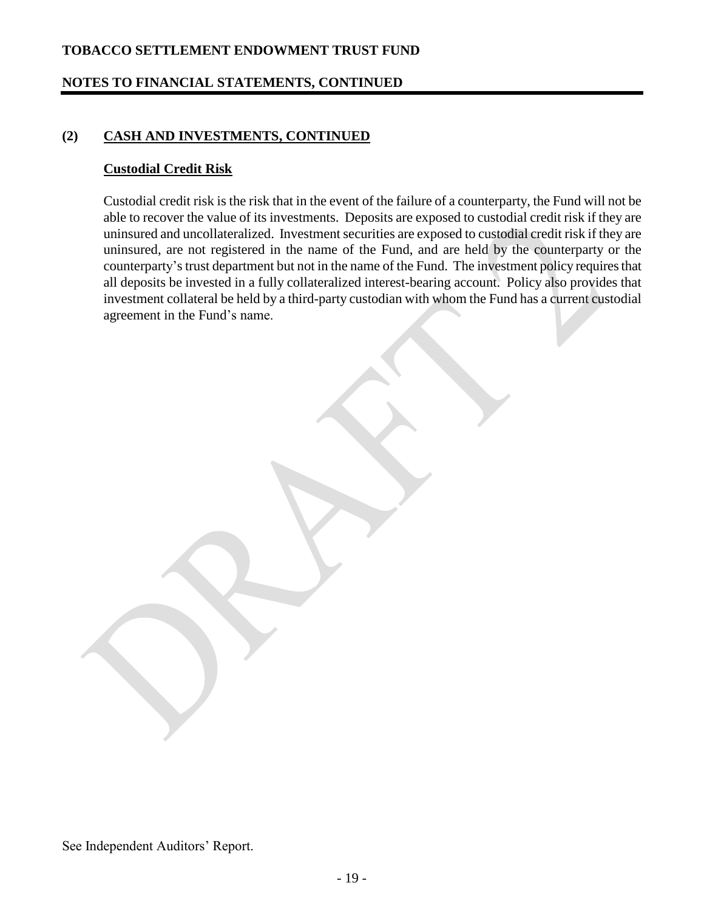## (2) CASH AND INVESTMENTS, CONTINUED

### Custodial Credit Risk

Custodial credit risk is the risk that in the event of the failure of a counterparty, the Fund will not be able to recover the value of its investments. Deposits are exposed to custodial credit risk if they are uninsured and uncollateralized. Investment securities are exposed to custodial credit risk if they are uninsured, are not registered in the name of the Fund, and are held by the counterparty or the counterparty's trust department but not in the name of the Fund. The investment policy requires that all deposits be invested in a fully collateralized interest-bearing account. Policy also provides that investment collateral be held by a third-party custodian with whom the Fund has a current custodial agreement in the Fund's name.

See Independent Auditors' Report.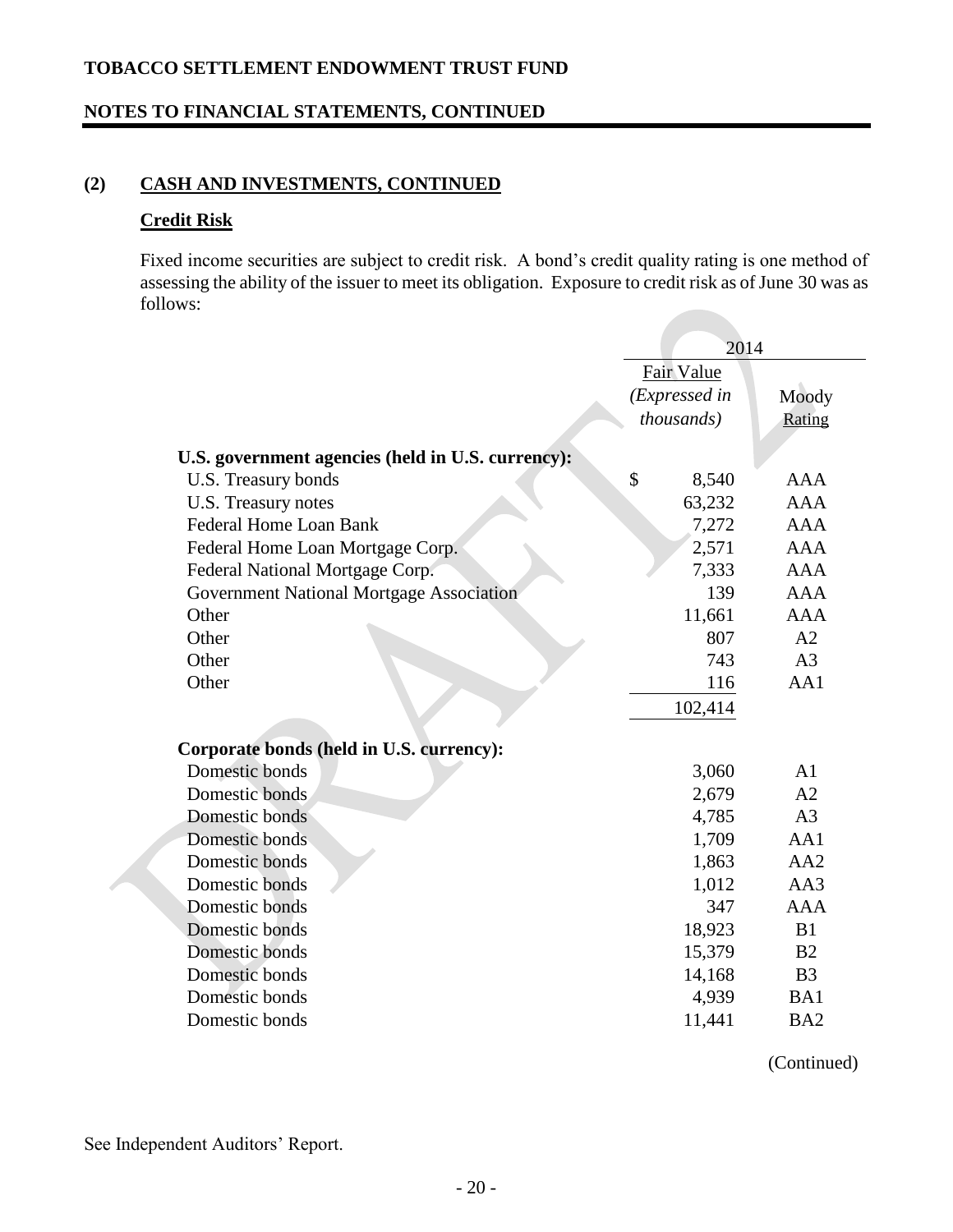**TOBACCO SETTLEMENT ENDOWMENT TRUST FUND**

**NOTES TO FINANCIAL STATEMENTS, CONTINUED**

## (2) CASH AND INVESTMENTS, CONTINUED

### Credit Risk

Fixed income securities are subject to credit risk. A bond's credit quality rating is one method of assessing the ability of the issuer to meet its obligation. Exposure to credit risk as of June 30 was as follows:

| | 2014 | |
|---|---|---|
| | Fair Value *(Expressed in thousands)* | Moody Rating |
| **U.S. government agencies (held in U.S. currency):** | | |
| U.S. Treasury bonds | $ 8,540 | AAA |
| U.S. Treasury notes | 63,232 | AAA |
| Federal Home Loan Bank | 7,272 | AAA |
| Federal Home Loan Mortgage Corp. | 2,571 | AAA |
| Federal National Mortgage Corp. | 7,333 | AAA |
| Government National Mortgage Association | 139 | AAA |
| Other | 11,661 | AAA |
| Other | 807 | A2 |
| Other | 743 | A3 |
| Other | 116 | AA1 |
| | 102,414 | |
| **Corporate bonds (held in U.S. currency):** | | |
| Domestic bonds | 3,060 | A1 |
| Domestic bonds | 2,679 | A2 |
| Domestic bonds | 4,785 | A3 |
| Domestic bonds | 1,709 | AA1 |
| Domestic bonds | 1,863 | AA2 |
| Domestic bonds | 1,012 | AA3 |
| Domestic bonds | 347 | AAA |
| Domestic bonds | 18,923 | B1 |
| Domestic bonds | 15,379 | B2 |
| Domestic bonds | 14,168 | B3 |
| Domestic bonds | 4,939 | BA1 |
| Domestic bonds | 11,441 | BA2 |

(Continued)

See Independent Auditors' Report.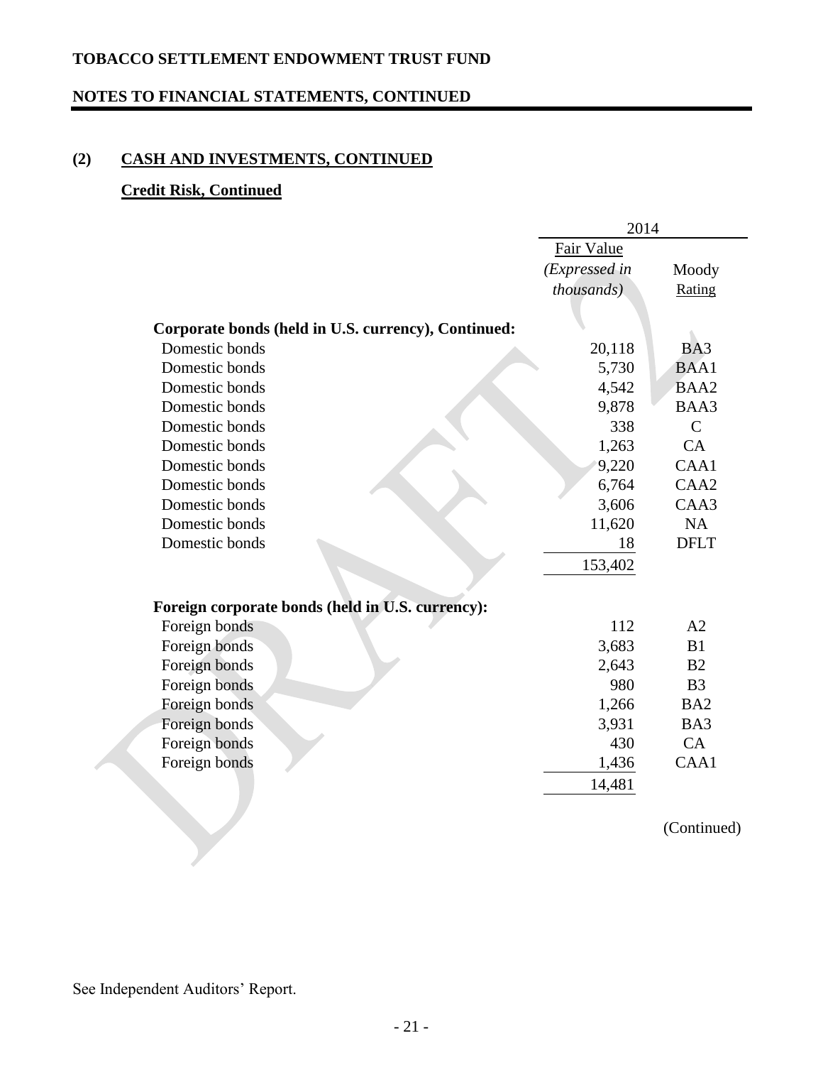# TOBACCO SETTLEMENT ENDOWMENT TRUST FUND

## NOTES TO FINANCIAL STATEMENTS, CONTINUED

### (2) CASH AND INVESTMENTS, CONTINUED

#### Credit Risk, Continued

| | 2014 | |
|---|---|---|
| | Fair Value *(Expressed in thousands)* | Moody Rating |
| **Corporate bonds (held in U.S. currency), Continued:** | | |
| Domestic bonds | 20,118 | BA3 |
| Domestic bonds | 5,730 | BAA1 |
| Domestic bonds | 4,542 | BAA2 |
| Domestic bonds | 9,878 | BAA3 |
| Domestic bonds | 338 | C |
| Domestic bonds | 1,263 | CA |
| Domestic bonds | 9,220 | CAA1 |
| Domestic bonds | 6,764 | CAA2 |
| Domestic bonds | 3,606 | CAA3 |
| Domestic bonds | 11,620 | NA |
| Domestic bonds | 18 | DFLT |
| | 153,402 | |
| **Foreign corporate bonds (held in U.S. currency):** | | |
| Foreign bonds | 112 | A2 |
| Foreign bonds | 3,683 | B1 |
| Foreign bonds | 2,643 | B2 |
| Foreign bonds | 980 | B3 |
| Foreign bonds | 1,266 | BA2 |
| Foreign bonds | 3,931 | BA3 |
| Foreign bonds | 430 | CA |
| Foreign bonds | 1,436 | CAA1 |
| | 14,481 | |

(Continued)

See Independent Auditors' Report.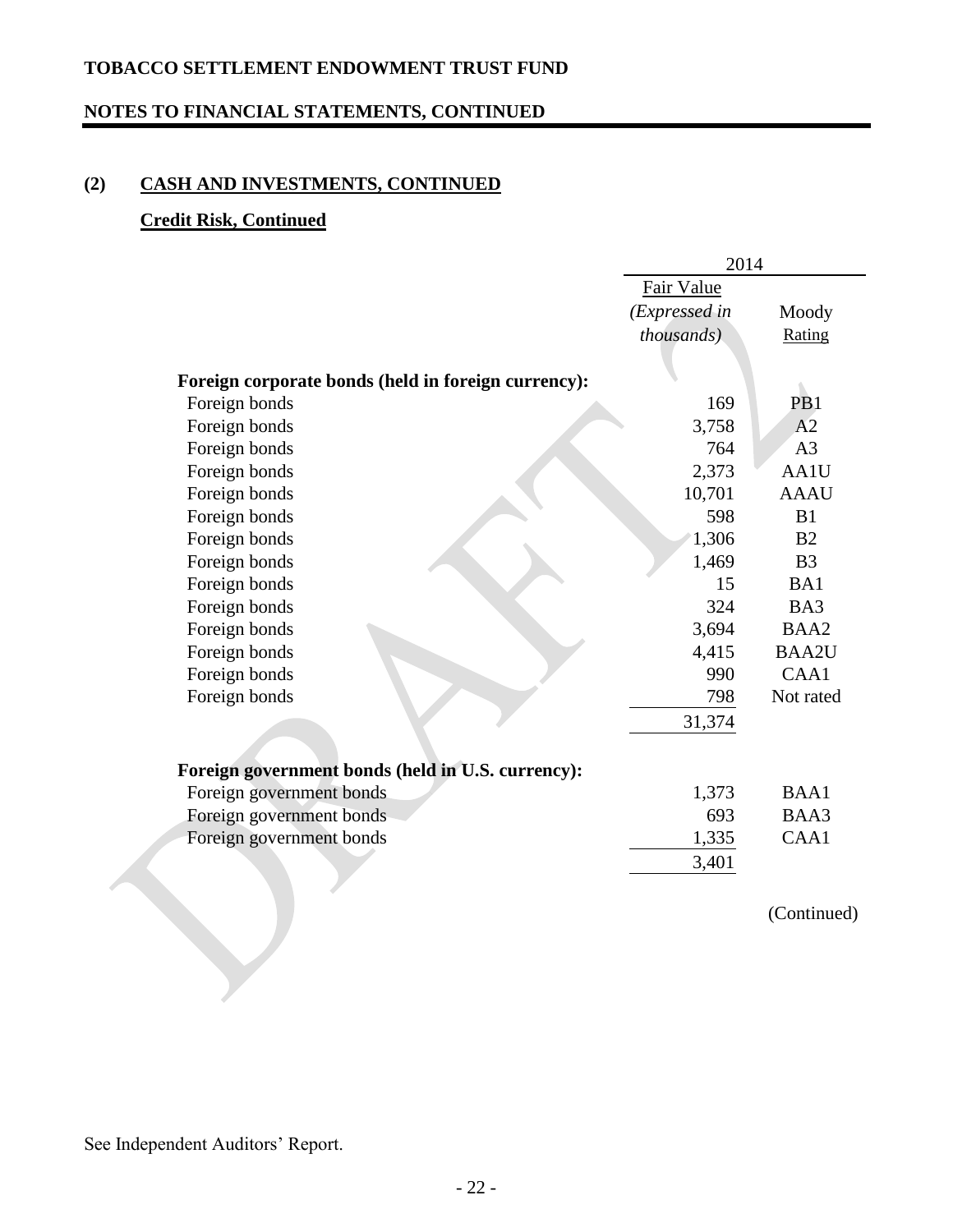TOBACCO SETTLEMENT ENDOWMENT TRUST FUND

NOTES TO FINANCIAL STATEMENTS, CONTINUED

## (2) CASH AND INVESTMENTS, CONTINUED

### Credit Risk, Continued

| | 2014 | |
|---|---|---|
| | Fair Value *(Expressed in thousands)* | Moody Rating |
| **Foreign corporate bonds (held in foreign currency):** | | |
| Foreign bonds | 169 | PB1 |
| Foreign bonds | 3,758 | A2 |
| Foreign bonds | 764 | A3 |
| Foreign bonds | 2,373 | AA1U |
| Foreign bonds | 10,701 | AAAU |
| Foreign bonds | 598 | B1 |
| Foreign bonds | 1,306 | B2 |
| Foreign bonds | 1,469 | B3 |
| Foreign bonds | 15 | BA1 |
| Foreign bonds | 324 | BA3 |
| Foreign bonds | 3,694 | BAA2 |
| Foreign bonds | 4,415 | BAA2U |
| Foreign bonds | 990 | CAA1 |
| Foreign bonds | 798 | Not rated |
| | 31,374 | |
| **Foreign government bonds (held in U.S. currency):** | | |
| Foreign government bonds | 1,373 | BAA1 |
| Foreign government bonds | 693 | BAA3 |
| Foreign government bonds | 1,335 | CAA1 |
| | 3,401 | |

(Continued)

See Independent Auditors' Report.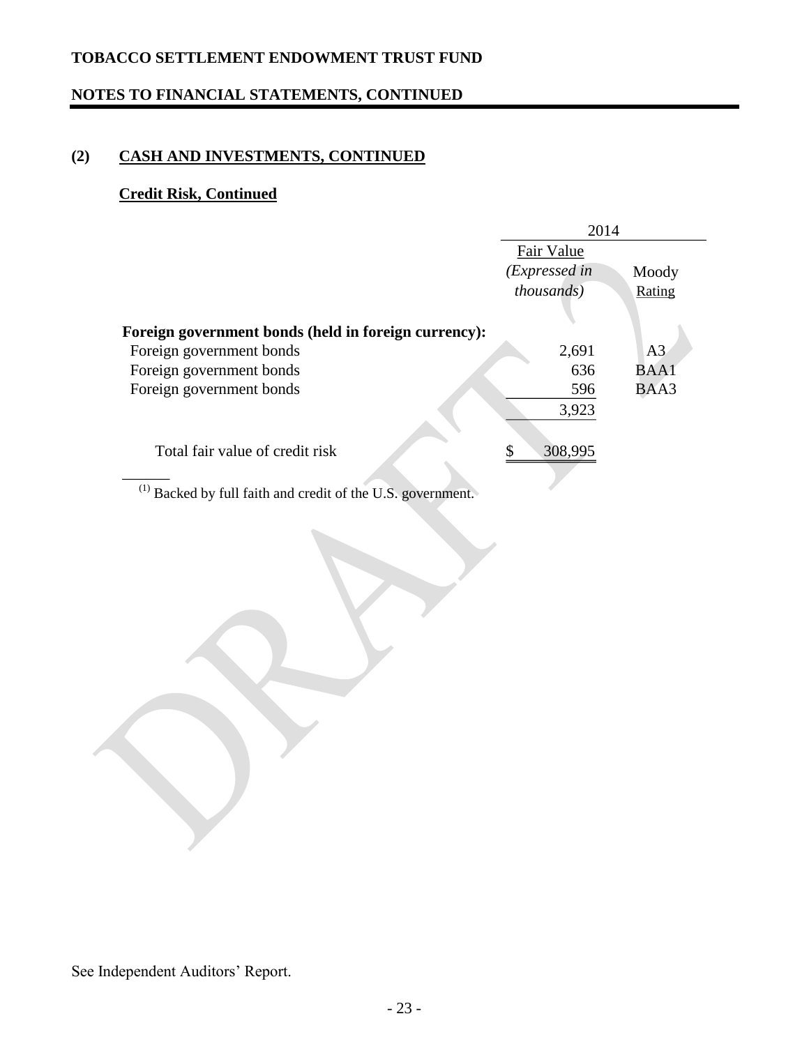## (2) CASH AND INVESTMENTS, CONTINUED

### Credit Risk, Continued

| | 2014 | |
|---|---|---|
| | Fair Value *(Expressed in thousands)* | Moody Rating |
| **Foreign government bonds (held in foreign currency):** | | |
| Foreign government bonds | 2,691 | A3 |
| Foreign government bonds | 636 | BAA1 |
| Foreign government bonds | 596 | BAA3 |
| | 3,923 | |
| Total fair value of credit risk | $ 308,995 | |

(1) Backed by full faith and credit of the U.S. government.

See Independent Auditors' Report.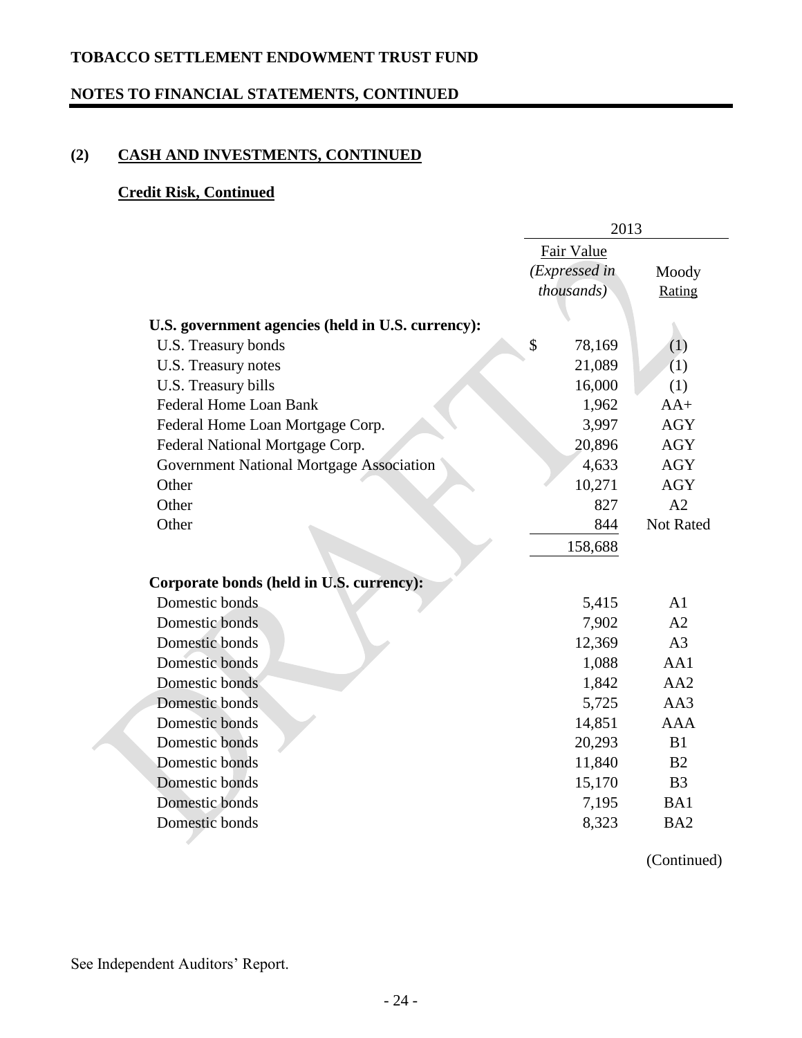**TOBACCO SETTLEMENT ENDOWMENT TRUST FUND**

**NOTES TO FINANCIAL STATEMENTS, CONTINUED**

## (2) CASH AND INVESTMENTS, CONTINUED

### Credit Risk, Continued

| | 2013 | |
|---|---|---|
| | Fair Value *(Expressed in thousands)* | Moody Rating |
| **U.S. government agencies (held in U.S. currency):** | | |
| U.S. Treasury bonds | $ 78,169 | (1) |
| U.S. Treasury notes | 21,089 | (1) |
| U.S. Treasury bills | 16,000 | (1) |
| Federal Home Loan Bank | 1,962 | AA+ |
| Federal Home Loan Mortgage Corp. | 3,997 | AGY |
| Federal National Mortgage Corp. | 20,896 | AGY |
| Government National Mortgage Association | 4,633 | AGY |
| Other | 10,271 | AGY |
| Other | 827 | A2 |
| Other | 844 | Not Rated |
| | 158,688 | |
| **Corporate bonds (held in U.S. currency):** | | |
| Domestic bonds | 5,415 | A1 |
| Domestic bonds | 7,902 | A2 |
| Domestic bonds | 12,369 | A3 |
| Domestic bonds | 1,088 | AA1 |
| Domestic bonds | 1,842 | AA2 |
| Domestic bonds | 5,725 | AA3 |
| Domestic bonds | 14,851 | AAA |
| Domestic bonds | 20,293 | B1 |
| Domestic bonds | 11,840 | B2 |
| Domestic bonds | 15,170 | B3 |
| Domestic bonds | 7,195 | BA1 |
| Domestic bonds | 8,323 | BA2 |

(Continued)

See Independent Auditors' Report.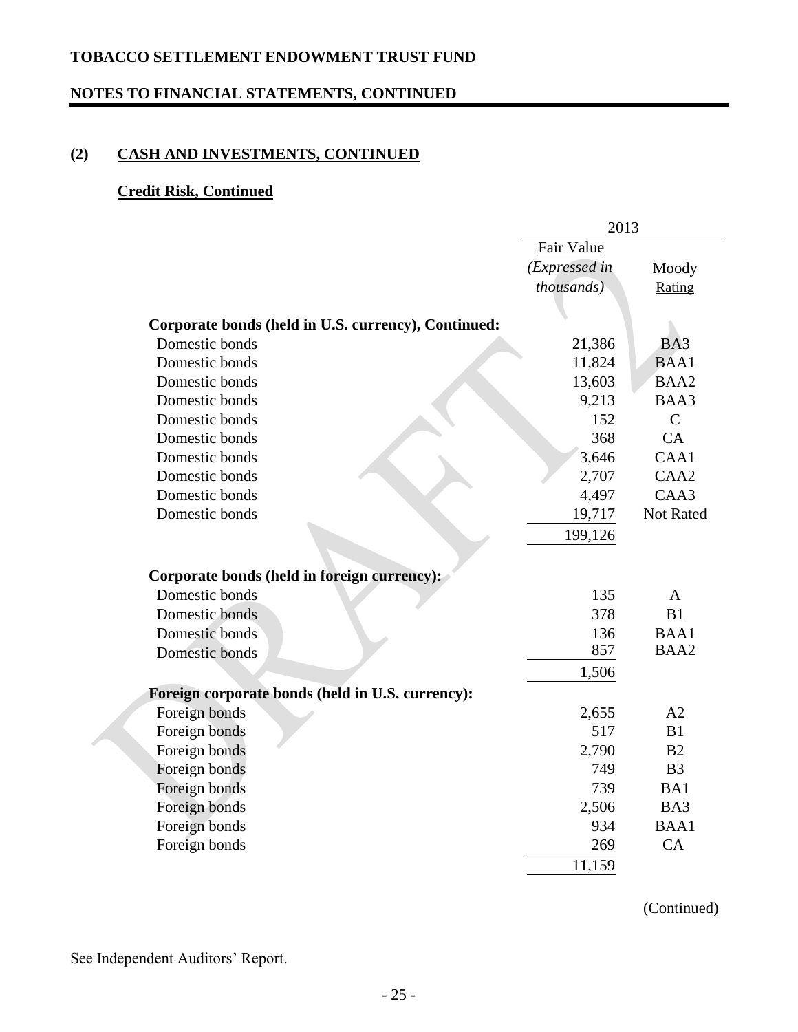**TOBACCO SETTLEMENT ENDOWMENT TRUST FUND**

**NOTES TO FINANCIAL STATEMENTS, CONTINUED**

## (2) CASH AND INVESTMENTS, CONTINUED

### Credit Risk, Continued

| | 2013 | |
|---|---|---|
| | Fair Value *(Expressed in thousands)* | Moody Rating |
| **Corporate bonds (held in U.S. currency), Continued:** | | |
| Domestic bonds | 21,386 | BA3 |
| Domestic bonds | 11,824 | BAA1 |
| Domestic bonds | 13,603 | BAA2 |
| Domestic bonds | 9,213 | BAA3 |
| Domestic bonds | 152 | C |
| Domestic bonds | 368 | CA |
| Domestic bonds | 3,646 | CAA1 |
| Domestic bonds | 2,707 | CAA2 |
| Domestic bonds | 4,497 | CAA3 |
| Domestic bonds | 19,717 | Not Rated |
| | 199,126 | |
| **Corporate bonds (held in foreign currency):** | | |
| Domestic bonds | 135 | A |
| Domestic bonds | 378 | B1 |
| Domestic bonds | 136 | BAA1 |
| Domestic bonds | 857 | BAA2 |
| | 1,506 | |
| **Foreign corporate bonds (held in U.S. currency):** | | |
| Foreign bonds | 2,655 | A2 |
| Foreign bonds | 517 | B1 |
| Foreign bonds | 2,790 | B2 |
| Foreign bonds | 749 | B3 |
| Foreign bonds | 739 | BA1 |
| Foreign bonds | 2,506 | BA3 |
| Foreign bonds | 934 | BAA1 |
| Foreign bonds | 269 | CA |
| | 11,159 | |

(Continued)

See Independent Auditors' Report.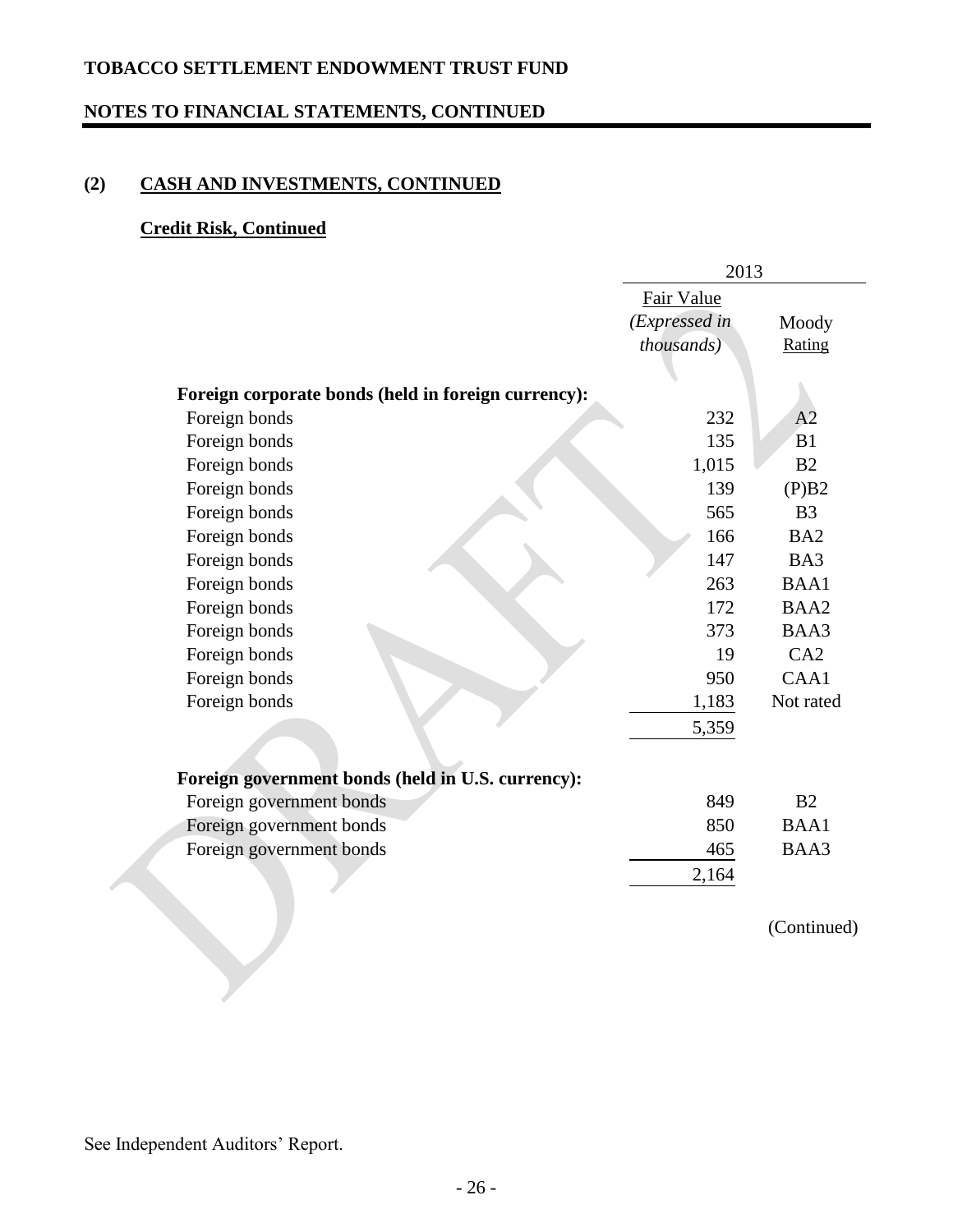## (2) CASH AND INVESTMENTS, CONTINUED

### Credit Risk, Continued

| | 2013 | |
|---|---|---|
| | Fair Value *(Expressed in thousands)* | Moody Rating |
| **Foreign corporate bonds (held in foreign currency):** | | |
| Foreign bonds | 232 | A2 |
| Foreign bonds | 135 | B1 |
| Foreign bonds | 1,015 | B2 |
| Foreign bonds | 139 | (P)B2 |
| Foreign bonds | 565 | B3 |
| Foreign bonds | 166 | BA2 |
| Foreign bonds | 147 | BA3 |
| Foreign bonds | 263 | BAA1 |
| Foreign bonds | 172 | BAA2 |
| Foreign bonds | 373 | BAA3 |
| Foreign bonds | 19 | CA2 |
| Foreign bonds | 950 | CAA1 |
| Foreign bonds | 1,183 | Not rated |
| | 5,359 | |
| **Foreign government bonds (held in U.S. currency):** | | |
| Foreign government bonds | 849 | B2 |
| Foreign government bonds | 850 | BAA1 |
| Foreign government bonds | 465 | BAA3 |
| | 2,164 | |

(Continued)

See Independent Auditors' Report.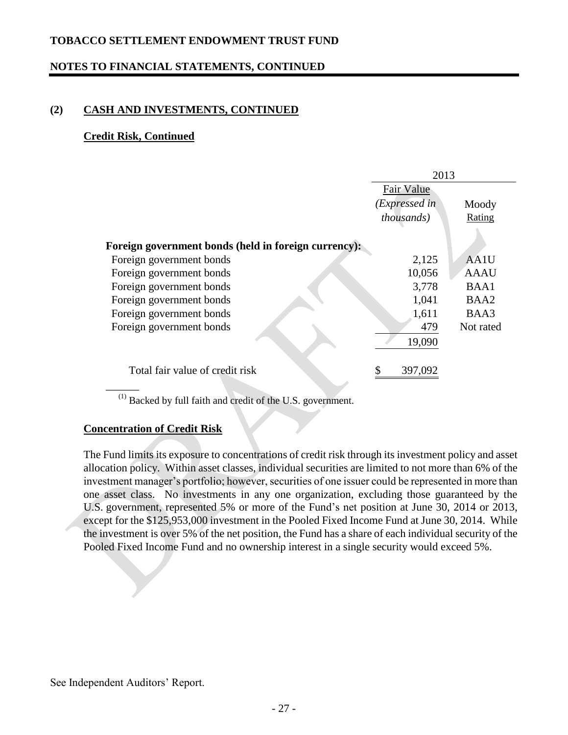## (2) CASH AND INVESTMENTS, CONTINUED

### Credit Risk, Continued

| | 2013 | |
|---|---|---|
| | Fair Value *(Expressed in thousands)* | Moody Rating |
| **Foreign government bonds (held in foreign currency):** | | |
| Foreign government bonds | 2,125 | AA1U |
| Foreign government bonds | 10,056 | AAAU |
| Foreign government bonds | 3,778 | BAA1 |
| Foreign government bonds | 1,041 | BAA2 |
| Foreign government bonds | 1,611 | BAA3 |
| Foreign government bonds | 479 | Not rated |
| | 19,090 | |
| Total fair value of credit risk | $ 397,092 | |

(1) Backed by full faith and credit of the U.S. government.

### Concentration of Credit Risk

The Fund limits its exposure to concentrations of credit risk through its investment policy and asset allocation policy. Within asset classes, individual securities are limited to not more than 6% of the investment manager's portfolio; however, securities of one issuer could be represented in more than one asset class. No investments in any one organization, excluding those guaranteed by the U.S. government, represented 5% or more of the Fund's net position at June 30, 2014 or 2013, except for the $125,953,000 investment in the Pooled Fixed Income Fund at June 30, 2014. While the investment is over 5% of the net position, the Fund has a share of each individual security of the Pooled Fixed Income Fund and no ownership interest in a single security would exceed 5%.

See Independent Auditors' Report.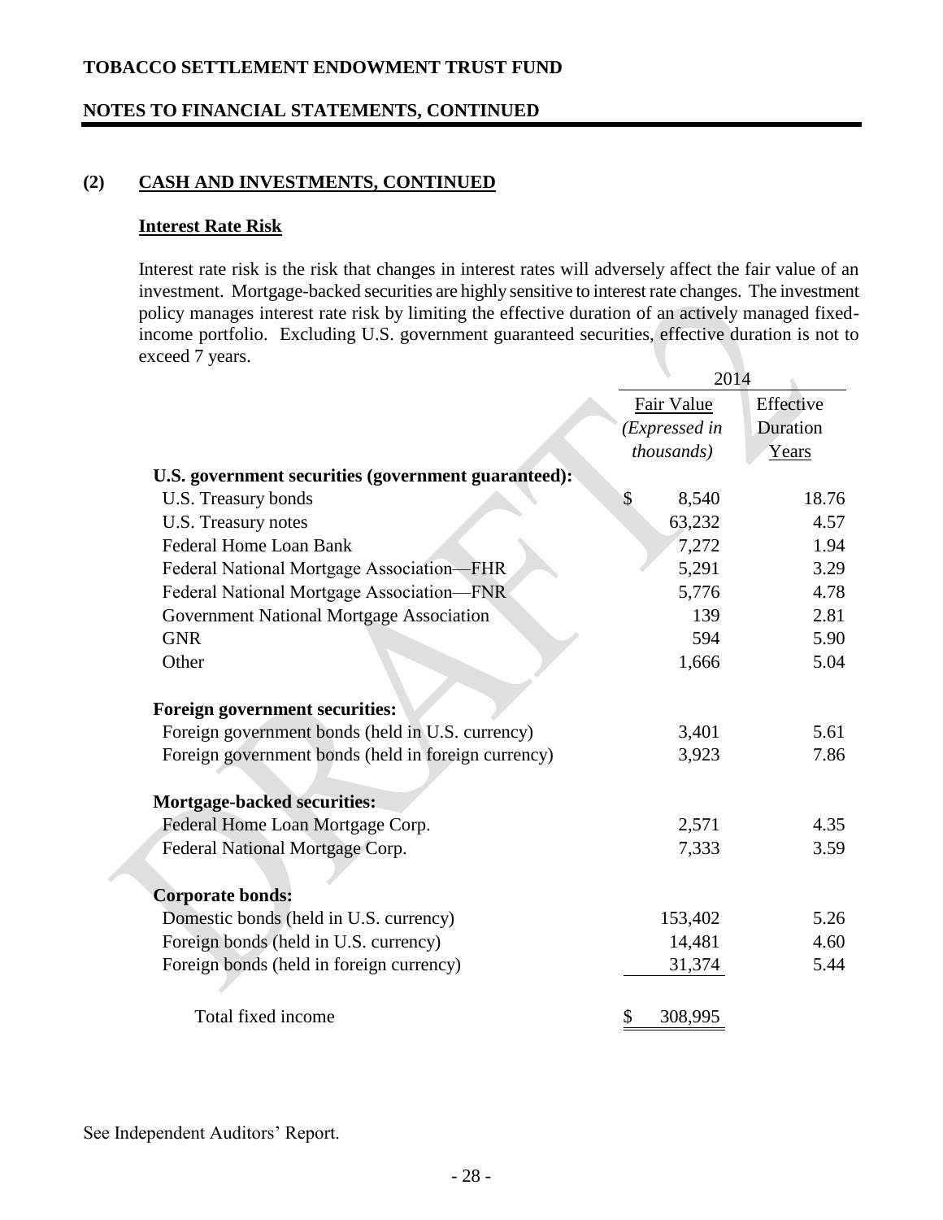**TOBACCO SETTLEMENT ENDOWMENT TRUST FUND**

**NOTES TO FINANCIAL STATEMENTS, CONTINUED**

## (2) CASH AND INVESTMENTS, CONTINUED

### Interest Rate Risk

Interest rate risk is the risk that changes in interest rates will adversely affect the fair value of an investment. Mortgage-backed securities are highly sensitive to interest rate changes. The investment policy manages interest rate risk by limiting the effective duration of an actively managed fixed-income portfolio. Excluding U.S. government guaranteed securities, effective duration is not to exceed 7 years.

| | 2014 | |
|---|---|---|
| | Fair Value *(Expressed in thousands)* | Effective Duration Years |
| **U.S. government securities (government guaranteed):** | | |
| U.S. Treasury bonds | $ 8,540 | 18.76 |
| U.S. Treasury notes | 63,232 | 4.57 |
| Federal Home Loan Bank | 7,272 | 1.94 |
| Federal National Mortgage Association—FHR | 5,291 | 3.29 |
| Federal National Mortgage Association—FNR | 5,776 | 4.78 |
| Government National Mortgage Association | 139 | 2.81 |
| GNR | 594 | 5.90 |
| Other | 1,666 | 5.04 |
| **Foreign government securities:** | | |
| Foreign government bonds (held in U.S. currency) | 3,401 | 5.61 |
| Foreign government bonds (held in foreign currency) | 3,923 | 7.86 |
| **Mortgage-backed securities:** | | |
| Federal Home Loan Mortgage Corp. | 2,571 | 4.35 |
| Federal National Mortgage Corp. | 7,333 | 3.59 |
| **Corporate bonds:** | | |
| Domestic bonds (held in U.S. currency) | 153,402 | 5.26 |
| Foreign bonds (held in U.S. currency) | 14,481 | 4.60 |
| Foreign bonds (held in foreign currency) | 31,374 | 5.44 |
| Total fixed income | $ 308,995 | |

See Independent Auditors' Report.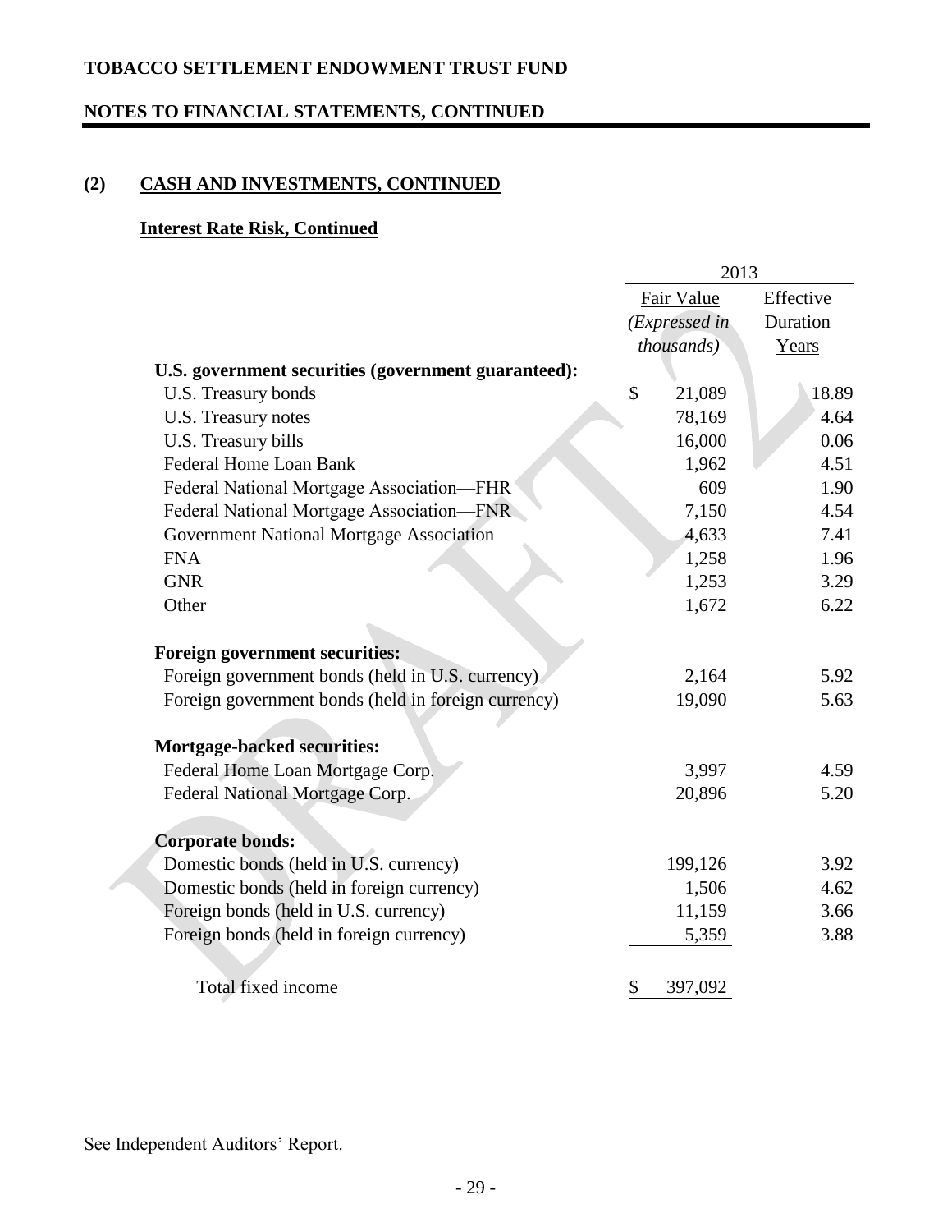**TOBACCO SETTLEMENT ENDOWMENT TRUST FUND**

**NOTES TO FINANCIAL STATEMENTS, CONTINUED**

## (2) CASH AND INVESTMENTS, CONTINUED

### Interest Rate Risk, Continued

| | 2013 | |
|---|---|---|
| | Fair Value *(Expressed in thousands)* | Effective Duration Years |
| **U.S. government securities (government guaranteed):** | | |
| U.S. Treasury bonds | $ 21,089 | 18.89 |
| U.S. Treasury notes | 78,169 | 4.64 |
| U.S. Treasury bills | 16,000 | 0.06 |
| Federal Home Loan Bank | 1,962 | 4.51 |
| Federal National Mortgage Association—FHR | 609 | 1.90 |
| Federal National Mortgage Association—FNR | 7,150 | 4.54 |
| Government National Mortgage Association | 4,633 | 7.41 |
| FNA | 1,258 | 1.96 |
| GNR | 1,253 | 3.29 |
| Other | 1,672 | 6.22 |
| **Foreign government securities:** | | |
| Foreign government bonds (held in U.S. currency) | 2,164 | 5.92 |
| Foreign government bonds (held in foreign currency) | 19,090 | 5.63 |
| **Mortgage-backed securities:** | | |
| Federal Home Loan Mortgage Corp. | 3,997 | 4.59 |
| Federal National Mortgage Corp. | 20,896 | 5.20 |
| **Corporate bonds:** | | |
| Domestic bonds (held in U.S. currency) | 199,126 | 3.92 |
| Domestic bonds (held in foreign currency) | 1,506 | 4.62 |
| Foreign bonds (held in U.S. currency) | 11,159 | 3.66 |
| Foreign bonds (held in foreign currency) | 5,359 | 3.88 |
| Total fixed income | $ 397,092 | |

See Independent Auditors' Report.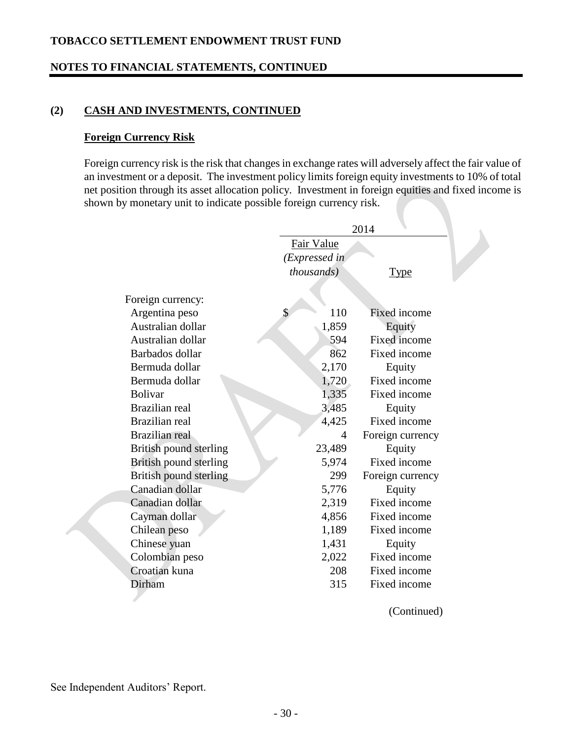## (2) CASH AND INVESTMENTS, CONTINUED

### Foreign Currency Risk

Foreign currency risk is the risk that changes in exchange rates will adversely affect the fair value of an investment or a deposit. The investment policy limits foreign equity investments to 10% of total net position through its asset allocation policy. Investment in foreign equities and fixed income is shown by monetary unit to indicate possible foreign currency risk.

| | 2014 | |
|---|---|---|
| | Fair Value *(Expressed in thousands)* | Type |
| Foreign currency: | | |
| Argentina peso | $ 110 | Fixed income |
| Australian dollar | 1,859 | Equity |
| Australian dollar | 594 | Fixed income |
| Barbados dollar | 862 | Fixed income |
| Bermuda dollar | 2,170 | Equity |
| Bermuda dollar | 1,720 | Fixed income |
| Bolivar | 1,335 | Fixed income |
| Brazilian real | 3,485 | Equity |
| Brazilian real | 4,425 | Fixed income |
| Brazilian real | 4 | Foreign currency |
| British pound sterling | 23,489 | Equity |
| British pound sterling | 5,974 | Fixed income |
| British pound sterling | 299 | Foreign currency |
| Canadian dollar | 5,776 | Equity |
| Canadian dollar | 2,319 | Fixed income |
| Cayman dollar | 4,856 | Fixed income |
| Chilean peso | 1,189 | Fixed income |
| Chinese yuan | 1,431 | Equity |
| Colombian peso | 2,022 | Fixed income |
| Croatian kuna | 208 | Fixed income |
| Dirham | 315 | Fixed income |

(Continued)

See Independent Auditors' Report.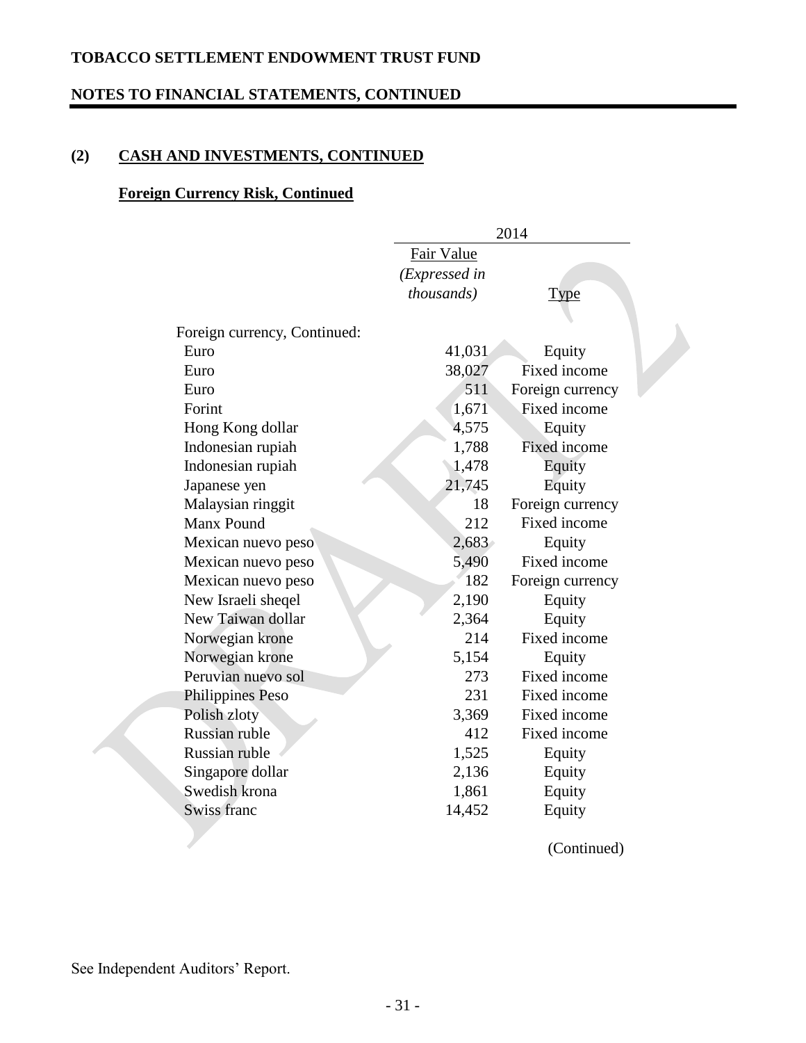TOBACCO SETTLEMENT ENDOWMENT TRUST FUND

NOTES TO FINANCIAL STATEMENTS, CONTINUED

## (2) CASH AND INVESTMENTS, CONTINUED

### Foreign Currency Risk, Continued

| | 2014 | |
|---|---|---|
| | Fair Value *(Expressed in thousands)* | Type |
| Foreign currency, Continued: | | |
| Euro | 41,031 | Equity |
| Euro | 38,027 | Fixed income |
| Euro | 511 | Foreign currency |
| Forint | 1,671 | Fixed income |
| Hong Kong dollar | 4,575 | Equity |
| Indonesian rupiah | 1,788 | Fixed income |
| Indonesian rupiah | 1,478 | Equity |
| Japanese yen | 21,745 | Equity |
| Malaysian ringgit | 18 | Foreign currency |
| Manx Pound | 212 | Fixed income |
| Mexican nuevo peso | 2,683 | Equity |
| Mexican nuevo peso | 5,490 | Fixed income |
| Mexican nuevo peso | 182 | Foreign currency |
| New Israeli sheqel | 2,190 | Equity |
| New Taiwan dollar | 2,364 | Equity |
| Norwegian krone | 214 | Fixed income |
| Norwegian krone | 5,154 | Equity |
| Peruvian nuevo sol | 273 | Fixed income |
| Philippines Peso | 231 | Fixed income |
| Polish zloty | 3,369 | Fixed income |
| Russian ruble | 412 | Fixed income |
| Russian ruble | 1,525 | Equity |
| Singapore dollar | 2,136 | Equity |
| Swedish krona | 1,861 | Equity |
| Swiss franc | 14,452 | Equity |

(Continued)

See Independent Auditors' Report.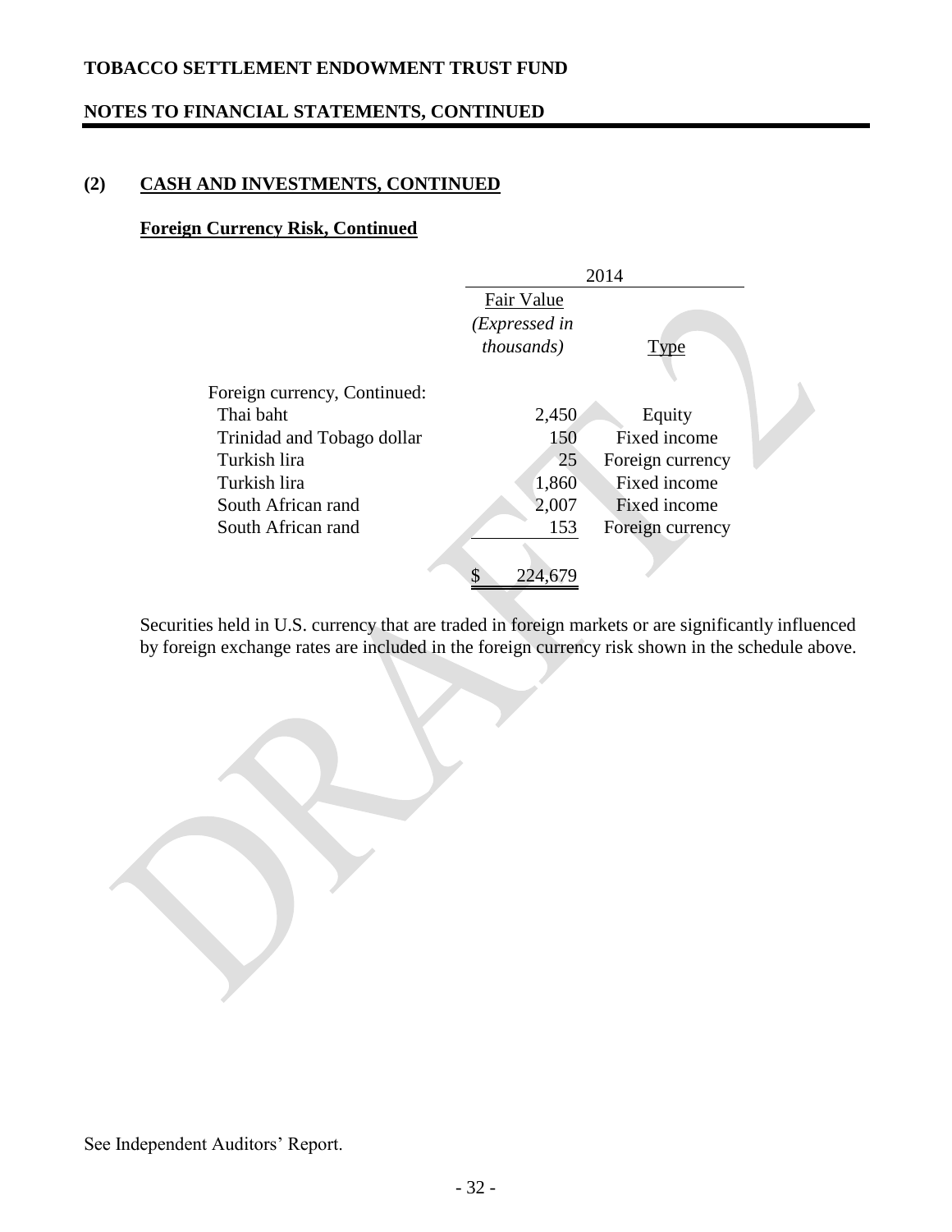# TOBACCO SETTLEMENT ENDOWMENT TRUST FUND

## NOTES TO FINANCIAL STATEMENTS, CONTINUED

### (2) CASH AND INVESTMENTS, CONTINUED

**Foreign Currency Risk, Continued**

| | 2014 | |
|---|---|---|
| | Fair Value *(Expressed in thousands)* | Type |
| Foreign currency, Continued: | | |
| Thai baht | 2,450 | Equity |
| Trinidad and Tobago dollar | 150 | Fixed income |
| Turkish lira | 25 | Foreign currency |
| Turkish lira | 1,860 | Fixed income |
| South African rand | 2,007 | Fixed income |
| South African rand | 153 | Foreign currency |
| | $ 224,679 | |

Securities held in U.S. currency that are traded in foreign markets or are significantly influenced by foreign exchange rates are included in the foreign currency risk shown in the schedule above.

See Independent Auditors' Report.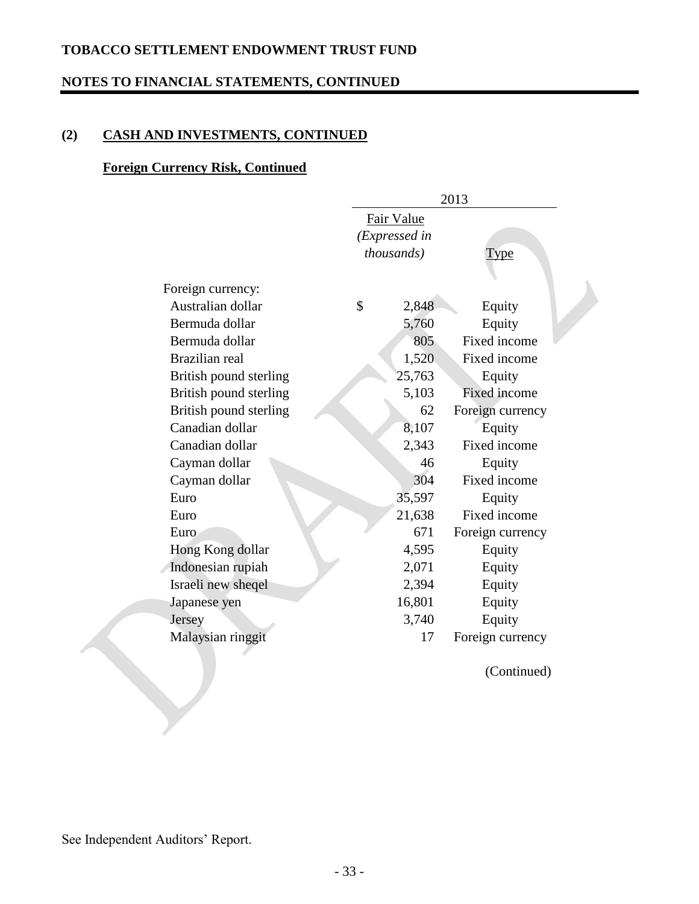# TOBACCO SETTLEMENT ENDOWMENT TRUST FUND

## NOTES TO FINANCIAL STATEMENTS, CONTINUED

### (2) CASH AND INVESTMENTS, CONTINUED

#### Foreign Currency Risk, Continued

| | 2013 | |
|---|---|---|
| | Fair Value *(Expressed in thousands)* | Type |
| Foreign currency: | | |
| Australian dollar | $ 2,848 | Equity |
| Bermuda dollar | 5,760 | Equity |
| Bermuda dollar | 805 | Fixed income |
| Brazilian real | 1,520 | Fixed income |
| British pound sterling | 25,763 | Equity |
| British pound sterling | 5,103 | Fixed income |
| British pound sterling | 62 | Foreign currency |
| Canadian dollar | 8,107 | Equity |
| Canadian dollar | 2,343 | Fixed income |
| Cayman dollar | 46 | Equity |
| Cayman dollar | 304 | Fixed income |
| Euro | 35,597 | Equity |
| Euro | 21,638 | Fixed income |
| Euro | 671 | Foreign currency |
| Hong Kong dollar | 4,595 | Equity |
| Indonesian rupiah | 2,071 | Equity |
| Israeli new sheqel | 2,394 | Equity |
| Japanese yen | 16,801 | Equity |
| Jersey | 3,740 | Equity |
| Malaysian ringgit | 17 | Foreign currency |

(Continued)

See Independent Auditors' Report.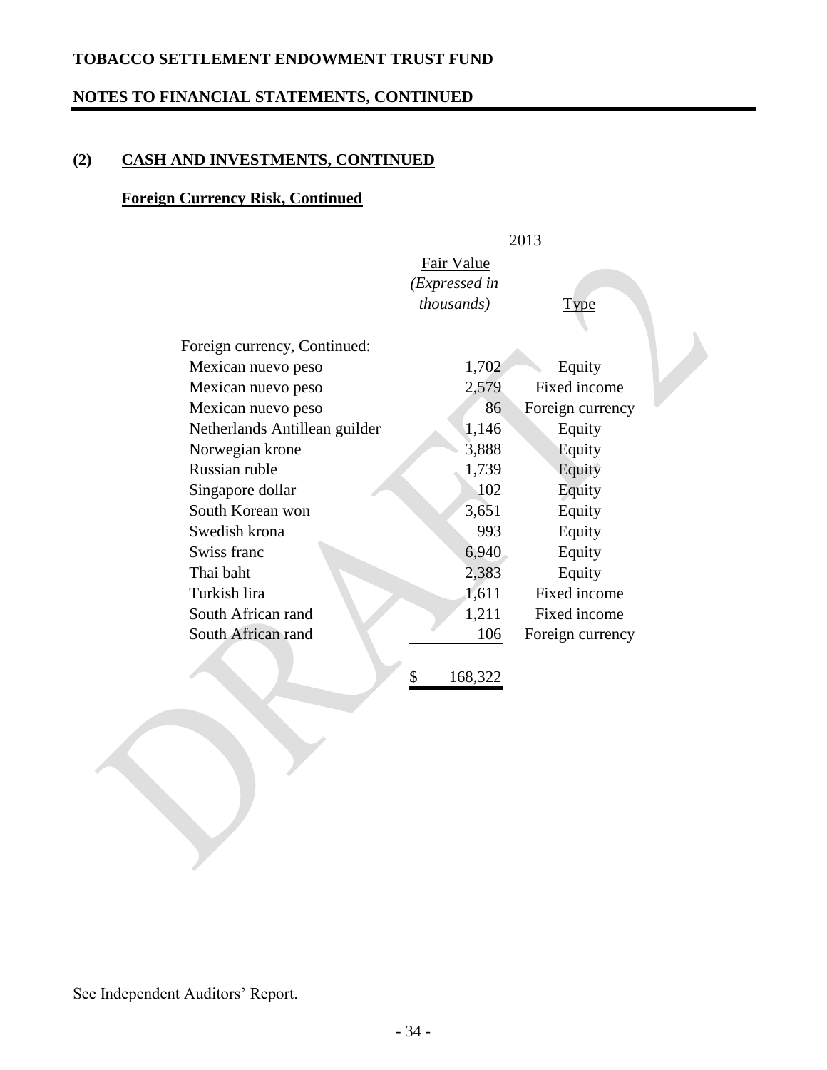**TOBACCO SETTLEMENT ENDOWMENT TRUST FUND**

**NOTES TO FINANCIAL STATEMENTS, CONTINUED**

## (2) CASH AND INVESTMENTS, CONTINUED

### Foreign Currency Risk, Continued

| | 2013 | |
|---|---|---|
| | Fair Value *(Expressed in thousands)* | Type |
| Foreign currency, Continued: | | |
| Mexican nuevo peso | 1,702 | Equity |
| Mexican nuevo peso | 2,579 | Fixed income |
| Mexican nuevo peso | 86 | Foreign currency |
| Netherlands Antillean guilder | 1,146 | Equity |
| Norwegian krone | 3,888 | Equity |
| Russian ruble | 1,739 | Equity |
| Singapore dollar | 102 | Equity |
| South Korean won | 3,651 | Equity |
| Swedish krona | 993 | Equity |
| Swiss franc | 6,940 | Equity |
| Thai baht | 2,383 | Equity |
| Turkish lira | 1,611 | Fixed income |
| South African rand | 1,211 | Fixed income |
| South African rand | 106 | Foreign currency |
| | $ 168,322 | |

See Independent Auditors' Report.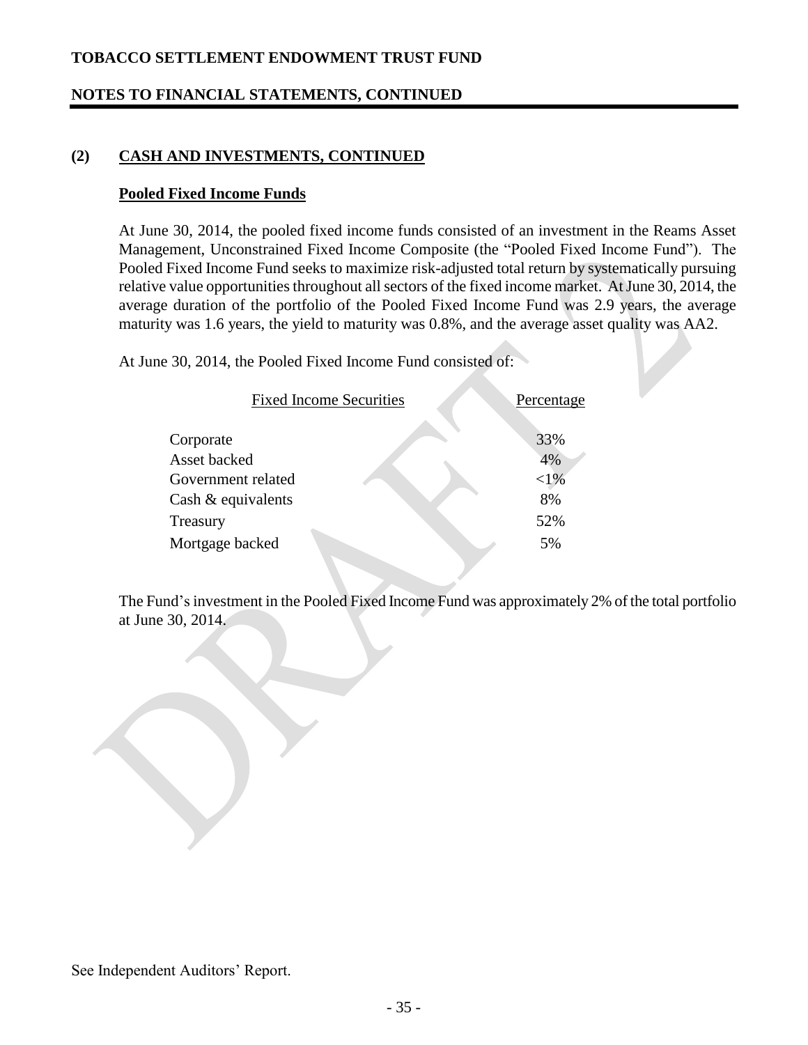**TOBACCO SETTLEMENT ENDOWMENT TRUST FUND**

**NOTES TO FINANCIAL STATEMENTS, CONTINUED**

## (2) CASH AND INVESTMENTS, CONTINUED

### Pooled Fixed Income Funds

At June 30, 2014, the pooled fixed income funds consisted of an investment in the Reams Asset Management, Unconstrained Fixed Income Composite (the "Pooled Fixed Income Fund"). The Pooled Fixed Income Fund seeks to maximize risk-adjusted total return by systematically pursuing relative value opportunities throughout all sectors of the fixed income market. At June 30, 2014, the average duration of the portfolio of the Pooled Fixed Income Fund was 2.9 years, the average maturity was 1.6 years, the yield to maturity was 0.8%, and the average asset quality was AA2.

At June 30, 2014, the Pooled Fixed Income Fund consisted of:

| Fixed Income Securities | Percentage |
|---|---|
| Corporate | 33% |
| Asset backed | 4% |
| Government related | <1% |
| Cash & equivalents | 8% |
| Treasury | 52% |
| Mortgage backed | 5% |

The Fund's investment in the Pooled Fixed Income Fund was approximately 2% of the total portfolio at June 30, 2014.

See Independent Auditors' Report.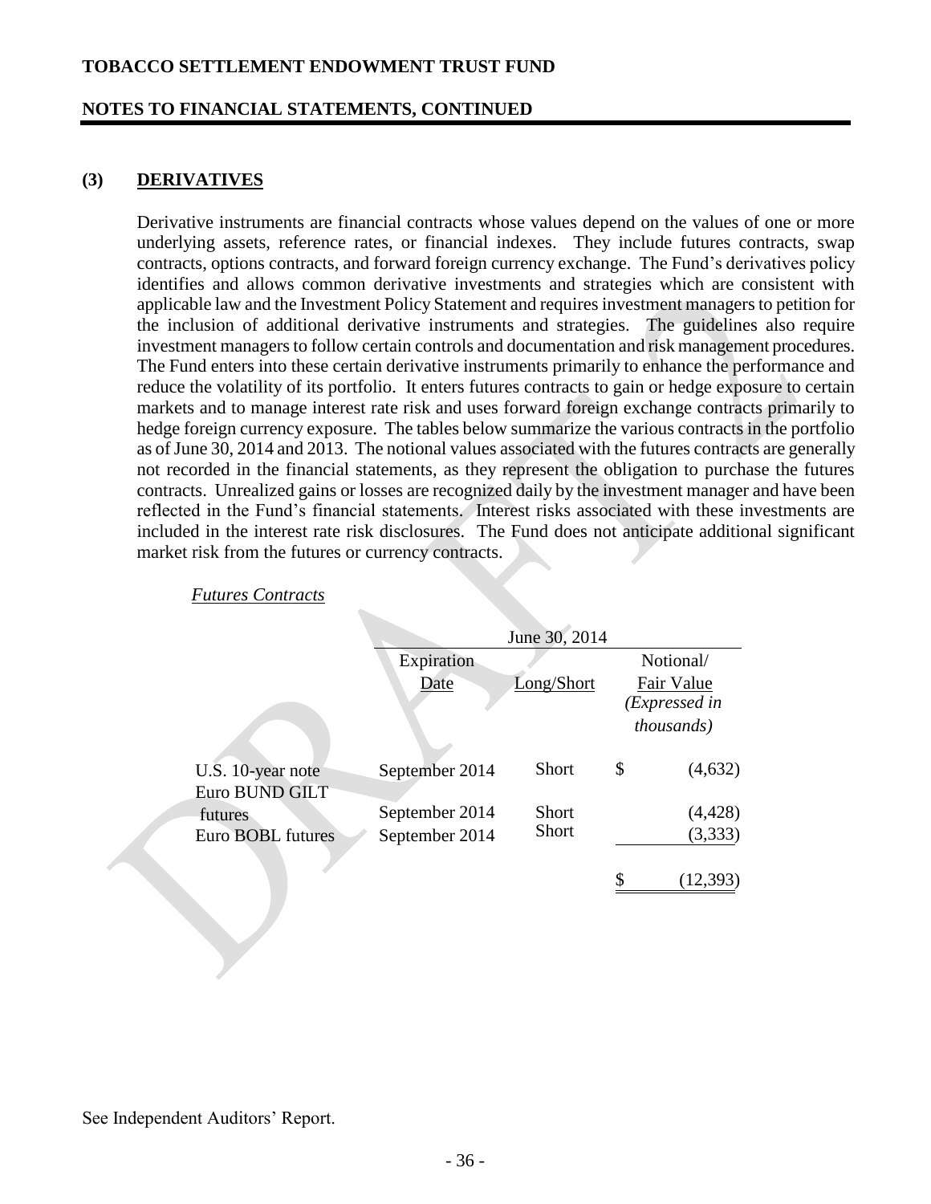## (3) DERIVATIVES

Derivative instruments are financial contracts whose values depend on the values of one or more underlying assets, reference rates, or financial indexes. They include futures contracts, swap contracts, options contracts, and forward foreign currency exchange. The Fund's derivatives policy identifies and allows common derivative investments and strategies which are consistent with applicable law and the Investment Policy Statement and requires investment managers to petition for the inclusion of additional derivative instruments and strategies. The guidelines also require investment managers to follow certain controls and documentation and risk management procedures. The Fund enters into these certain derivative instruments primarily to enhance the performance and reduce the volatility of its portfolio. It enters futures contracts to gain or hedge exposure to certain markets and to manage interest rate risk and uses forward foreign exchange contracts primarily to hedge foreign currency exposure. The tables below summarize the various contracts in the portfolio as of June 30, 2014 and 2013. The notional values associated with the futures contracts are generally not recorded in the financial statements, as they represent the obligation to purchase the futures contracts. Unrealized gains or losses are recognized daily by the investment manager and have been reflected in the Fund's financial statements. Interest risks associated with these investments are included in the interest rate risk disclosures. The Fund does not anticipate additional significant market risk from the futures or currency contracts.

*Futures Contracts*

| | June 30, 2014 | | |
|---|---|---|---|
| | Expiration Date | Long/Short | Notional/ Fair Value *(Expressed in thousands)* |
| U.S. 10-year note | September 2014 | Short | $ (4,632) |
| Euro BUND GILT futures | September 2014 | Short | (4,428) |
| Euro BOBL futures | September 2014 | Short | (3,333) |
| | | | $ (12,393) |

See Independent Auditors' Report.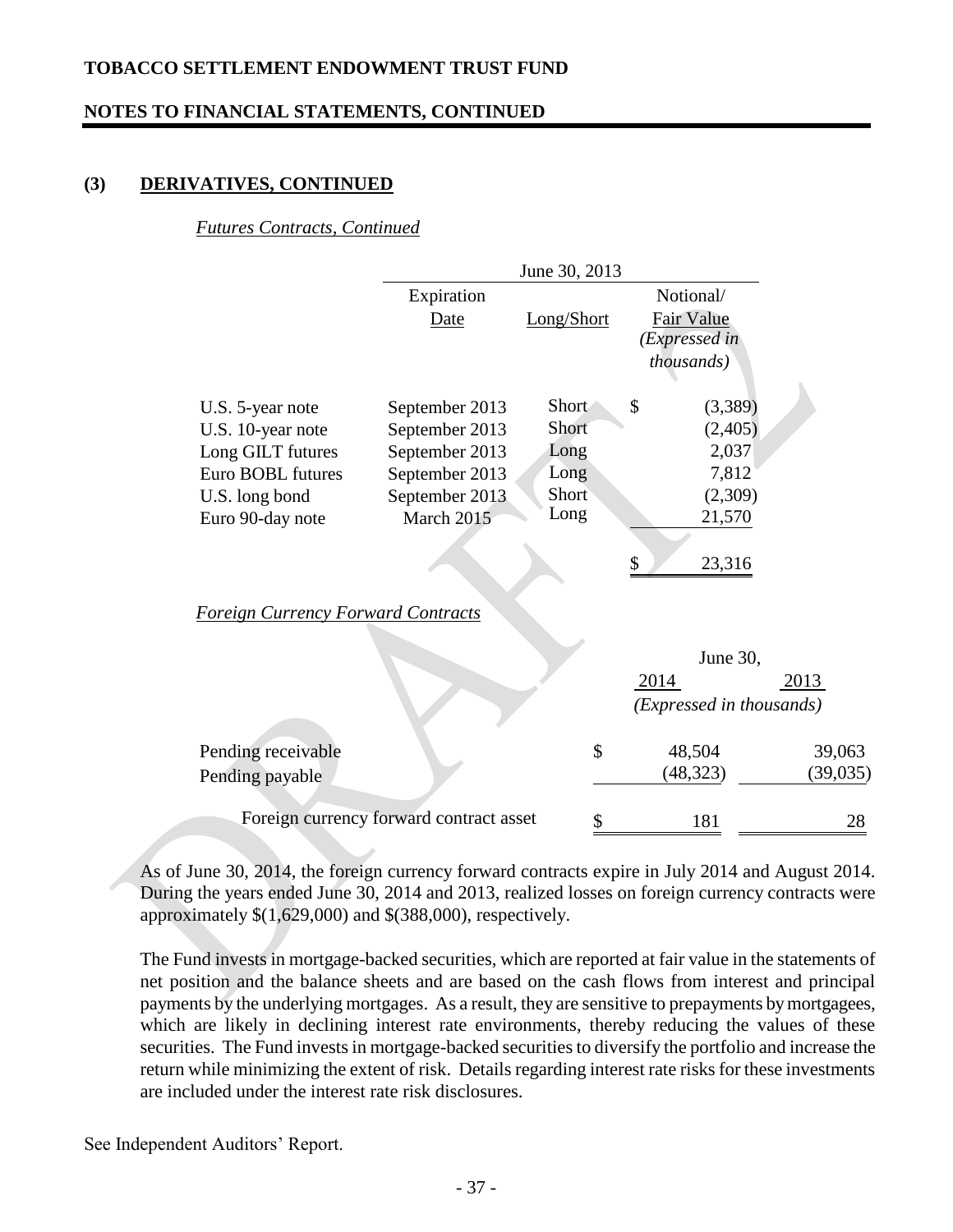## (3) DERIVATIVES, CONTINUED

*Futures Contracts, Continued*

| | June 30, 2013 | | |
|---|---|---|---|
| | Expiration Date | Long/Short | Notional/ Fair Value *(Expressed in thousands)* |
| U.S. 5-year note | September 2013 | Short | $ (3,389) |
| U.S. 10-year note | September 2013 | Short | (2,405) |
| Long GILT futures | September 2013 | Long | 2,037 |
| Euro BOBL futures | September 2013 | Long | 7,812 |
| U.S. long bond | September 2013 | Short | (2,309) |
| Euro 90-day note | March 2015 | Long | 21,570 |
| | | | $ 23,316 |

*Foreign Currency Forward Contracts*

| | June 30, | |
|---|---|---|
| | 2014 | 2013 |
| | *(Expressed in thousands)* | |
| Pending receivable | $ 48,504 | 39,063 |
| Pending payable | (48,323) | (39,035) |
| Foreign currency forward contract asset | $ 181 | 28 |

As of June 30, 2014, the foreign currency forward contracts expire in July 2014 and August 2014. During the years ended June 30, 2014 and 2013, realized losses on foreign currency contracts were approximately $(1,629,000) and $(388,000), respectively.

The Fund invests in mortgage-backed securities, which are reported at fair value in the statements of net position and the balance sheets and are based on the cash flows from interest and principal payments by the underlying mortgages. As a result, they are sensitive to prepayments by mortgagees, which are likely in declining interest rate environments, thereby reducing the values of these securities. The Fund invests in mortgage-backed securities to diversify the portfolio and increase the return while minimizing the extent of risk. Details regarding interest rate risks for these investments are included under the interest rate risk disclosures.

See Independent Auditors' Report.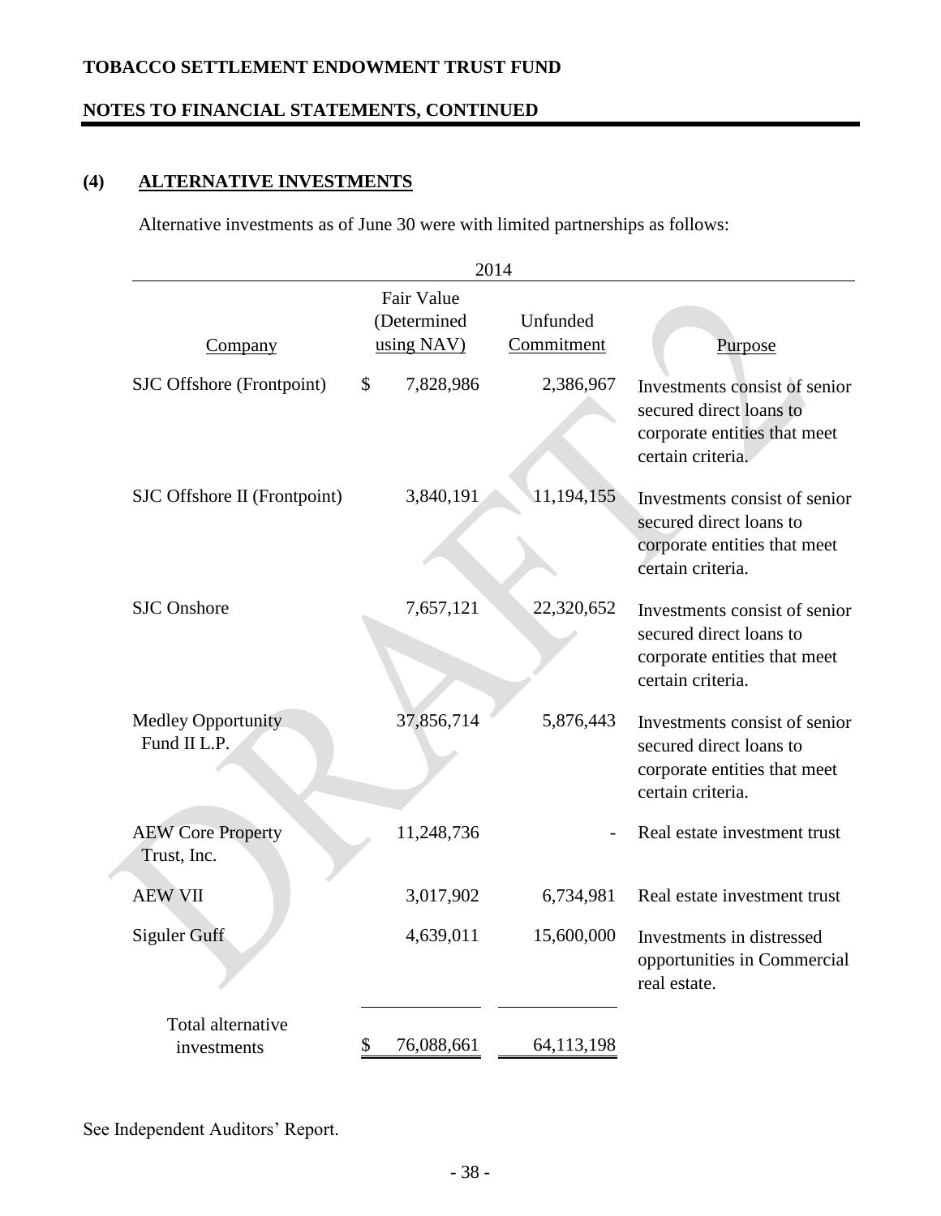**TOBACCO SETTLEMENT ENDOWMENT TRUST FUND**

**NOTES TO FINANCIAL STATEMENTS, CONTINUED**

## (4) ALTERNATIVE INVESTMENTS

Alternative investments as of June 30 were with limited partnerships as follows:

| 2014 | | | |
|---|---|---|---|
| Company | Fair Value (Determined using NAV) | Unfunded Commitment | Purpose |
| SJC Offshore (Frontpoint) | $ 7,828,986 | 2,386,967 | Investments consist of senior secured direct loans to corporate entities that meet certain criteria. |
| SJC Offshore II (Frontpoint) | 3,840,191 | 11,194,155 | Investments consist of senior secured direct loans to corporate entities that meet certain criteria. |
| SJC Onshore | 7,657,121 | 22,320,652 | Investments consist of senior secured direct loans to corporate entities that meet certain criteria. |
| Medley Opportunity Fund II L.P. | 37,856,714 | 5,876,443 | Investments consist of senior secured direct loans to corporate entities that meet certain criteria. |
| AEW Core Property Trust, Inc. | 11,248,736 | - | Real estate investment trust |
| AEW VII | 3,017,902 | 6,734,981 | Real estate investment trust |
| Siguler Guff | 4,639,011 | 15,600,000 | Investments in distressed opportunities in Commercial real estate. |
| Total alternative investments | $ 76,088,661 | 64,113,198 | |

See Independent Auditors' Report.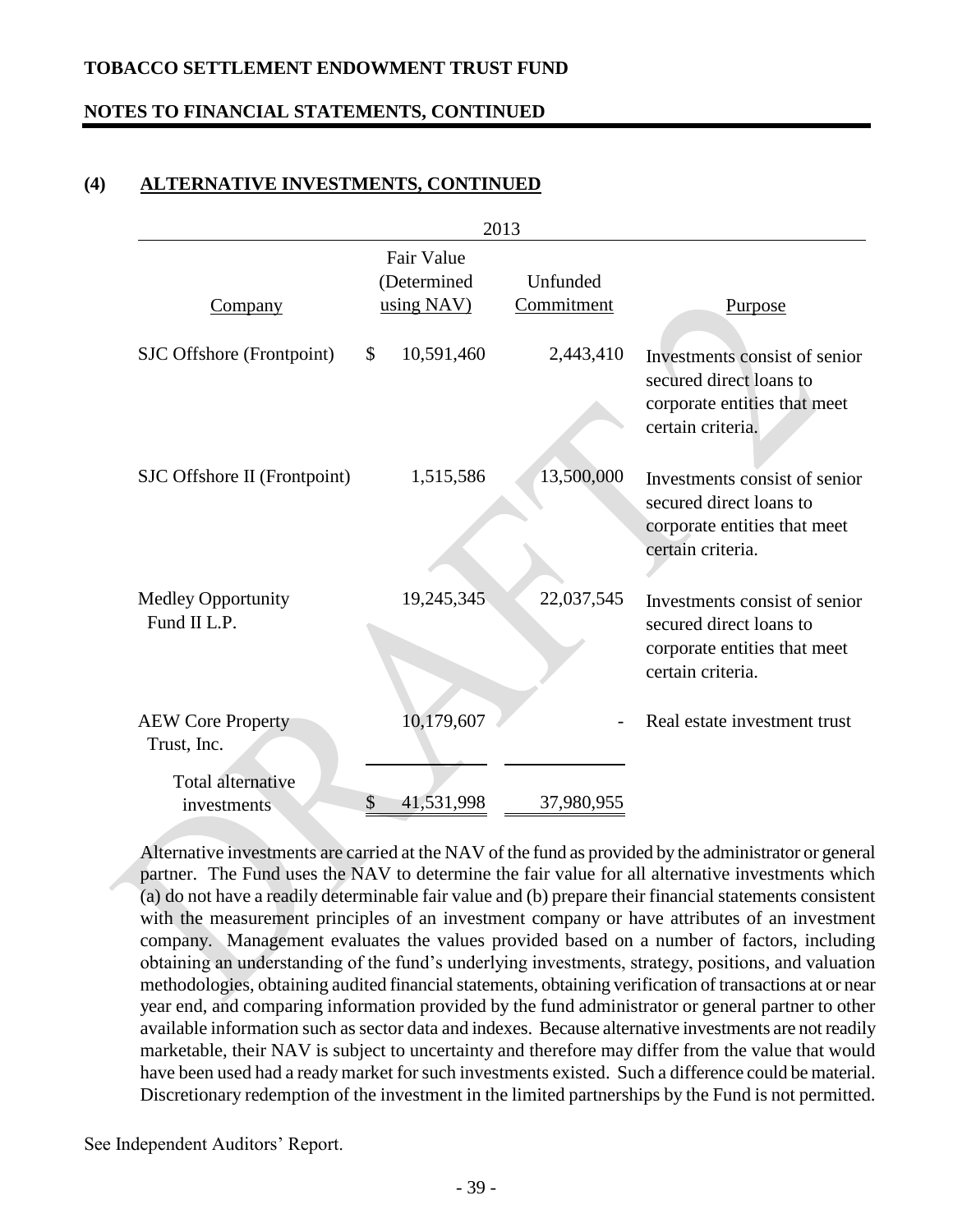## (4) ALTERNATIVE INVESTMENTS, CONTINUED

| | 2013 | | |
|---|---|---|---|
| Company | Fair Value (Determined using NAV) | Unfunded Commitment | Purpose |
| SJC Offshore (Frontpoint) | $ 10,591,460 | 2,443,410 | Investments consist of senior secured direct loans to corporate entities that meet certain criteria. |
| SJC Offshore II (Frontpoint) | 1,515,586 | 13,500,000 | Investments consist of senior secured direct loans to corporate entities that meet certain criteria. |
| Medley Opportunity Fund II L.P. | 19,245,345 | 22,037,545 | Investments consist of senior secured direct loans to corporate entities that meet certain criteria. |
| AEW Core Property Trust, Inc. | 10,179,607 | - | Real estate investment trust |
| Total alternative investments | $ 41,531,998 | 37,980,955 | |

Alternative investments are carried at the NAV of the fund as provided by the administrator or general partner. The Fund uses the NAV to determine the fair value for all alternative investments which (a) do not have a readily determinable fair value and (b) prepare their financial statements consistent with the measurement principles of an investment company or have attributes of an investment company. Management evaluates the values provided based on a number of factors, including obtaining an understanding of the fund's underlying investments, strategy, positions, and valuation methodologies, obtaining audited financial statements, obtaining verification of transactions at or near year end, and comparing information provided by the fund administrator or general partner to other available information such as sector data and indexes. Because alternative investments are not readily marketable, their NAV is subject to uncertainty and therefore may differ from the value that would have been used had a ready market for such investments existed. Such a difference could be material. Discretionary redemption of the investment in the limited partnerships by the Fund is not permitted.

See Independent Auditors' Report.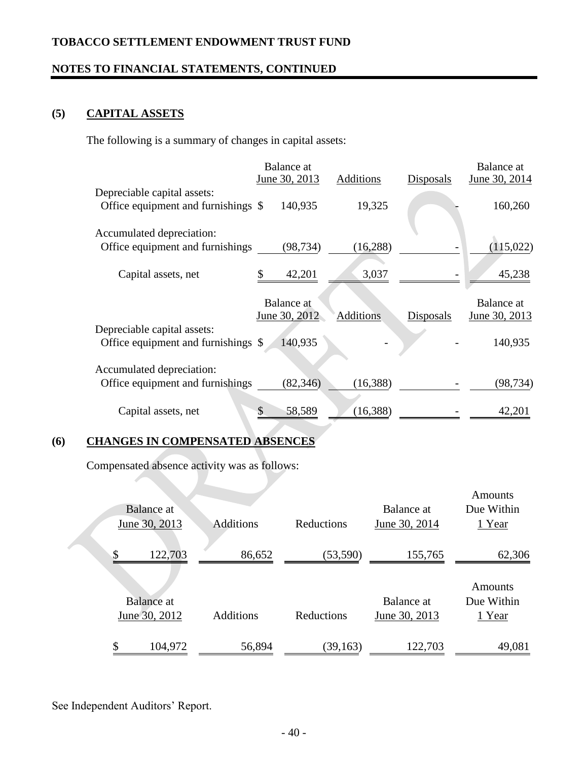**TOBACCO SETTLEMENT ENDOWMENT TRUST FUND**

**NOTES TO FINANCIAL STATEMENTS, CONTINUED**

## (5) CAPITAL ASSETS

The following is a summary of changes in capital assets:

| | Balance at June 30, 2013 | Additions | Disposals | Balance at June 30, 2014 |
|---|---|---|---|---|
| Depreciable capital assets: | | | | |
| Office equipment and furnishings | $ 140,935 | 19,325 | - | 160,260 |
| Accumulated depreciation: | | | | |
| Office equipment and furnishings | (98,734) | (16,288) | - | (115,022) |
| Capital assets, net | $ 42,201 | 3,037 | - | 45,238 |

| | Balance at June 30, 2012 | Additions | Disposals | Balance at June 30, 2013 |
|---|---|---|---|---|
| Depreciable capital assets: | | | | |
| Office equipment and furnishings | $ 140,935 | - | - | 140,935 |
| Accumulated depreciation: | | | | |
| Office equipment and furnishings | (82,346) | (16,388) | - | (98,734) |
| Capital assets, net | $ 58,589 | (16,388) | - | 42,201 |

## (6) CHANGES IN COMPENSATED ABSENCES

Compensated absence activity was as follows:

| Balance at June 30, 2013 | Additions | Reductions | Balance at June 30, 2014 | Amounts Due Within 1 Year |
|---|---|---|---|---|
| $ 122,703 | 86,652 | (53,590) | 155,765 | 62,306 |

| Balance at June 30, 2012 | Additions | Reductions | Balance at June 30, 2013 | Amounts Due Within 1 Year |
|---|---|---|---|---|
| $ 104,972 | 56,894 | (39,163) | 122,703 | 49,081 |

See Independent Auditors' Report.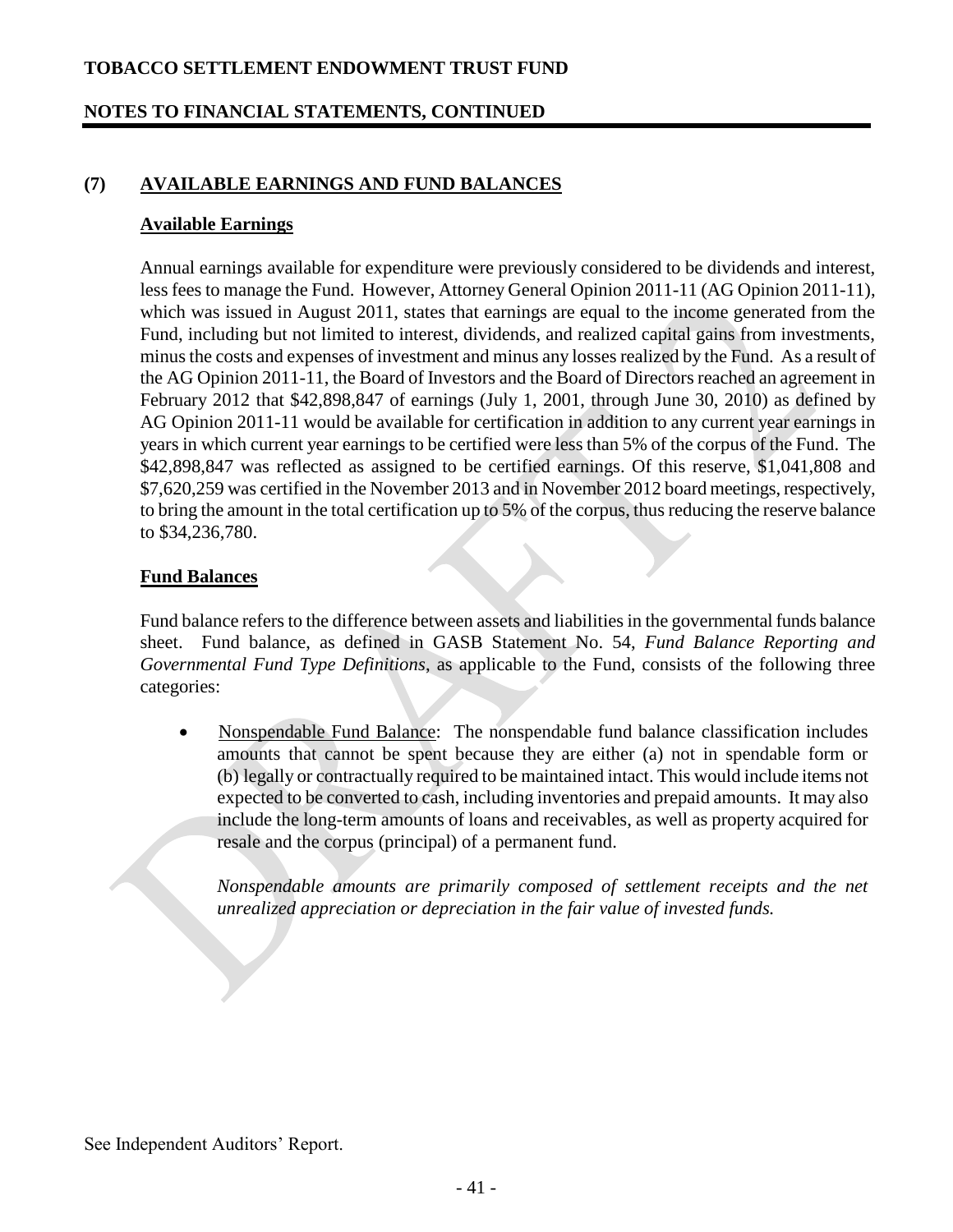## (7) AVAILABLE EARNINGS AND FUND BALANCES

### Available Earnings

Annual earnings available for expenditure were previously considered to be dividends and interest, less fees to manage the Fund. However, Attorney General Opinion 2011-11 (AG Opinion 2011-11), which was issued in August 2011, states that earnings are equal to the income generated from the Fund, including but not limited to interest, dividends, and realized capital gains from investments, minus the costs and expenses of investment and minus any losses realized by the Fund. As a result of the AG Opinion 2011-11, the Board of Investors and the Board of Directors reached an agreement in February 2012 that $42,898,847 of earnings (July 1, 2001, through June 30, 2010) as defined by AG Opinion 2011-11 would be available for certification in addition to any current year earnings in years in which current year earnings to be certified were less than 5% of the corpus of the Fund. The $42,898,847 was reflected as assigned to be certified earnings. Of this reserve, $1,041,808 and $7,620,259 was certified in the November 2013 and in November 2012 board meetings, respectively, to bring the amount in the total certification up to 5% of the corpus, thus reducing the reserve balance to $34,236,780.

### Fund Balances

Fund balance refers to the difference between assets and liabilities in the governmental funds balance sheet. Fund balance, as defined in GASB Statement No. 54, *Fund Balance Reporting and Governmental Fund Type Definitions*, as applicable to the Fund, consists of the following three categories:

- Nonspendable Fund Balance: The nonspendable fund balance classification includes amounts that cannot be spent because they are either (a) not in spendable form or (b) legally or contractually required to be maintained intact. This would include items not expected to be converted to cash, including inventories and prepaid amounts. It may also include the long-term amounts of loans and receivables, as well as property acquired for resale and the corpus (principal) of a permanent fund.

  *Nonspendable amounts are primarily composed of settlement receipts and the net unrealized appreciation or depreciation in the fair value of invested funds.*

See Independent Auditors' Report.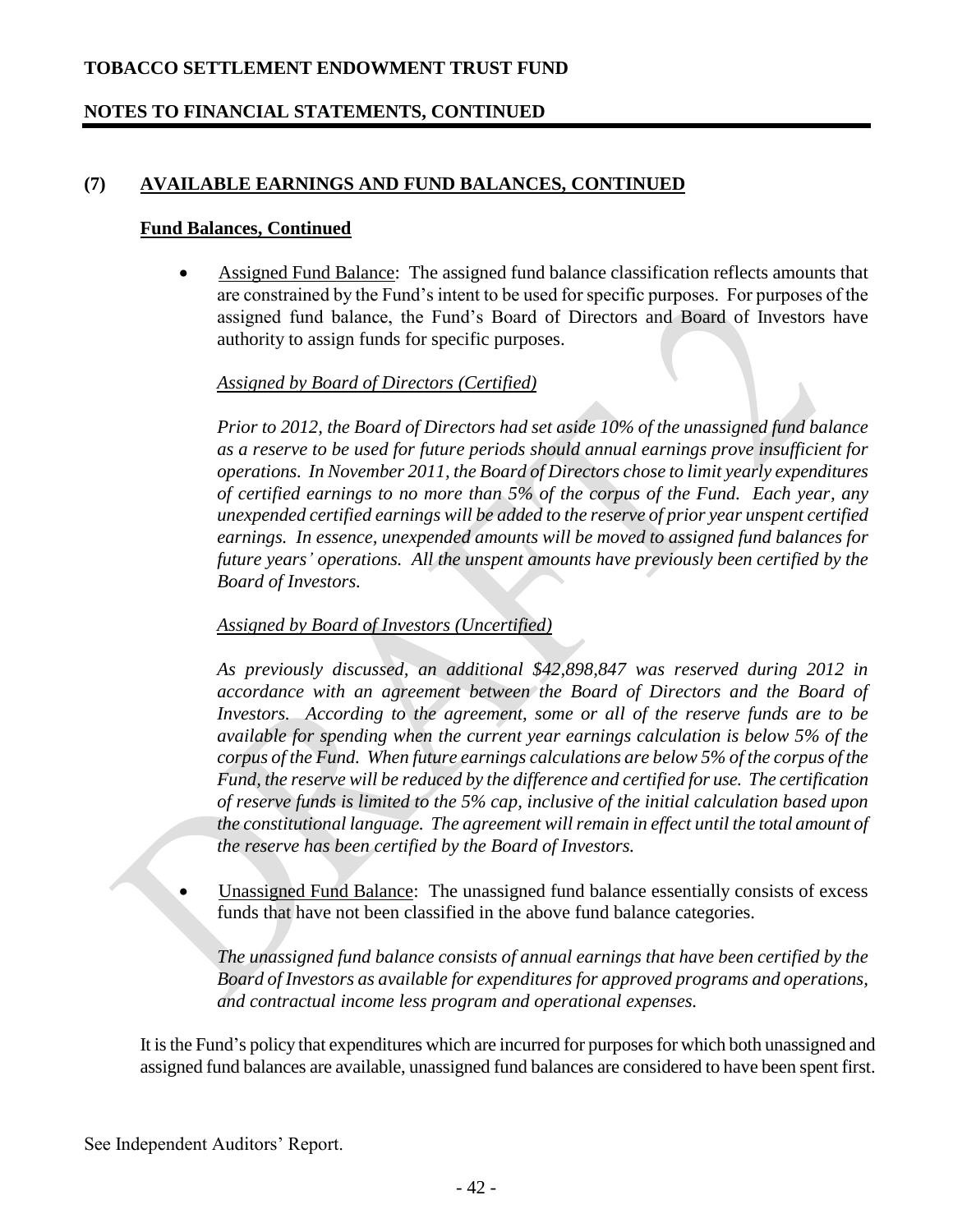## (7) AVAILABLE EARNINGS AND FUND BALANCES, CONTINUED

### Fund Balances, Continued

- Assigned Fund Balance: The assigned fund balance classification reflects amounts that are constrained by the Fund's intent to be used for specific purposes. For purposes of the assigned fund balance, the Fund's Board of Directors and Board of Investors have authority to assign funds for specific purposes.

  *Assigned by Board of Directors (Certified)*

  *Prior to 2012, the Board of Directors had set aside 10% of the unassigned fund balance as a reserve to be used for future periods should annual earnings prove insufficient for operations. In November 2011, the Board of Directors chose to limit yearly expenditures of certified earnings to no more than 5% of the corpus of the Fund. Each year, any unexpended certified earnings will be added to the reserve of prior year unspent certified earnings. In essence, unexpended amounts will be moved to assigned fund balances for future years' operations. All the unspent amounts have previously been certified by the Board of Investors.*

  *Assigned by Board of Investors (Uncertified)*

  *As previously discussed, an additional $42,898,847 was reserved during 2012 in accordance with an agreement between the Board of Directors and the Board of Investors. According to the agreement, some or all of the reserve funds are to be available for spending when the current year earnings calculation is below 5% of the corpus of the Fund. When future earnings calculations are below 5% of the corpus of the Fund, the reserve will be reduced by the difference and certified for use. The certification of reserve funds is limited to the 5% cap, inclusive of the initial calculation based upon the constitutional language. The agreement will remain in effect until the total amount of the reserve has been certified by the Board of Investors.*

- Unassigned Fund Balance: The unassigned fund balance essentially consists of excess funds that have not been classified in the above fund balance categories.

  *The unassigned fund balance consists of annual earnings that have been certified by the Board of Investors as available for expenditures for approved programs and operations, and contractual income less program and operational expenses.*

It is the Fund's policy that expenditures which are incurred for purposes for which both unassigned and assigned fund balances are available, unassigned fund balances are considered to have been spent first.

See Independent Auditors' Report.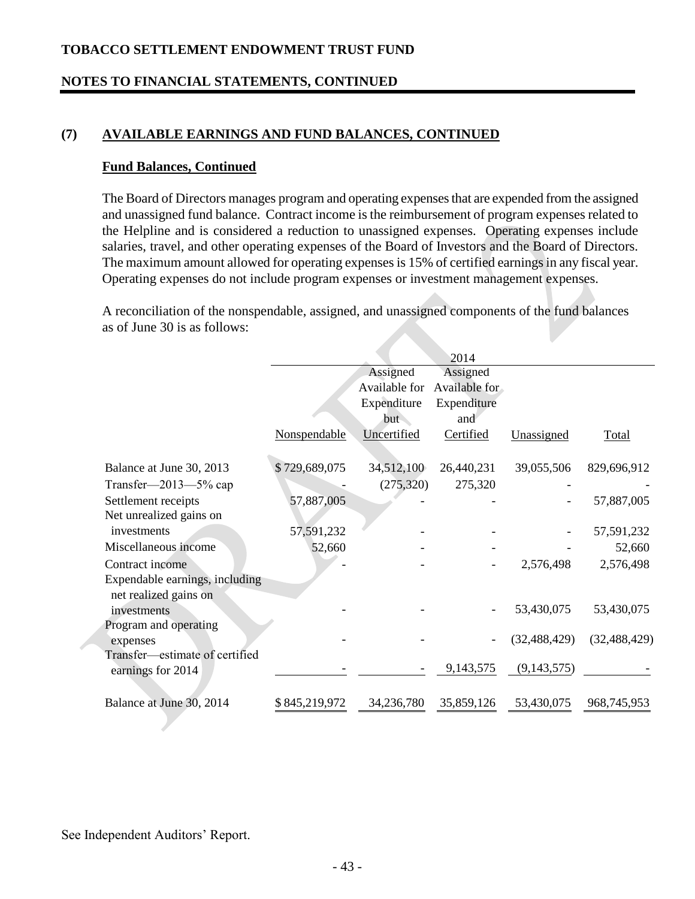**TOBACCO SETTLEMENT ENDOWMENT TRUST FUND**

**NOTES TO FINANCIAL STATEMENTS, CONTINUED**

## (7) AVAILABLE EARNINGS AND FUND BALANCES, CONTINUED

### Fund Balances, Continued

The Board of Directors manages program and operating expenses that are expended from the assigned and unassigned fund balance. Contract income is the reimbursement of program expenses related to the Helpline and is considered a reduction to unassigned expenses. Operating expenses include salaries, travel, and other operating expenses of the Board of Investors and the Board of Directors. The maximum amount allowed for operating expenses is 15% of certified earnings in any fiscal year. Operating expenses do not include program expenses or investment management expenses.

A reconciliation of the nonspendable, assigned, and unassigned components of the fund balances as of June 30 is as follows:

| | 2014 | | | | |
|---|---|---|---|---|---|
| | Nonspendable | Assigned Available for Expenditure but Uncertified | Assigned Available for Expenditure and Certified | Unassigned | Total |
| Balance at June 30, 2013 | $ 729,689,075 | 34,512,100 | 26,440,231 | 39,055,506 | 829,696,912 |
| Transfer—2013—5% cap | - | (275,320) | 275,320 | - | - |
| Settlement receipts | 57,887,005 | - | - | - | 57,887,005 |
| Net unrealized gains on investments | 57,591,232 | - | - | - | 57,591,232 |
| Miscellaneous income | 52,660 | - | - | - | 52,660 |
| Contract income | - | - | - | 2,576,498 | 2,576,498 |
| Expendable earnings, including net realized gains on investments | - | - | - | 53,430,075 | 53,430,075 |
| Program and operating expenses | - | - | - | (32,488,429) | (32,488,429) |
| Transfer—estimate of certified earnings for 2014 | - | - | 9,143,575 | (9,143,575) | - |
| Balance at June 30, 2014 | $ 845,219,972 | 34,236,780 | 35,859,126 | 53,430,075 | 968,745,953 |

See Independent Auditors' Report.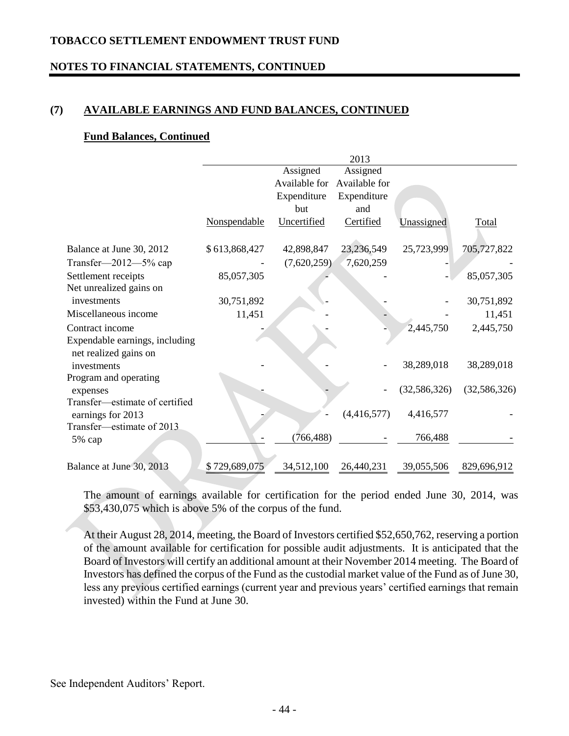# TOBACCO SETTLEMENT ENDOWMENT TRUST FUND

## NOTES TO FINANCIAL STATEMENTS, CONTINUED

### (7) AVAILABLE EARNINGS AND FUND BALANCES, CONTINUED

#### Fund Balances, Continued

| | 2013 | | | | |
|---|---|---|---|---|---|
| | Nonspendable | Assigned Available for Expenditure but Uncertified | Assigned Available for Expenditure and Certified | Unassigned | Total |
| Balance at June 30, 2012 | $ 613,868,427 | 42,898,847 | 23,236,549 | 25,723,999 | 705,727,822 |
| Transfer—2012—5% cap | - | (7,620,259) | 7,620,259 | - | - |
| Settlement receipts | 85,057,305 | - | - | - | 85,057,305 |
| Net unrealized gains on investments | 30,751,892 | - | - | - | 30,751,892 |
| Miscellaneous income | 11,451 | - | - | - | 11,451 |
| Contract income | - | - | - | 2,445,750 | 2,445,750 |
| Expendable earnings, including net realized gains on investments | - | - | - | 38,289,018 | 38,289,018 |
| Program and operating expenses | - | - | - | (32,586,326) | (32,586,326) |
| Transfer—estimate of certified earnings for 2013 | - | - | (4,416,577) | 4,416,577 | - |
| Transfer—estimate of 2013 5% cap | - | (766,488) | - | 766,488 | - |
| Balance at June 30, 2013 | $ 729,689,075 | 34,512,100 | 26,440,231 | 39,055,506 | 829,696,912 |

The amount of earnings available for certification for the period ended June 30, 2014, was $53,430,075 which is above 5% of the corpus of the fund.

At their August 28, 2014, meeting, the Board of Investors certified $52,650,762, reserving a portion of the amount available for certification for possible audit adjustments. It is anticipated that the Board of Investors will certify an additional amount at their November 2014 meeting. The Board of Investors has defined the corpus of the Fund as the custodial market value of the Fund as of June 30, less any previous certified earnings (current year and previous years' certified earnings that remain invested) within the Fund at June 30.

See Independent Auditors' Report.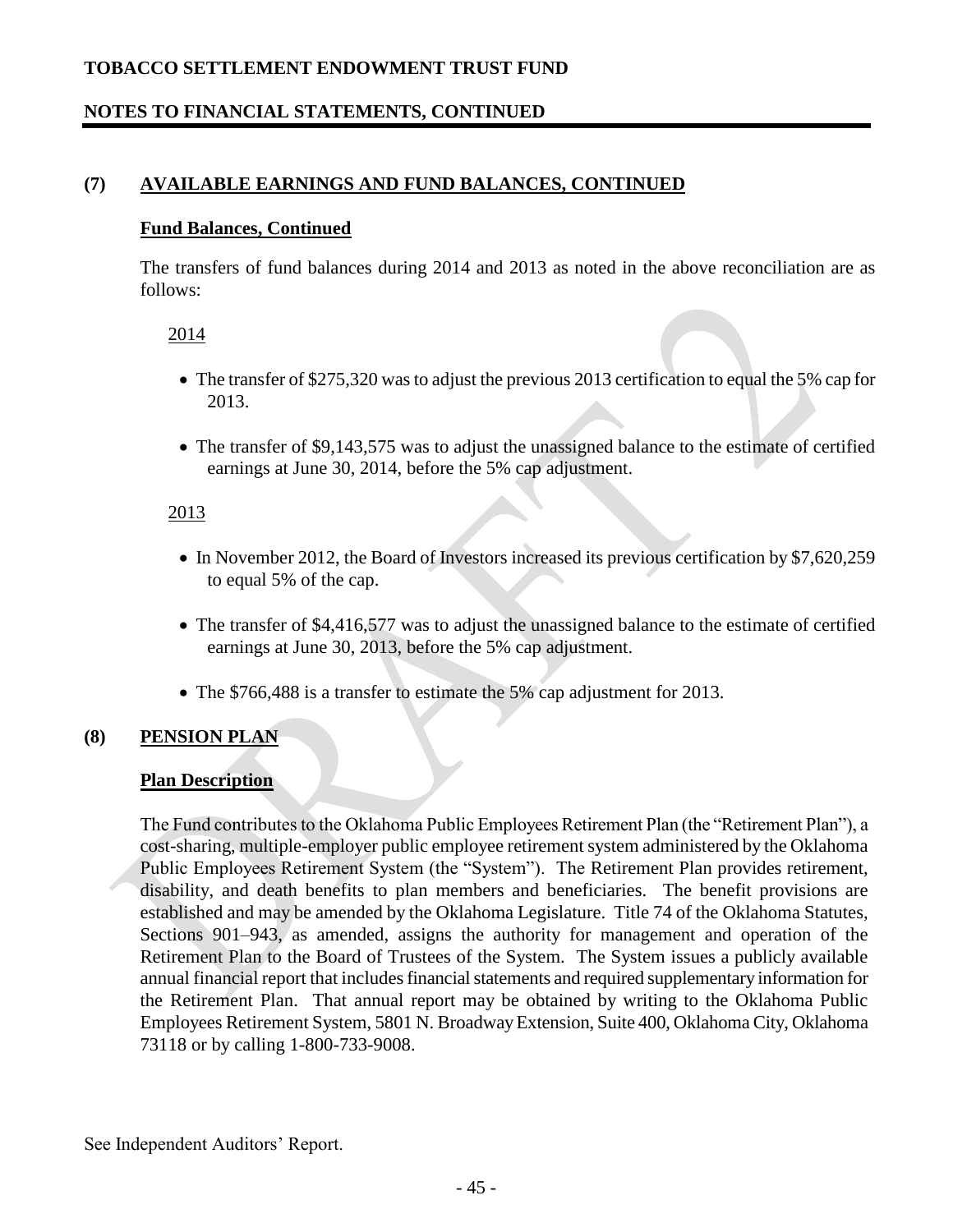## (7) AVAILABLE EARNINGS AND FUND BALANCES, CONTINUED

### Fund Balances, Continued

The transfers of fund balances during 2014 and 2013 as noted in the above reconciliation are as follows:

2014

- The transfer of $275,320 was to adjust the previous 2013 certification to equal the 5% cap for 2013.
- The transfer of $9,143,575 was to adjust the unassigned balance to the estimate of certified earnings at June 30, 2014, before the 5% cap adjustment.

2013

- In November 2012, the Board of Investors increased its previous certification by $7,620,259 to equal 5% of the cap.
- The transfer of $4,416,577 was to adjust the unassigned balance to the estimate of certified earnings at June 30, 2013, before the 5% cap adjustment.
- The $766,488 is a transfer to estimate the 5% cap adjustment for 2013.

## (8) PENSION PLAN

### Plan Description

The Fund contributes to the Oklahoma Public Employees Retirement Plan (the "Retirement Plan"), a cost-sharing, multiple-employer public employee retirement system administered by the Oklahoma Public Employees Retirement System (the "System"). The Retirement Plan provides retirement, disability, and death benefits to plan members and beneficiaries. The benefit provisions are established and may be amended by the Oklahoma Legislature. Title 74 of the Oklahoma Statutes, Sections 901–943, as amended, assigns the authority for management and operation of the Retirement Plan to the Board of Trustees of the System. The System issues a publicly available annual financial report that includes financial statements and required supplementary information for the Retirement Plan. That annual report may be obtained by writing to the Oklahoma Public Employees Retirement System, 5801 N. Broadway Extension, Suite 400, Oklahoma City, Oklahoma 73118 or by calling 1-800-733-9008.

See Independent Auditors' Report.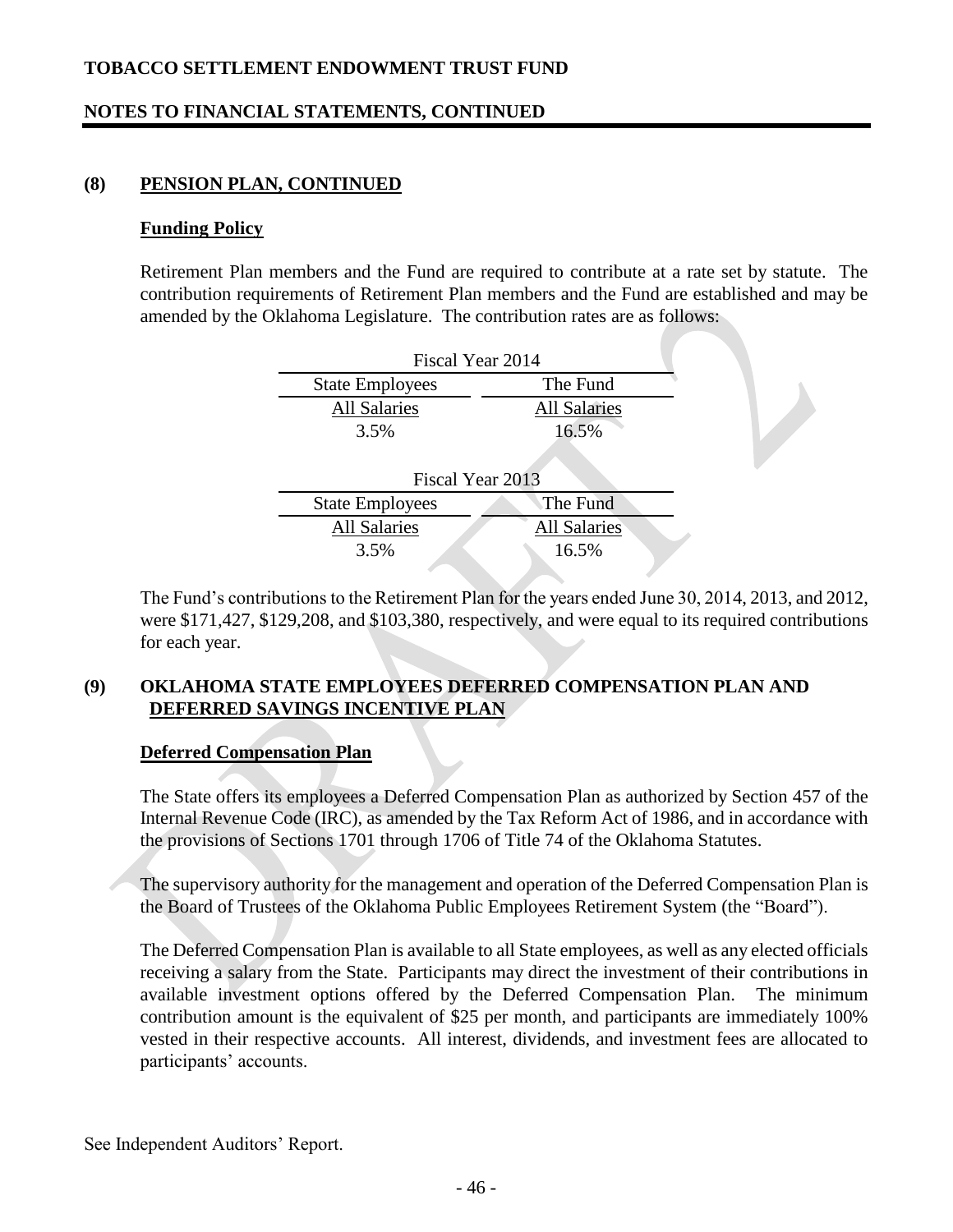### (8) PENSION PLAN, CONTINUED

#### Funding Policy

Retirement Plan members and the Fund are required to contribute at a rate set by statute. The contribution requirements of Retirement Plan members and the Fund are established and may be amended by the Oklahoma Legislature. The contribution rates are as follows:

| Fiscal Year 2014 | |
|---|---|
| State Employees | The Fund |
| All Salaries | All Salaries |
| 3.5% | 16.5% |

| Fiscal Year 2013 | |
|---|---|
| State Employees | The Fund |
| All Salaries | All Salaries |
| 3.5% | 16.5% |

The Fund's contributions to the Retirement Plan for the years ended June 30, 2014, 2013, and 2012, were $171,427, $129,208, and $103,380, respectively, and were equal to its required contributions for each year.

### (9) OKLAHOMA STATE EMPLOYEES DEFERRED COMPENSATION PLAN AND DEFERRED SAVINGS INCENTIVE PLAN

#### Deferred Compensation Plan

The State offers its employees a Deferred Compensation Plan as authorized by Section 457 of the Internal Revenue Code (IRC), as amended by the Tax Reform Act of 1986, and in accordance with the provisions of Sections 1701 through 1706 of Title 74 of the Oklahoma Statutes.

The supervisory authority for the management and operation of the Deferred Compensation Plan is the Board of Trustees of the Oklahoma Public Employees Retirement System (the "Board").

The Deferred Compensation Plan is available to all State employees, as well as any elected officials receiving a salary from the State. Participants may direct the investment of their contributions in available investment options offered by the Deferred Compensation Plan. The minimum contribution amount is the equivalent of $25 per month, and participants are immediately 100% vested in their respective accounts. All interest, dividends, and investment fees are allocated to participants' accounts.

See Independent Auditors' Report.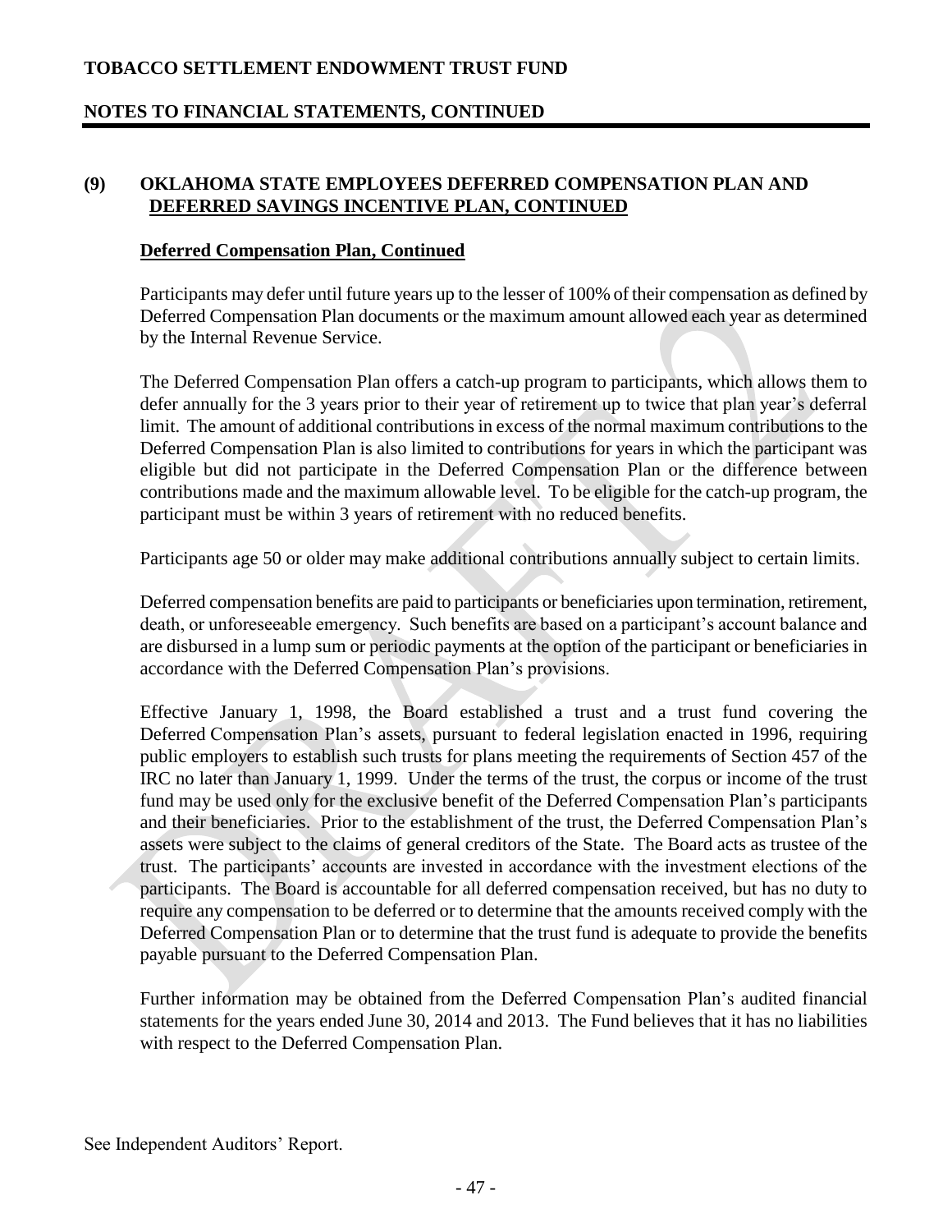## (9) OKLAHOMA STATE EMPLOYEES DEFERRED COMPENSATION PLAN AND DEFERRED SAVINGS INCENTIVE PLAN, CONTINUED

### Deferred Compensation Plan, Continued

Participants may defer until future years up to the lesser of 100% of their compensation as defined by Deferred Compensation Plan documents or the maximum amount allowed each year as determined by the Internal Revenue Service.

The Deferred Compensation Plan offers a catch-up program to participants, which allows them to defer annually for the 3 years prior to their year of retirement up to twice that plan year's deferral limit. The amount of additional contributions in excess of the normal maximum contributions to the Deferred Compensation Plan is also limited to contributions for years in which the participant was eligible but did not participate in the Deferred Compensation Plan or the difference between contributions made and the maximum allowable level. To be eligible for the catch-up program, the participant must be within 3 years of retirement with no reduced benefits.

Participants age 50 or older may make additional contributions annually subject to certain limits.

Deferred compensation benefits are paid to participants or beneficiaries upon termination, retirement, death, or unforeseeable emergency. Such benefits are based on a participant's account balance and are disbursed in a lump sum or periodic payments at the option of the participant or beneficiaries in accordance with the Deferred Compensation Plan's provisions.

Effective January 1, 1998, the Board established a trust and a trust fund covering the Deferred Compensation Plan's assets, pursuant to federal legislation enacted in 1996, requiring public employers to establish such trusts for plans meeting the requirements of Section 457 of the IRC no later than January 1, 1999. Under the terms of the trust, the corpus or income of the trust fund may be used only for the exclusive benefit of the Deferred Compensation Plan's participants and their beneficiaries. Prior to the establishment of the trust, the Deferred Compensation Plan's assets were subject to the claims of general creditors of the State. The Board acts as trustee of the trust. The participants' accounts are invested in accordance with the investment elections of the participants. The Board is accountable for all deferred compensation received, but has no duty to require any compensation to be deferred or to determine that the amounts received comply with the Deferred Compensation Plan or to determine that the trust fund is adequate to provide the benefits payable pursuant to the Deferred Compensation Plan.

Further information may be obtained from the Deferred Compensation Plan's audited financial statements for the years ended June 30, 2014 and 2013. The Fund believes that it has no liabilities with respect to the Deferred Compensation Plan.

See Independent Auditors' Report.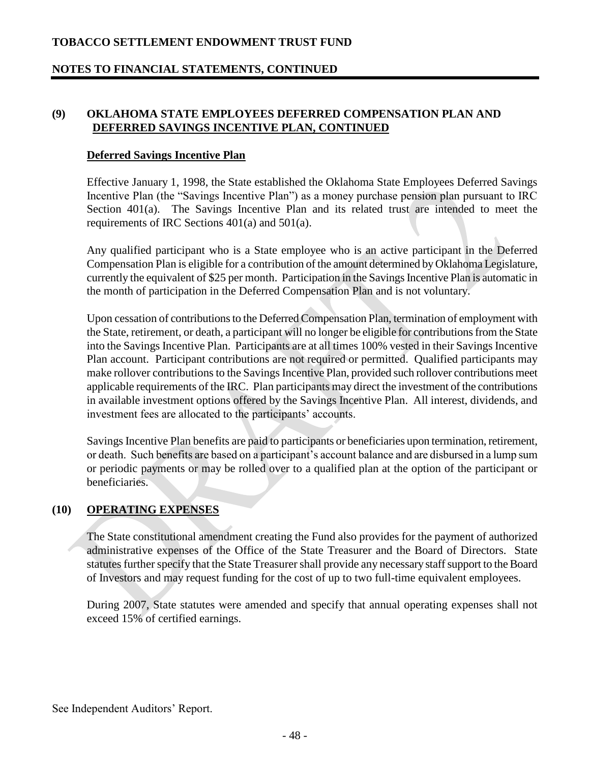## (9) OKLAHOMA STATE EMPLOYEES DEFERRED COMPENSATION PLAN AND DEFERRED SAVINGS INCENTIVE PLAN, CONTINUED

### Deferred Savings Incentive Plan

Effective January 1, 1998, the State established the Oklahoma State Employees Deferred Savings Incentive Plan (the "Savings Incentive Plan") as a money purchase pension plan pursuant to IRC Section 401(a). The Savings Incentive Plan and its related trust are intended to meet the requirements of IRC Sections 401(a) and 501(a).

Any qualified participant who is a State employee who is an active participant in the Deferred Compensation Plan is eligible for a contribution of the amount determined by Oklahoma Legislature, currently the equivalent of $25 per month. Participation in the Savings Incentive Plan is automatic in the month of participation in the Deferred Compensation Plan and is not voluntary.

Upon cessation of contributions to the Deferred Compensation Plan, termination of employment with the State, retirement, or death, a participant will no longer be eligible for contributions from the State into the Savings Incentive Plan. Participants are at all times 100% vested in their Savings Incentive Plan account. Participant contributions are not required or permitted. Qualified participants may make rollover contributions to the Savings Incentive Plan, provided such rollover contributions meet applicable requirements of the IRC. Plan participants may direct the investment of the contributions in available investment options offered by the Savings Incentive Plan. All interest, dividends, and investment fees are allocated to the participants' accounts.

Savings Incentive Plan benefits are paid to participants or beneficiaries upon termination, retirement, or death. Such benefits are based on a participant's account balance and are disbursed in a lump sum or periodic payments or may be rolled over to a qualified plan at the option of the participant or beneficiaries.

## (10) OPERATING EXPENSES

The State constitutional amendment creating the Fund also provides for the payment of authorized administrative expenses of the Office of the State Treasurer and the Board of Directors. State statutes further specify that the State Treasurer shall provide any necessary staff support to the Board of Investors and may request funding for the cost of up to two full-time equivalent employees.

During 2007, State statutes were amended and specify that annual operating expenses shall not exceed 15% of certified earnings.

See Independent Auditors' Report.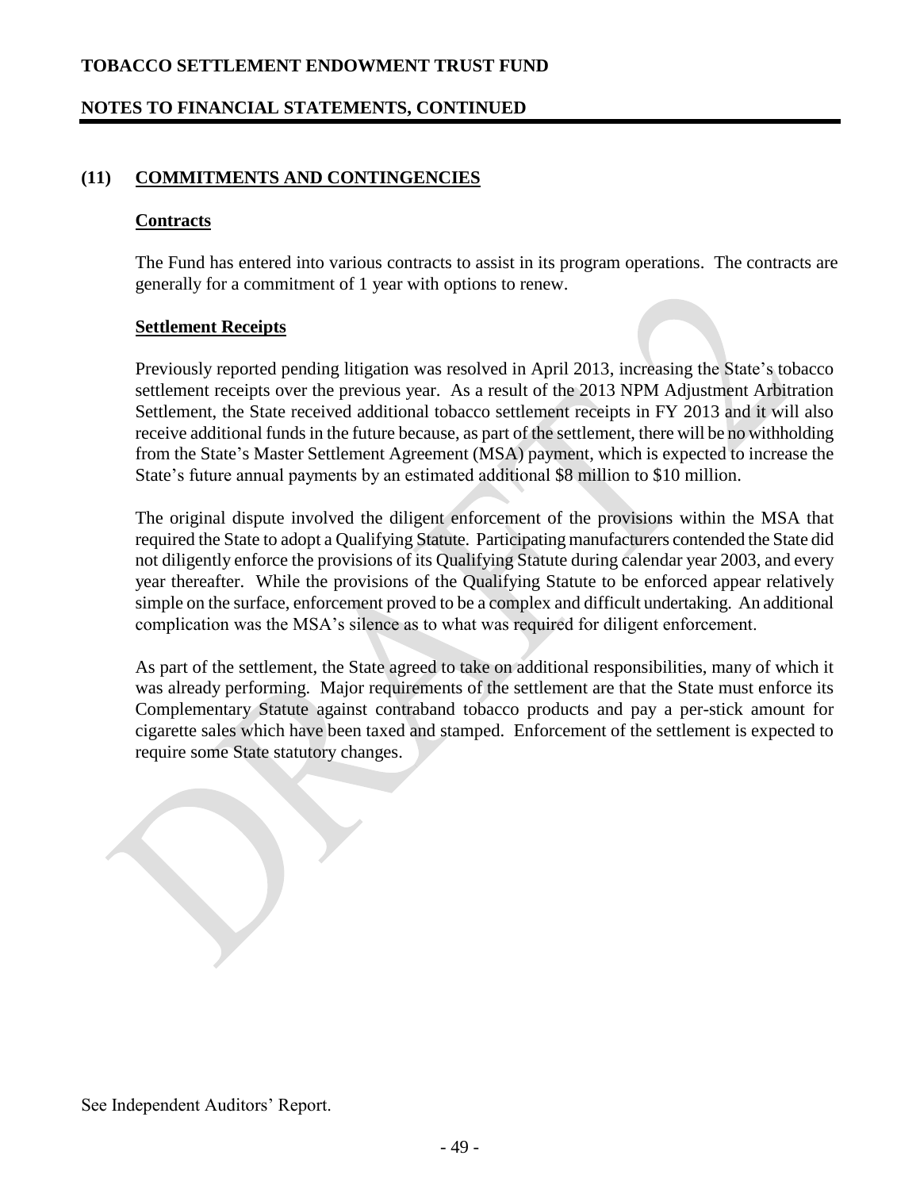## (11) COMMITMENTS AND CONTINGENCIES

### Contracts

The Fund has entered into various contracts to assist in its program operations. The contracts are generally for a commitment of 1 year with options to renew.

### Settlement Receipts

Previously reported pending litigation was resolved in April 2013, increasing the State's tobacco settlement receipts over the previous year. As a result of the 2013 NPM Adjustment Arbitration Settlement, the State received additional tobacco settlement receipts in FY 2013 and it will also receive additional funds in the future because, as part of the settlement, there will be no withholding from the State's Master Settlement Agreement (MSA) payment, which is expected to increase the State's future annual payments by an estimated additional $8 million to $10 million.

The original dispute involved the diligent enforcement of the provisions within the MSA that required the State to adopt a Qualifying Statute. Participating manufacturers contended the State did not diligently enforce the provisions of its Qualifying Statute during calendar year 2003, and every year thereafter. While the provisions of the Qualifying Statute to be enforced appear relatively simple on the surface, enforcement proved to be a complex and difficult undertaking. An additional complication was the MSA's silence as to what was required for diligent enforcement.

As part of the settlement, the State agreed to take on additional responsibilities, many of which it was already performing. Major requirements of the settlement are that the State must enforce its Complementary Statute against contraband tobacco products and pay a per-stick amount for cigarette sales which have been taxed and stamped. Enforcement of the settlement is expected to require some State statutory changes.

See Independent Auditors' Report.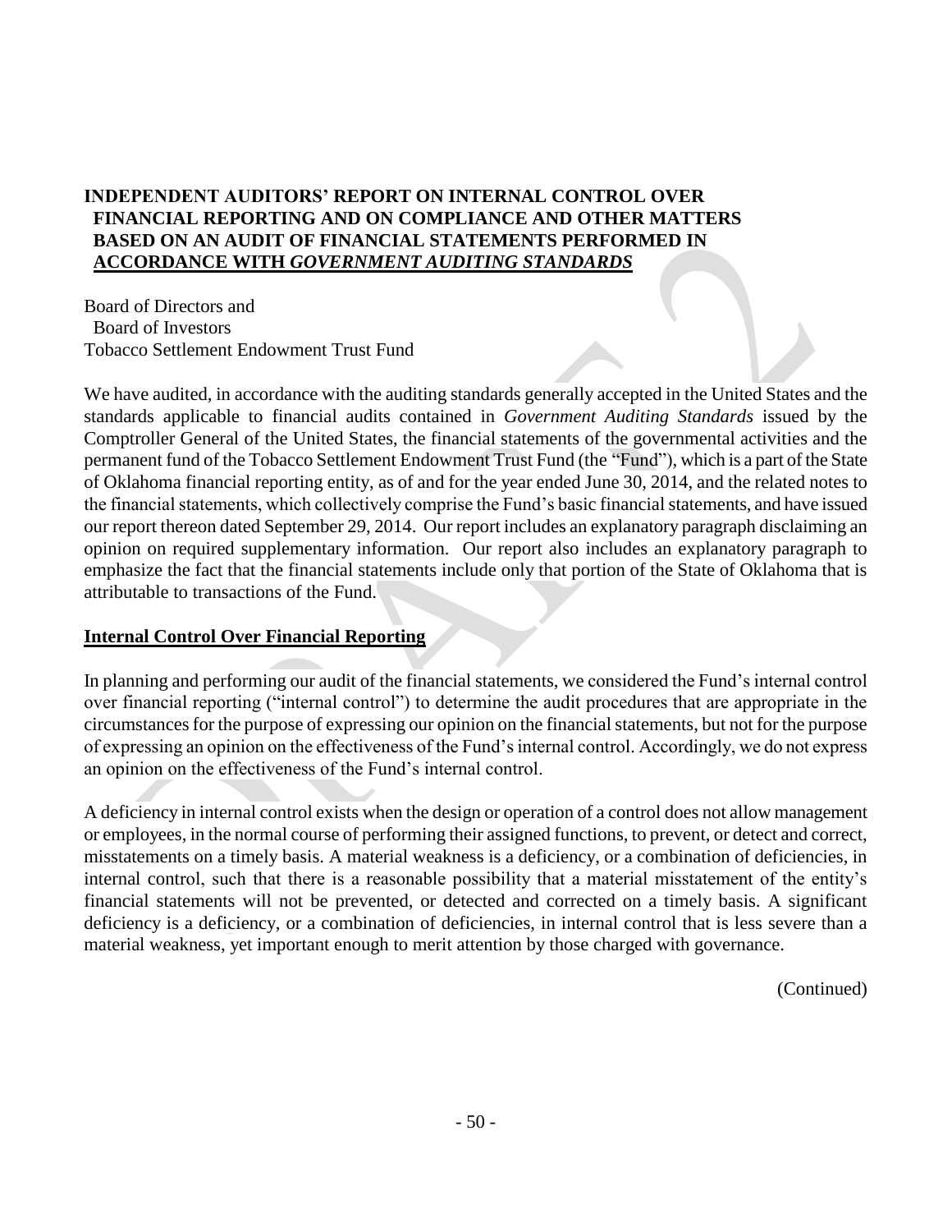# INDEPENDENT AUDITORS' REPORT ON INTERNAL CONTROL OVER FINANCIAL REPORTING AND ON COMPLIANCE AND OTHER MATTERS BASED ON AN AUDIT OF FINANCIAL STATEMENTS PERFORMED IN ACCORDANCE WITH *GOVERNMENT AUDITING STANDARDS*

Board of Directors and
Board of Investors
Tobacco Settlement Endowment Trust Fund

We have audited, in accordance with the auditing standards generally accepted in the United States and the standards applicable to financial audits contained in *Government Auditing Standards* issued by the Comptroller General of the United States, the financial statements of the governmental activities and the permanent fund of the Tobacco Settlement Endowment Trust Fund (the "Fund"), which is a part of the State of Oklahoma financial reporting entity, as of and for the year ended June 30, 2014, and the related notes to the financial statements, which collectively comprise the Fund's basic financial statements, and have issued our report thereon dated September 29, 2014. Our report includes an explanatory paragraph disclaiming an opinion on required supplementary information. Our report also includes an explanatory paragraph to emphasize the fact that the financial statements include only that portion of the State of Oklahoma that is attributable to transactions of the Fund.

## Internal Control Over Financial Reporting

In planning and performing our audit of the financial statements, we considered the Fund's internal control over financial reporting ("internal control") to determine the audit procedures that are appropriate in the circumstances for the purpose of expressing our opinion on the financial statements, but not for the purpose of expressing an opinion on the effectiveness of the Fund's internal control. Accordingly, we do not express an opinion on the effectiveness of the Fund's internal control.

A deficiency in internal control exists when the design or operation of a control does not allow management or employees, in the normal course of performing their assigned functions, to prevent, or detect and correct, misstatements on a timely basis. A material weakness is a deficiency, or a combination of deficiencies, in internal control, such that there is a reasonable possibility that a material misstatement of the entity's financial statements will not be prevented, or detected and corrected on a timely basis. A significant deficiency is a deficiency, or a combination of deficiencies, in internal control that is less severe than a material weakness, yet important enough to merit attention by those charged with governance.

(Continued)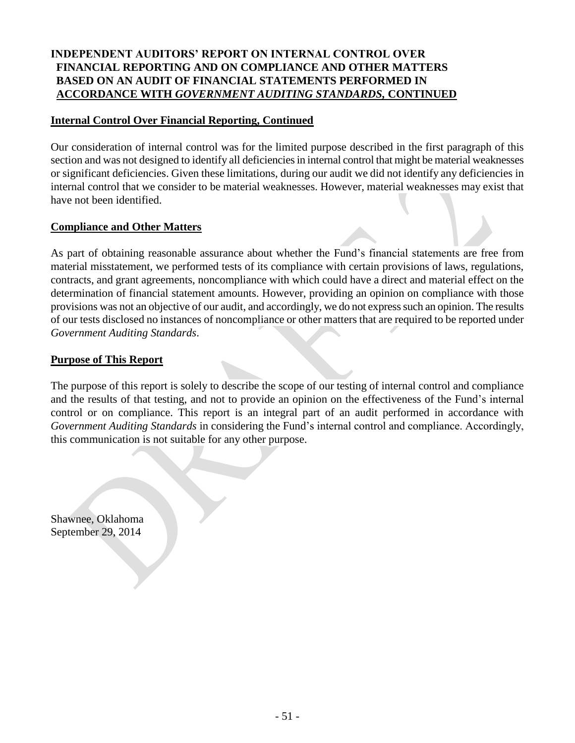## INDEPENDENT AUDITORS' REPORT ON INTERNAL CONTROL OVER FINANCIAL REPORTING AND ON COMPLIANCE AND OTHER MATTERS BASED ON AN AUDIT OF FINANCIAL STATEMENTS PERFORMED IN ACCORDANCE WITH *GOVERNMENT AUDITING STANDARDS*, CONTINUED

### Internal Control Over Financial Reporting, Continued

Our consideration of internal control was for the limited purpose described in the first paragraph of this section and was not designed to identify all deficiencies in internal control that might be material weaknesses or significant deficiencies. Given these limitations, during our audit we did not identify any deficiencies in internal control that we consider to be material weaknesses. However, material weaknesses may exist that have not been identified.

### Compliance and Other Matters

As part of obtaining reasonable assurance about whether the Fund's financial statements are free from material misstatement, we performed tests of its compliance with certain provisions of laws, regulations, contracts, and grant agreements, noncompliance with which could have a direct and material effect on the determination of financial statement amounts. However, providing an opinion on compliance with those provisions was not an objective of our audit, and accordingly, we do not express such an opinion. The results of our tests disclosed no instances of noncompliance or other matters that are required to be reported under *Government Auditing Standards*.

### Purpose of This Report

The purpose of this report is solely to describe the scope of our testing of internal control and compliance and the results of that testing, and not to provide an opinion on the effectiveness of the Fund's internal control or on compliance. This report is an integral part of an audit performed in accordance with *Government Auditing Standards* in considering the Fund's internal control and compliance. Accordingly, this communication is not suitable for any other purpose.

Shawnee, Oklahoma
September 29, 2014